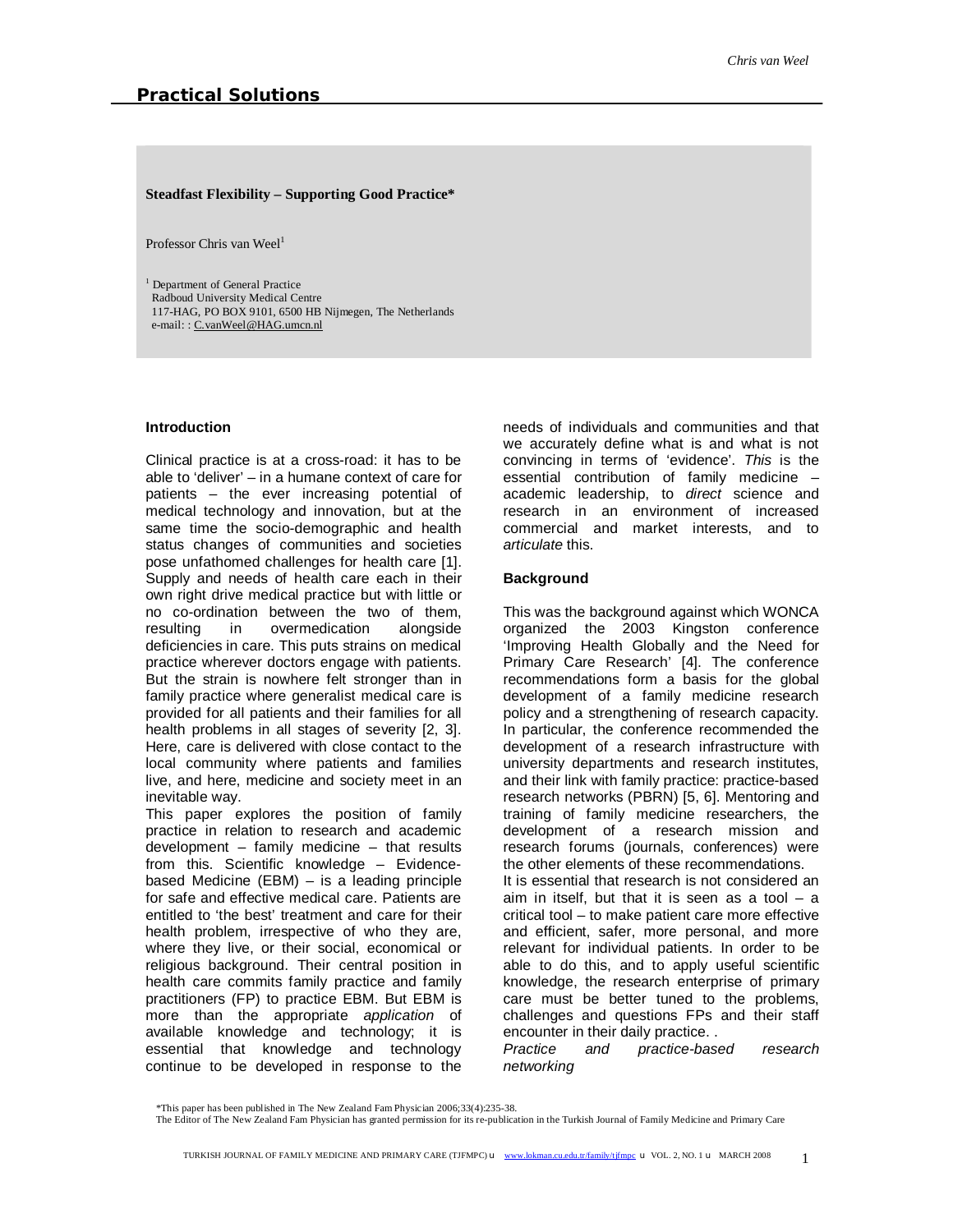## Practical Solutions

**Steadfast Flexibility – Supporting Good Practice***

Professor Chris van Weel[1]

[1] Department of General Practice
Radboud University Medical Centre
117-HAG, PO BOX 9101, 6500 HB Nijmegen, The Netherlands
e-mail: : C.vanWeel@HAG.umcn.nl

### Introduction

Clinical practice is at a cross-road: it has to be able to 'deliver' – in a humane context of care for patients – the ever increasing potential of medical technology and innovation, but at the same time the socio-demographic and health status changes of communities and societies pose unfathomed challenges for health care [1]. Supply and needs of health care each in their own right drive medical practice but with little or no co-ordination between the two of them, resulting in overmedication alongside deficiencies in care. This puts strains on medical practice wherever doctors engage with patients. But the strain is nowhere felt stronger than in family practice where generalist medical care is provided for all patients and their families for all health problems in all stages of severity [2, 3]. Here, care is delivered with close contact to the local community where patients and families live, and here, medicine and society meet in an inevitable way.

This paper explores the position of family practice in relation to research and academic development – family medicine – that results from this. Scientific knowledge – Evidence-based Medicine (EBM) – is a leading principle for safe and effective medical care. Patients are entitled to 'the best' treatment and care for their health problem, irrespective of who they are, where they live, or their social, economical or religious background. Their central position in health care commits family practice and family practitioners (FP) to practice EBM. But EBM is more than the appropriate *application* of available knowledge and technology; it is essential that knowledge and technology continue to be developed in response to the needs of individuals and communities and that we accurately define what is and what is not convincing in terms of 'evidence'. *This* is the essential contribution of family medicine – academic leadership, to *direct* science and research in an environment of increased commercial and market interests, and to *articulate* this.

### Background

This was the background against which WONCA organized the 2003 Kingston conference 'Improving Health Globally and the Need for Primary Care Research' [4]. The conference recommendations form a basis for the global development of a family medicine research policy and a strengthening of research capacity. In particular, the conference recommended the development of a research infrastructure with university departments and research institutes, and their link with family practice: practice-based research networks (PBRN) [5, 6]. Mentoring and training of family medicine researchers, the development of a research mission and research forums (journals, conferences) were the other elements of these recommendations.

It is essential that research is not considered an aim in itself, but that it is seen as a tool – a critical tool – to make patient care more effective and efficient, safer, more personal, and more relevant for individual patients. In order to be able to do this, and to apply useful scientific knowledge, the research enterprise of primary care must be better tuned to the problems, challenges and questions FPs and their staff encounter in their daily practice. .

*Practice and practice-based research networking*

*This paper has been published in The New Zealand Fam Physician 2006;33(4):235-38.
The Editor of The New Zealand Fam Physician has granted permission for its re-publication in the Turkish Journal of Family Medicine and Primary Care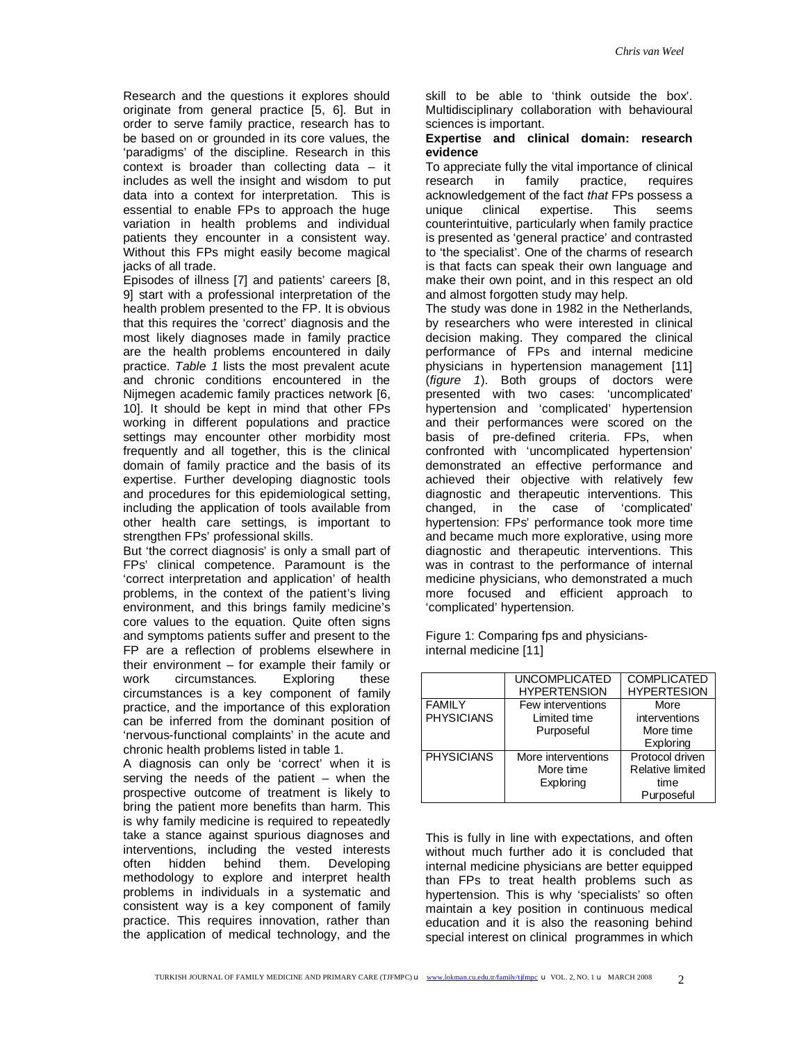Research and the questions it explores should originate from general practice [5, 6]. But in order to serve family practice, research has to be based on or grounded in its core values, the 'paradigms' of the discipline. Research in this context is broader than collecting data – it includes as well the insight and wisdom to put data into a context for interpretation. This is essential to enable FPs to approach the huge variation in health problems and individual patients they encounter in a consistent way. Without this FPs might easily become magical jacks of all trade.

Episodes of illness [7] and patients' careers [8, 9] start with a professional interpretation of the health problem presented to the FP. It is obvious that this requires the 'correct' diagnosis and the most likely diagnoses made in family practice are the health problems encountered in daily practice. *Table 1* lists the most prevalent acute and chronic conditions encountered in the Nijmegen academic family practices network [6, 10]. It should be kept in mind that other FPs working in different populations and practice settings may encounter other morbidity most frequently and all together, this is the clinical domain of family practice and the basis of its expertise. Further developing diagnostic tools and procedures for this epidemiological setting, including the application of tools available from other health care settings, is important to strengthen FPs' professional skills.

But 'the correct diagnosis' is only a small part of FPs' clinical competence. Paramount is the 'correct interpretation and application' of health problems, in the context of the patient's living environment, and this brings family medicine's core values to the equation. Quite often signs and symptoms patients suffer and present to the FP are a reflection of problems elsewhere in their environment – for example their family or work circumstances. Exploring these circumstances is a key component of family practice, and the importance of this exploration can be inferred from the dominant position of 'nervous-functional complaints' in the acute and chronic health problems listed in table 1.

A diagnosis can only be 'correct' when it is serving the needs of the patient – when the prospective outcome of treatment is likely to bring the patient more benefits than harm. This is why family medicine is required to repeatedly take a stance against spurious diagnoses and interventions, including the vested interests often hidden behind them. Developing methodology to explore and interpret health problems in individuals in a systematic and consistent way is a key component of family practice. This requires innovation, rather than the application of medical technology, and the skill to be able to 'think outside the box'. Multidisciplinary collaboration with behavioural sciences is important.

**Expertise and clinical domain: research evidence**

To appreciate fully the vital importance of clinical research in family practice, requires acknowledgement of the fact *that* FPs possess a unique clinical expertise. This seems counterintuitive, particularly when family practice is presented as 'general practice' and contrasted to 'the specialist'. One of the charms of research is that facts can speak their own language and make their own point, and in this respect an old and almost forgotten study may help.

The study was done in 1982 in the Netherlands, by researchers who were interested in clinical decision making. They compared the clinical performance of FPs and internal medicine physicians in hypertension management [11] (*figure 1*). Both groups of doctors were presented with two cases: 'uncomplicated' hypertension and 'complicated' hypertension and their performances were scored on the basis of pre-defined criteria. FPs, when confronted with 'uncomplicated hypertension' demonstrated an effective performance and achieved their objective with relatively few diagnostic and therapeutic interventions. This changed, in the case of 'complicated' hypertension: FPs' performance took more time and became much more explorative, using more diagnostic and therapeutic interventions. This was in contrast to the performance of internal medicine physicians, who demonstrated a much more focused and efficient approach to 'complicated' hypertension.

Figure 1: Comparing fps and physicians-internal medicine [11]

| | UNCOMPLICATED HYPERTENSION | COMPLICATED HYPERTESION |
|---|---|---|
| FAMILY PHYSICIANS | Few interventions<br>Limited time<br>Purposeful | More interventions<br>More time<br>Exploring |
| PHYSICIANS | More interventions<br>More time<br>Exploring | Protocol driven<br>Relative limited time<br>Purposeful |

This is fully in line with expectations, and often without much further ado it is concluded that internal medicine physicians are better equipped than FPs to treat health problems such as hypertension. This is why 'specialists' so often maintain a key position in continuous medical education and it is also the reasoning behind special interest on clinical programmes in which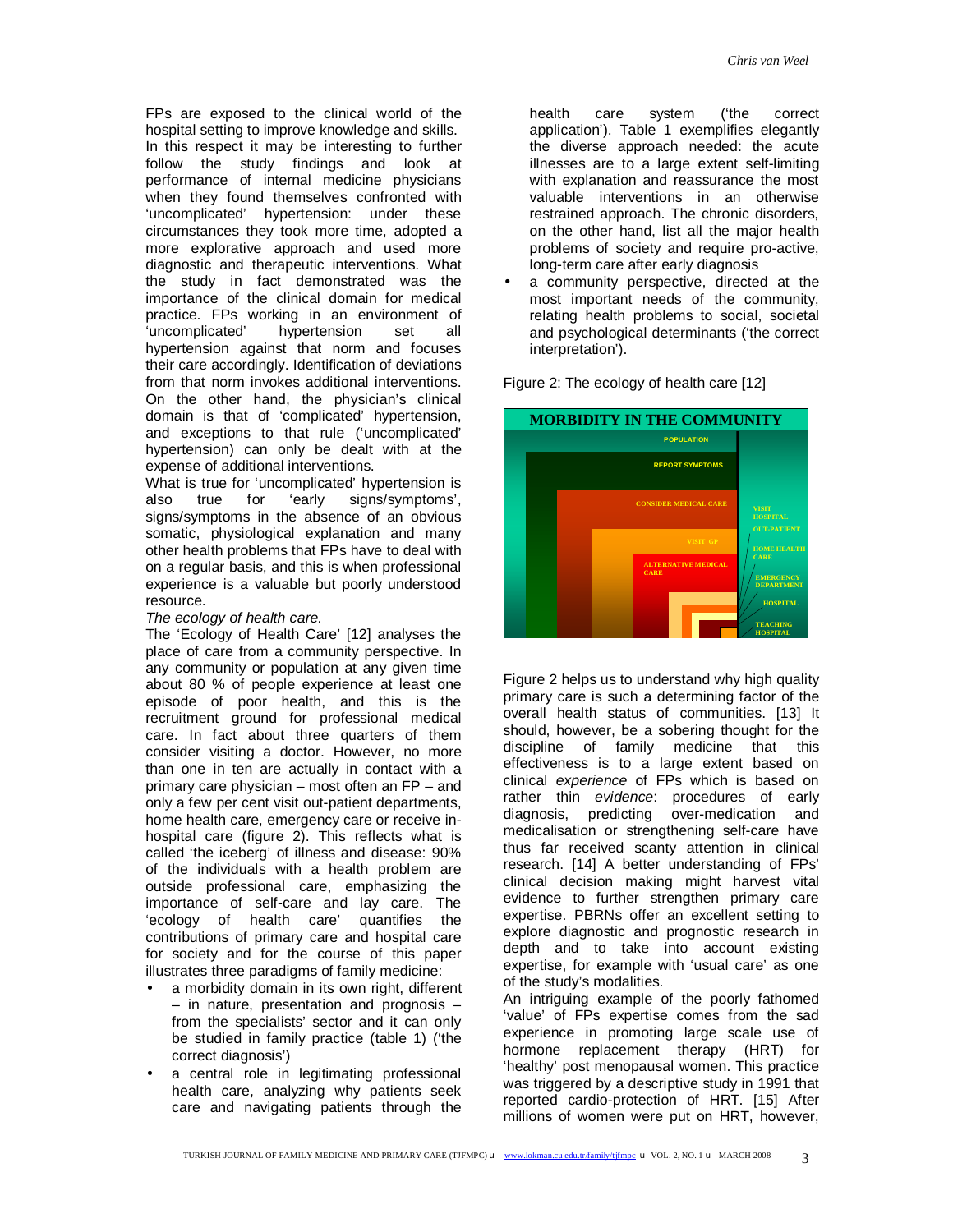FPs are exposed to the clinical world of the hospital setting to improve knowledge and skills. In this respect it may be interesting to further follow the study findings and look at performance of internal medicine physicians when they found themselves confronted with 'uncomplicated' hypertension: under these circumstances they took more time, adopted a more explorative approach and used more diagnostic and therapeutic interventions. What the study in fact demonstrated was the importance of the clinical domain for medical practice. FPs working in an environment of 'uncomplicated' hypertension set all hypertension against that norm and focuses their care accordingly. Identification of deviations from that norm invokes additional interventions. On the other hand, the physician's clinical domain is that of 'complicated' hypertension, and exceptions to that rule ('uncomplicated' hypertension) can only be dealt with at the expense of additional interventions.

What is true for 'uncomplicated' hypertension is also true for 'early signs/symptoms', signs/symptoms in the absence of an obvious somatic, physiological explanation and many other health problems that FPs have to deal with on a regular basis, and this is when professional experience is a valuable but poorly understood resource.

*The ecology of health care.*

The 'Ecology of Health Care' [12] analyses the place of care from a community perspective. In any community or population at any given time about 80 % of people experience at least one episode of poor health, and this is the recruitment ground for professional medical care. In fact about three quarters of them consider visiting a doctor. However, no more than one in ten are actually in contact with a primary care physician – most often an FP – and only a few per cent visit out-patient departments, home health care, emergency care or receive in-hospital care (figure 2). This reflects what is called 'the iceberg' of illness and disease: 90% of the individuals with a health problem are outside professional care, emphasizing the importance of self-care and lay care. The 'ecology of health care' quantifies the contributions of primary care and hospital care for society and for the course of this paper illustrates three paradigms of family medicine:

- a morbidity domain in its own right, different – in nature, presentation and prognosis – from the specialists' sector and it can only be studied in family practice (table 1) ('the correct diagnosis')
- a central role in legitimating professional health care, analyzing why patients seek care and navigating patients through the health care system ('the correct application'). Table 1 exemplifies elegantly the diverse approach needed: the acute illnesses are to a large extent self-limiting with explanation and reassurance the most valuable interventions in an otherwise restrained approach. The chronic disorders, on the other hand, list all the major health problems of society and require pro-active, long-term care after early diagnosis
- a community perspective, directed at the most important needs of the community, relating health problems to social, societal and psychological determinants ('the correct interpretation').

Figure 2: The ecology of health care [12]

MORBIDITY IN THE COMMUNITY

POPULATION

REPORT SYMPTOMS

CONSIDER MEDICAL CARE

VISIT GP

ALTERNATIVE MEDICAL CARE

VISIT HOSPITAL OUT-PATIENT

HOME HEALTH CARE

EMERGENCY DEPARTMENT

HOSPITAL

TEACHING HOSPITAL

Figure 2 helps us to understand why high quality primary care is such a determining factor of the overall health status of communities. [13] It should, however, be a sobering thought for the discipline of family medicine that this effectiveness is to a large extent based on clinical *experience* of FPs which is based on rather thin *evidence*: procedures of early diagnosis, predicting over-medication and medicalisation or strengthening self-care have thus far received scanty attention in clinical research. [14] A better understanding of FPs' clinical decision making might harvest vital evidence to further strengthen primary care expertise. PBRNs offer an excellent setting to explore diagnostic and prognostic research in depth and to take into account existing expertise, for example with 'usual care' as one of the study's modalities.

An intriguing example of the poorly fathomed 'value' of FPs expertise comes from the sad experience in promoting large scale use of hormone replacement therapy (HRT) for 'healthy' post menopausal women. This practice was triggered by a descriptive study in 1991 that reported cardio-protection of HRT. [15] After millions of women were put on HRT, however,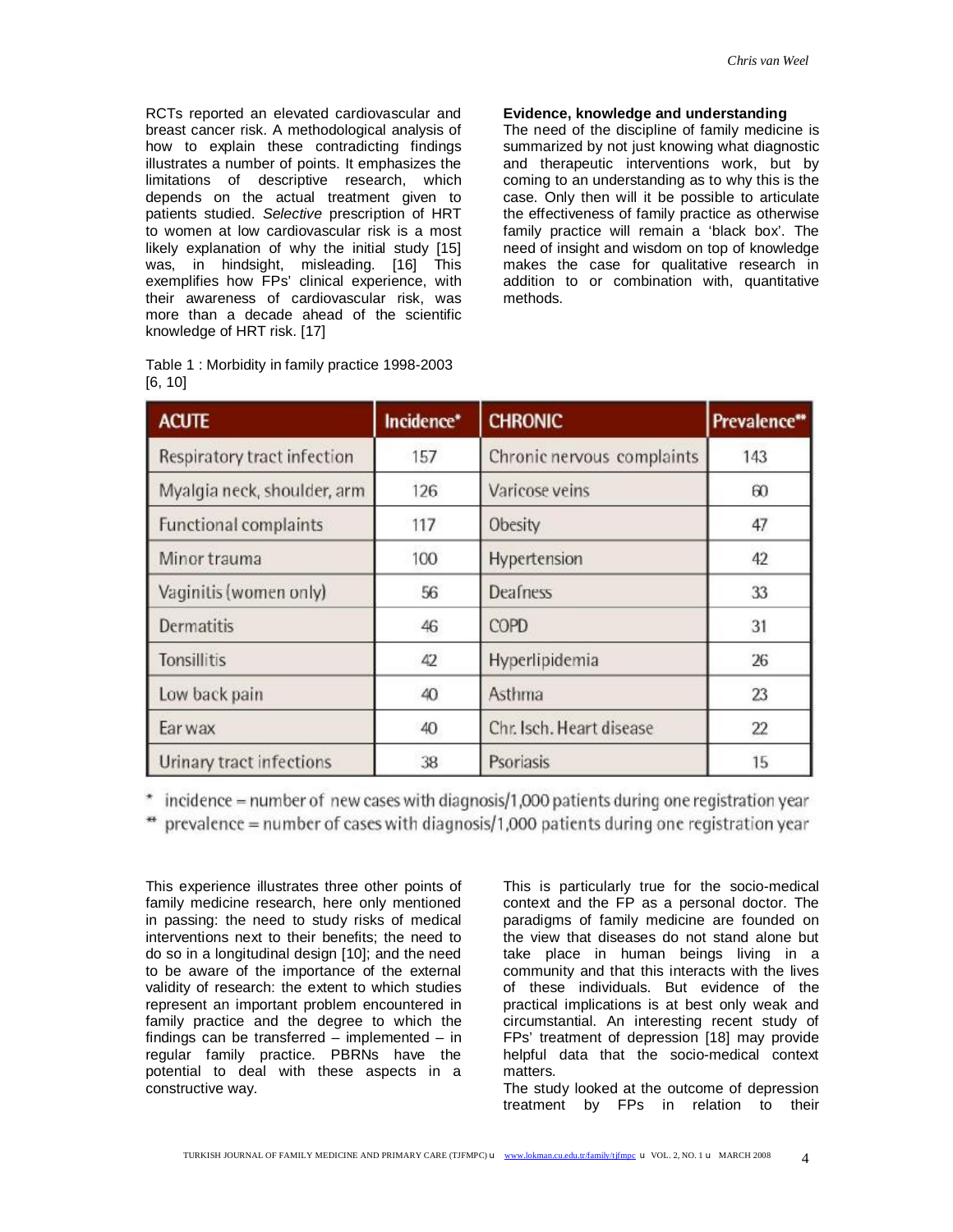RCTs reported an elevated cardiovascular and breast cancer risk. A methodological analysis of how to explain these contradicting findings illustrates a number of points. It emphasizes the limitations of descriptive research, which depends on the actual treatment given to patients studied. *Selective* prescription of HRT to women at low cardiovascular risk is a most likely explanation of why the initial study [15] was, in hindsight, misleading. [16] This exemplifies how FPs' clinical experience, with their awareness of cardiovascular risk, was more than a decade ahead of the scientific knowledge of HRT risk. [17]

Table 1 : Morbidity in family practice 1998-2003 [6, 10]

| ACUTE | Incidence* | CHRONIC | Prevalence** |
|---|---|---|---|
| Respiratory tract infection | 157 | Chronic nervous complaints | 143 |
| Myalgia neck, shoulder, arm | 126 | Varicose veins | 60 |
| Functional complaints | 117 | Obesity | 47 |
| Minor trauma | 100 | Hypertension | 42 |
| Vaginitis (women only) | 56 | Deafness | 33 |
| Dermatitis | 46 | COPD | 31 |
| Tonsillitis | 42 | Hyperlipidemia | 26 |
| Low back pain | 40 | Asthma | 23 |
| Ear wax | 40 | Chr. Isch. Heart disease | 22 |
| Urinary tract infections | 38 | Psoriasis | 15 |

\* incidence = number of new cases with diagnosis/1,000 patients during one registration year

\** prevalence = number of cases with diagnosis/1,000 patients during one registration year

This experience illustrates three other points of family medicine research, here only mentioned in passing: the need to study risks of medical interventions next to their benefits; the need to do so in a longitudinal design [10]; and the need to be aware of the importance of the external validity of research: the extent to which studies represent an important problem encountered in family practice and the degree to which the findings can be transferred – implemented – in regular family practice. PBRNs have the potential to deal with these aspects in a constructive way.

**Evidence, knowledge and understanding**

The need of the discipline of family medicine is summarized by not just knowing what diagnostic and therapeutic interventions work, but by coming to an understanding as to why this is the case. Only then will it be possible to articulate the effectiveness of family practice as otherwise family practice will remain a 'black box'. The need of insight and wisdom on top of knowledge makes the case for qualitative research in addition to or combination with, quantitative methods.

This is particularly true for the socio-medical context and the FP as a personal doctor. The paradigms of family medicine are founded on the view that diseases do not stand alone but take place in human beings living in a community and that this interacts with the lives of these individuals. But evidence of the practical implications is at best only weak and circumstantial. An interesting recent study of FPs' treatment of depression [18] may provide helpful data that the socio-medical context matters.

The study looked at the outcome of depression treatment by FPs in relation to their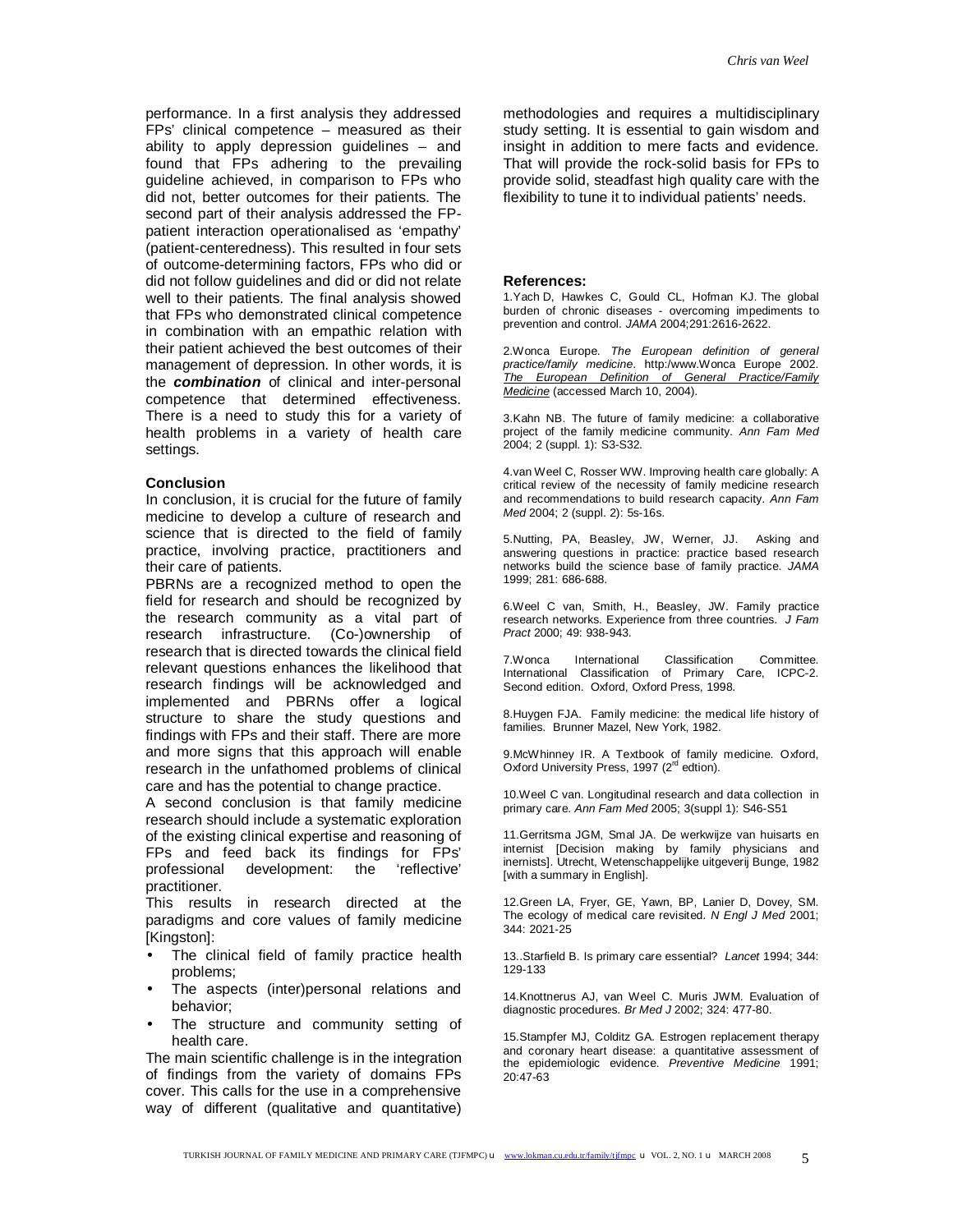performance. In a first analysis they addressed FPs' clinical competence – measured as their ability to apply depression guidelines – and found that FPs adhering to the prevailing guideline achieved, in comparison to FPs who did not, better outcomes for their patients. The second part of their analysis addressed the FP-patient interaction operationalised as 'empathy' (patient-centeredness). This resulted in four sets of outcome-determining factors, FPs who did or did not follow guidelines and did or did not relate well to their patients. The final analysis showed that FPs who demonstrated clinical competence in combination with an empathic relation with their patient achieved the best outcomes of their management of depression. In other words, it is the ***combination*** of clinical and inter-personal competence that determined effectiveness. There is a need to study this for a variety of health problems in a variety of health care settings.

### Conclusion

In conclusion, it is crucial for the future of family medicine to develop a culture of research and science that is directed to the field of family practice, involving practice, practitioners and their care of patients.

PBRNs are a recognized method to open the field for research and should be recognized by the research community as a vital part of research infrastructure. (Co-)ownership of research that is directed towards the clinical field relevant questions enhances the likelihood that research findings will be acknowledged and implemented and PBRNs offer a logical structure to share the study questions and findings with FPs and their staff. There are more and more signs that this approach will enable research in the unfathomed problems of clinical care and has the potential to change practice.

A second conclusion is that family medicine research should include a systematic exploration of the existing clinical expertise and reasoning of FPs and feed back its findings for FPs' professional development: the 'reflective' practitioner.

This results in research directed at the paradigms and core values of family medicine [Kingston]:

- The clinical field of family practice health problems;
- The aspects (inter)personal relations and behavior;
- The structure and community setting of health care.

The main scientific challenge is in the integration of findings from the variety of domains FPs cover. This calls for the use in a comprehensive way of different (qualitative and quantitative) methodologies and requires a multidisciplinary study setting. It is essential to gain wisdom and insight in addition to mere facts and evidence. That will provide the rock-solid basis for FPs to provide solid, steadfast high quality care with the flexibility to tune it to individual patients' needs.

### References:

1.Yach D, Hawkes C, Gould CL, Hofman KJ. The global burden of chronic diseases - overcoming impediments to prevention and control. *JAMA* 2004;291:2616-2622.

2.Wonca Europe. *The European definition of general practice/family medicine*. http:/www.Wonca Europe 2002. *The European Definition of General Practice/Family Medicine* (accessed March 10, 2004).

3.Kahn NB. The future of family medicine: a collaborative project of the family medicine community. *Ann Fam Med* 2004; 2 (suppl. 1): S3-S32.

4.van Weel C, Rosser WW. Improving health care globally: A critical review of the necessity of family medicine research and recommendations to build research capacity. *Ann Fam Med* 2004; 2 (suppl. 2): 5s-16s.

5.Nutting, PA, Beasley, JW, Werner, JJ. Asking and answering questions in practice: practice based research networks build the science base of family practice. *JAMA* 1999; 281: 686-688.

6.Weel C van, Smith, H., Beasley, JW. Family practice research networks. Experience from three countries. *J Fam Pract* 2000; 49: 938-943.

7.Wonca International Classification Committee. International Classification of Primary Care, ICPC-2. Second edition. Oxford, Oxford Press, 1998.

8.Huygen FJA. Family medicine: the medical life history of families. Brunner Mazel, New York, 1982.

9.McWhinney IR. A Textbook of family medicine. Oxford, Oxford University Press, 1997 (2rd edtion).

10.Weel C van. Longitudinal research and data collection in primary care. *Ann Fam Med* 2005; 3(suppl 1): S46-S51

11.Gerritsma JGM, Smal JA. De werkwijze van huisarts en internist [Decision making by family physicians and inernists]. Utrecht, Wetenschappelijke uitgeverij Bunge, 1982 [with a summary in English].

12.Green LA, Fryer, GE, Yawn, BP, Lanier D, Dovey, SM. The ecology of medical care revisited. *N Engl J Med* 2001; 344: 2021-25

13..Starfield B. Is primary care essential? *Lancet* 1994; 344: 129-133

14.Knottnerus AJ, van Weel C. Muris JWM. Evaluation of diagnostic procedures. *Br Med J* 2002; 324: 477-80.

15.Stampfer MJ, Colditz GA. Estrogen replacement therapy and coronary heart disease: a quantitative assessment of the epidemiologic evidence. *Preventive Medicine* 1991; 20:47-63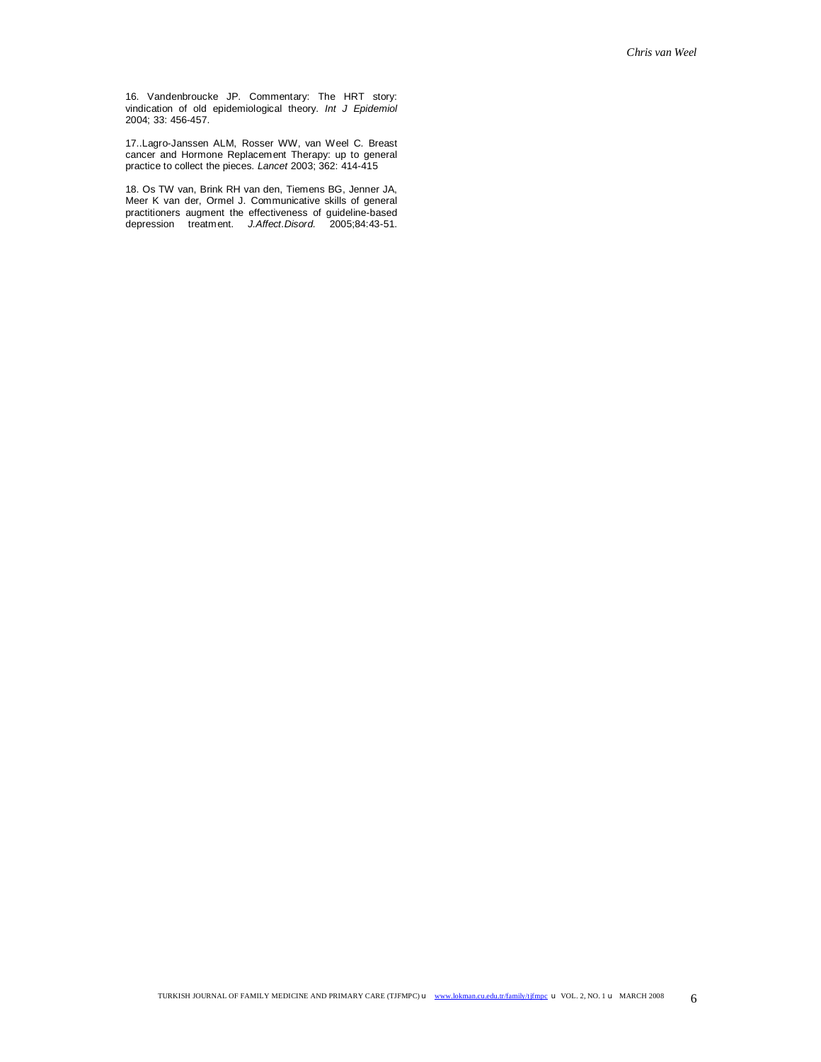16. Vandenbroucke JP. Commentary: The HRT story: vindication of old epidemiological theory. *Int J Epidemiol* 2004; 33: 456-457.

17..Lagro-Janssen ALM, Rosser WW, van Weel C. Breast cancer and Hormone Replacement Therapy: up to general practice to collect the pieces. *Lancet* 2003; 362: 414-415

18. Os TW van, Brink RH van den, Tiemens BG, Jenner JA, Meer K van der, Ormel J. Communicative skills of general practitioners augment the effectiveness of guideline-based depression treatment. *J.Affect.Disord.* 2005;84:43-51.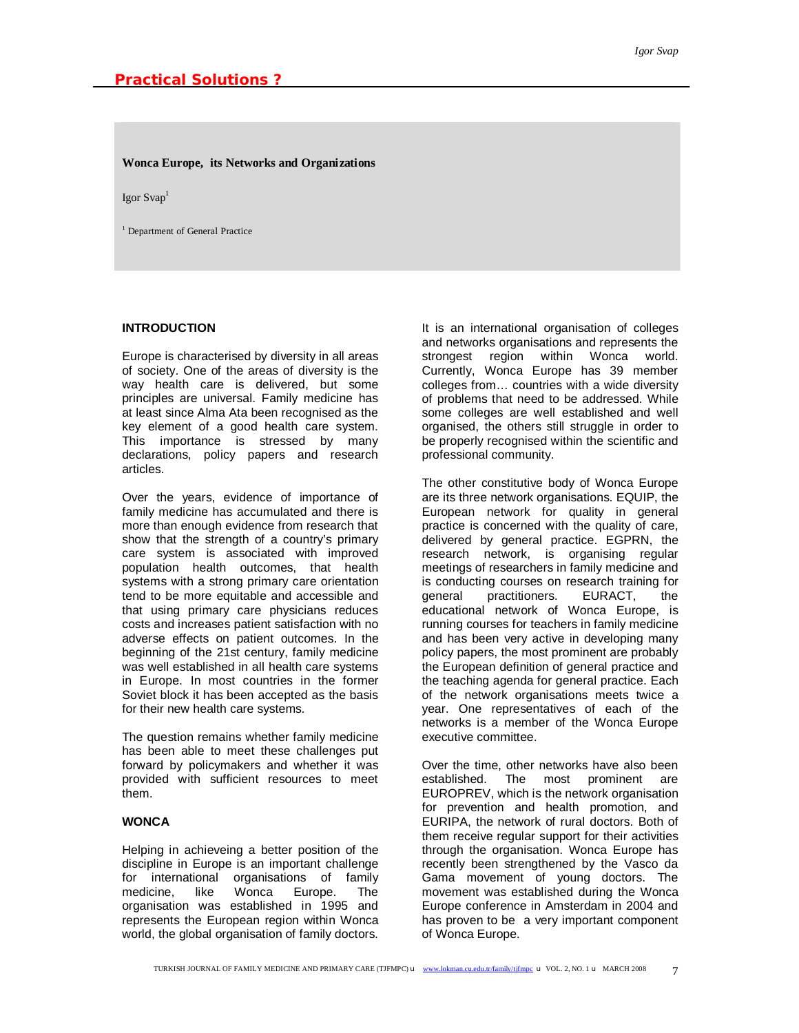## Practical Solutions ?

### Wonca Europe, its Networks and Organizations

Igor Svap[1]

[1] Department of General Practice

#### INTRODUCTION

Europe is characterised by diversity in all areas of society. One of the areas of diversity is the way health care is delivered, but some principles are universal. Family medicine has at least since Alma Ata been recognised as the key element of a good health care system. This importance is stressed by many declarations, policy papers and research articles.

Over the years, evidence of importance of family medicine has accumulated and there is more than enough evidence from research that show that the strength of a country's primary care system is associated with improved population health outcomes, that health systems with a strong primary care orientation tend to be more equitable and accessible and that using primary care physicians reduces costs and increases patient satisfaction with no adverse effects on patient outcomes. In the beginning of the 21st century, family medicine was well established in all health care systems in Europe. In most countries in the former Soviet block it has been accepted as the basis for their new health care systems.

The question remains whether family medicine has been able to meet these challenges put forward by policymakers and whether it was provided with sufficient resources to meet them.

#### WONCA

Helping in achieveing a better position of the discipline in Europe is an important challenge for international organisations of family medicine, like Wonca Europe. The organisation was established in 1995 and represents the European region within Wonca world, the global organisation of family doctors. It is an international organisation of colleges and networks organisations and represents the strongest region within Wonca world. Currently, Wonca Europe has 39 member colleges from… countries with a wide diversity of problems that need to be addressed. While some colleges are well established and well organised, the others still struggle in order to be properly recognised within the scientific and professional community.

The other constitutive body of Wonca Europe are its three network organisations. EQUIP, the European network for quality in general practice is concerned with the quality of care, delivered by general practice. EGPRN, the research network, is organising regular meetings of researchers in family medicine and is conducting courses on research training for general practitioners. EURACT, the educational network of Wonca Europe, is running courses for teachers in family medicine and has been very active in developing many policy papers, the most prominent are probably the European definition of general practice and the teaching agenda for general practice. Each of the network organisations meets twice a year. One representatives of each of the networks is a member of the Wonca Europe executive committee.

Over the time, other networks have also been established. The most prominent are EUROPREV, which is the network organisation for prevention and health promotion, and EURIPA, the network of rural doctors. Both of them receive regular support for their activities through the organisation. Wonca Europe has recently been strengthened by the Vasco da Gama movement of young doctors. The movement was established during the Wonca Europe conference in Amsterdam in 2004 and has proven to be a very important component of Wonca Europe.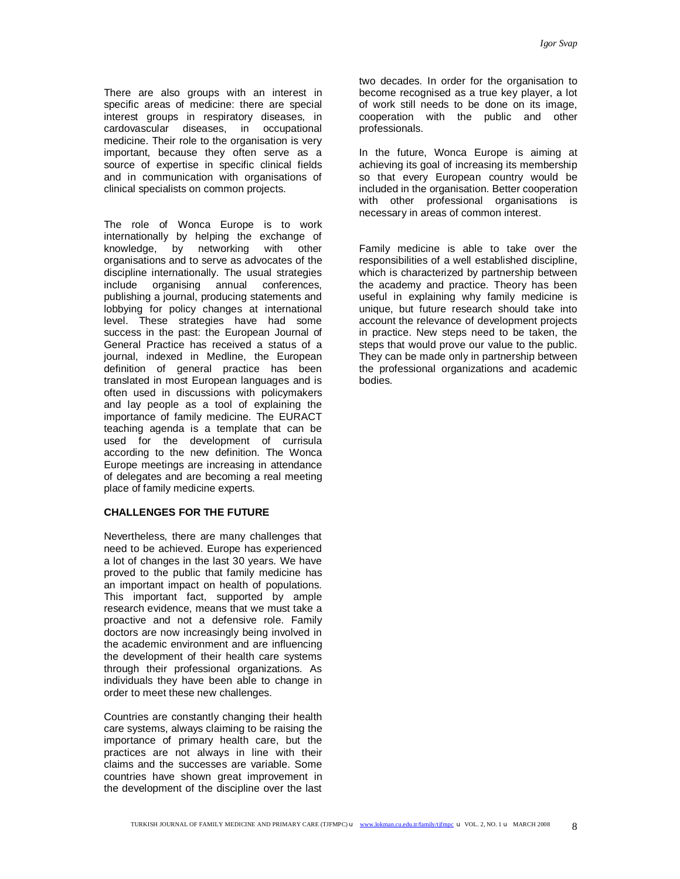There are also groups with an interest in specific areas of medicine: there are special interest groups in respiratory diseases, in cardovascular diseases, in occupational medicine. Their role to the organisation is very important, because they often serve as a source of expertise in specific clinical fields and in communication with organisations of clinical specialists on common projects.

The role of Wonca Europe is to work internationally by helping the exchange of knowledge, by networking with other organisations and to serve as advocates of the discipline internationally. The usual strategies include organising annual conferences, publishing a journal, producing statements and lobbying for policy changes at international level. These strategies have had some success in the past: the European Journal of General Practice has received a status of a journal, indexed in Medline, the European definition of general practice has been translated in most European languages and is often used in discussions with policymakers and lay people as a tool of explaining the importance of family medicine. The EURACT teaching agenda is a template that can be used for the development of currisula according to the new definition. The Wonca Europe meetings are increasing in attendance of delegates and are becoming a real meeting place of family medicine experts.

## CHALLENGES FOR THE FUTURE

Nevertheless, there are many challenges that need to be achieved. Europe has experienced a lot of changes in the last 30 years. We have proved to the public that family medicine has an important impact on health of populations. This important fact, supported by ample research evidence, means that we must take a proactive and not a defensive role. Family doctors are now increasingly being involved in the academic environment and are influencing the development of their health care systems through their professional organizations. As individuals they have been able to change in order to meet these new challenges.

Countries are constantly changing their health care systems, always claiming to be raising the importance of primary health care, but the practices are not always in line with their claims and the successes are variable. Some countries have shown great improvement in the development of the discipline over the last two decades. In order for the organisation to become recognised as a true key player, a lot of work still needs to be done on its image, cooperation with the public and other professionals.

In the future, Wonca Europe is aiming at achieving its goal of increasing its membership so that every European country would be included in the organisation. Better cooperation with other professional organisations is necessary in areas of common interest.

Family medicine is able to take over the responsibilities of a well established discipline, which is characterized by partnership between the academy and practice. Theory has been useful in explaining why family medicine is unique, but future research should take into account the relevance of development projects in practice. New steps need to be taken, the steps that would prove our value to the public. They can be made only in partnership between the professional organizations and academic bodies.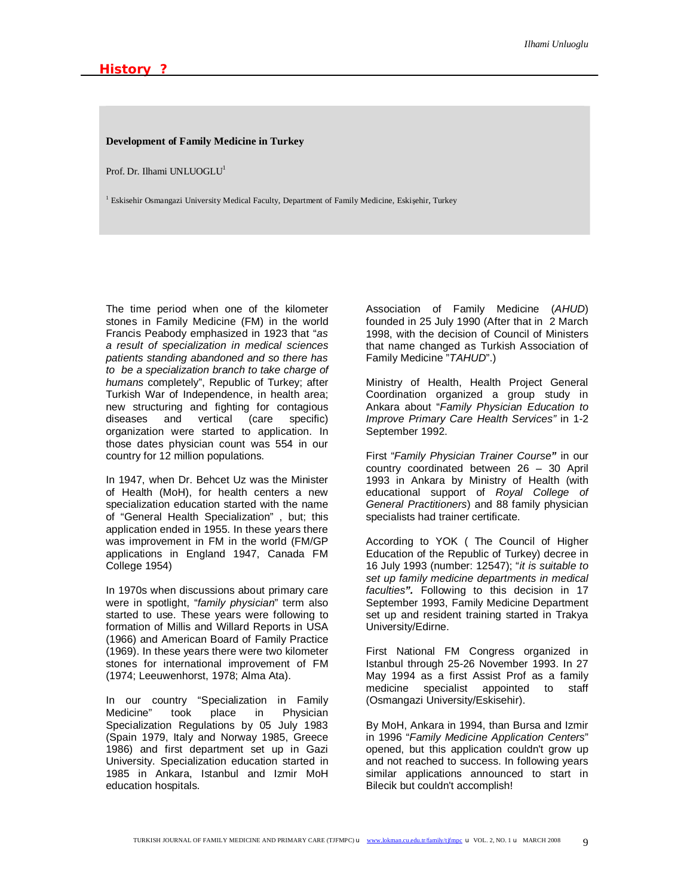## History ?

**Development of Family Medicine in Turkey**

Prof. Dr. Ilhami UNLUOGLU[1]

[1] Eskisehir Osmangazi University Medical Faculty, Department of Family Medicine, Eskişehir, Turkey

The time period when one of the kilometer stones in Family Medicine (FM) in the world Francis Peabody emphasized in 1923 that "*as a result of specialization in medical sciences patients standing abandoned and so there has to be a specialization branch to take charge of humans* completely", Republic of Turkey; after Turkish War of Independence, in health area; new structuring and fighting for contagious diseases and vertical (care specific) organization were started to application. In those dates physician count was 554 in our country for 12 million populations.

In 1947, when Dr. Behcet Uz was the Minister of Health (MoH), for health centers a new specialization education started with the name of "General Health Specialization" , but; this application ended in 1955. In these years there was improvement in FM in the world (FM/GP applications in England 1947, Canada FM College 1954)

In 1970s when discussions about primary care were in spotlight, "*family physician*" term also started to use. These years were following to formation of Millis and Willard Reports in USA (1966) and American Board of Family Practice (1969). In these years there were two kilometer stones for international improvement of FM (1974; Leeuwenhorst, 1978; Alma Ata).

In our country "Specialization in Family Medicine" took place in Physician Specialization Regulations by 05 July 1983 (Spain 1979, Italy and Norway 1985, Greece 1986) and first department set up in Gazi University. Specialization education started in 1985 in Ankara, Istanbul and Izmir MoH education hospitals.

Association of Family Medicine (*AHUD*) founded in 25 July 1990 (After that in 2 March 1998, with the decision of Council of Ministers that name changed as Turkish Association of Family Medicine "*TAHUD*".)

Ministry of Health, Health Project General Coordination organized a group study in Ankara about "*Family Physician Education to Improve Primary Care Health Services"* in 1-2 September 1992.

First "*Family Physician Trainer Course***"** in our country coordinated between 26 – 30 April 1993 in Ankara by Ministry of Health (with educational support of *Royal College of General Practitioners*) and 88 family physician specialists had trainer certificate.

According to YOK ( The Council of Higher Education of the Republic of Turkey) decree in 16 July 1993 (number: 12547); "*it is suitable to set up family medicine departments in medical faculties***".** Following to this decision in 17 September 1993, Family Medicine Department set up and resident training started in Trakya University/Edirne.

First National FM Congress organized in Istanbul through 25-26 November 1993. In 27 May 1994 as a first Assist Prof as a family medicine specialist appointed to staff (Osmangazi University/Eskisehir).

By MoH, Ankara in 1994, than Bursa and Izmir in 1996 "*Family Medicine Application Centers*" opened, but this application couldn't grow up and not reached to success. In following years similar applications announced to start in Bilecik but couldn't accomplish!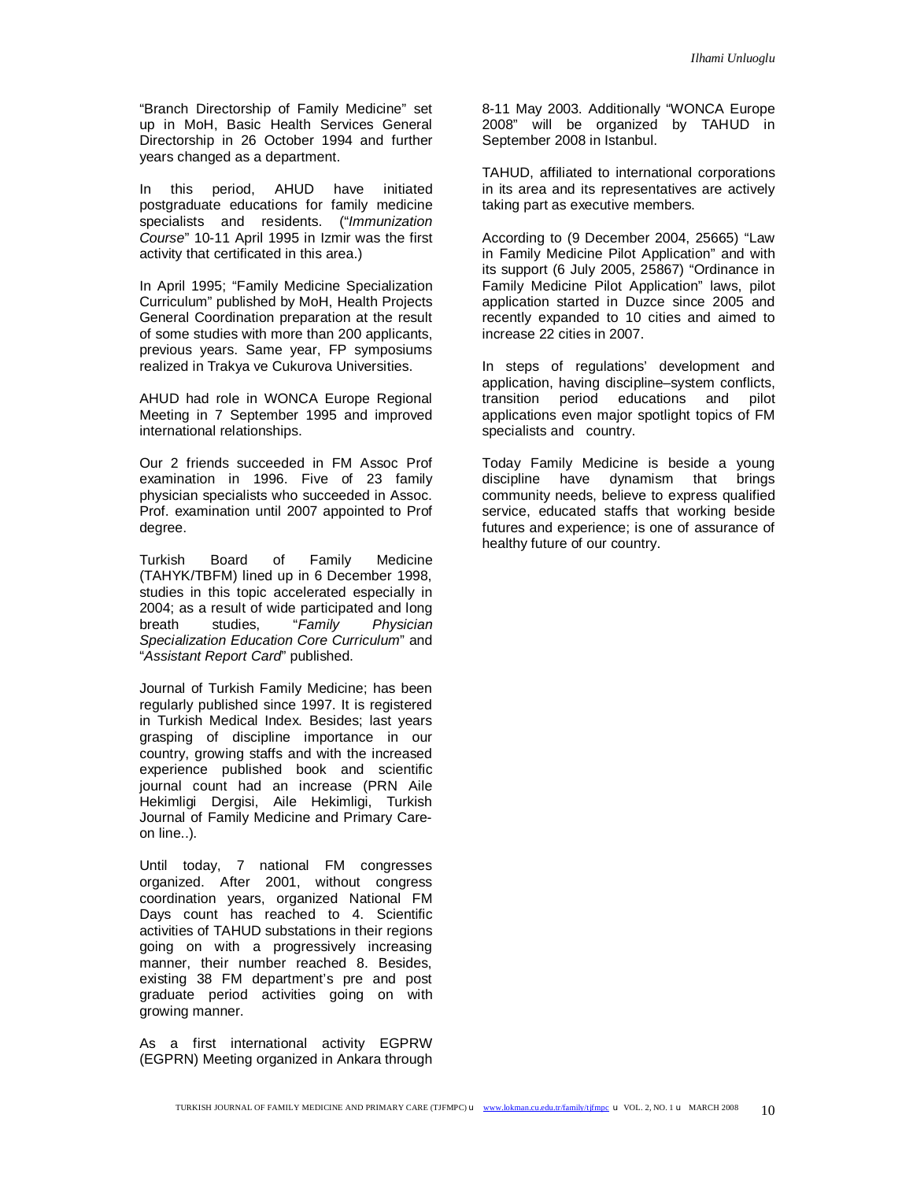"Branch Directorship of Family Medicine" set up in MoH, Basic Health Services General Directorship in 26 October 1994 and further years changed as a department.

In this period, AHUD have initiated postgraduate educations for family medicine specialists and residents. ("*Immunization Course*" 10-11 April 1995 in Izmir was the first activity that certificated in this area.)

In April 1995; "Family Medicine Specialization Curriculum" published by MoH, Health Projects General Coordination preparation at the result of some studies with more than 200 applicants, previous years. Same year, FP symposiums realized in Trakya ve Cukurova Universities.

AHUD had role in WONCA Europe Regional Meeting in 7 September 1995 and improved international relationships.

Our 2 friends succeeded in FM Assoc Prof examination in 1996. Five of 23 family physician specialists who succeeded in Assoc. Prof. examination until 2007 appointed to Prof degree.

Turkish Board of Family Medicine (TAHYK/TBFM) lined up in 6 December 1998, studies in this topic accelerated especially in 2004; as a result of wide participated and long breath studies, "*Family Physician Specialization Education Core Curriculum*" and "*Assistant Report Card*" published.

Journal of Turkish Family Medicine; has been regularly published since 1997. It is registered in Turkish Medical Index. Besides; last years grasping of discipline importance in our country, growing staffs and with the increased experience published book and scientific journal count had an increase (PRN Aile Hekimligi Dergisi, Aile Hekimligi, Turkish Journal of Family Medicine and Primary Care-on line..).

Until today, 7 national FM congresses organized. After 2001, without congress coordination years, organized National FM Days count has reached to 4. Scientific activities of TAHUD substations in their regions going on with a progressively increasing manner, their number reached 8. Besides, existing 38 FM department's pre and post graduate period activities going on with growing manner.

As a first international activity EGPRW (EGPRN) Meeting organized in Ankara through 8-11 May 2003. Additionally "WONCA Europe 2008" will be organized by TAHUD in September 2008 in Istanbul.

TAHUD, affiliated to international corporations in its area and its representatives are actively taking part as executive members.

According to (9 December 2004, 25665) "Law in Family Medicine Pilot Application" and with its support (6 July 2005, 25867) "Ordinance in Family Medicine Pilot Application" laws, pilot application started in Duzce since 2005 and recently expanded to 10 cities and aimed to increase 22 cities in 2007.

In steps of regulations' development and application, having discipline–system conflicts, transition period educations and pilot applications even major spotlight topics of FM specialists and country.

Today Family Medicine is beside a young discipline have dynamism that brings community needs, believe to express qualified service, educated staffs that working beside futures and experience; is one of assurance of healthy future of our country.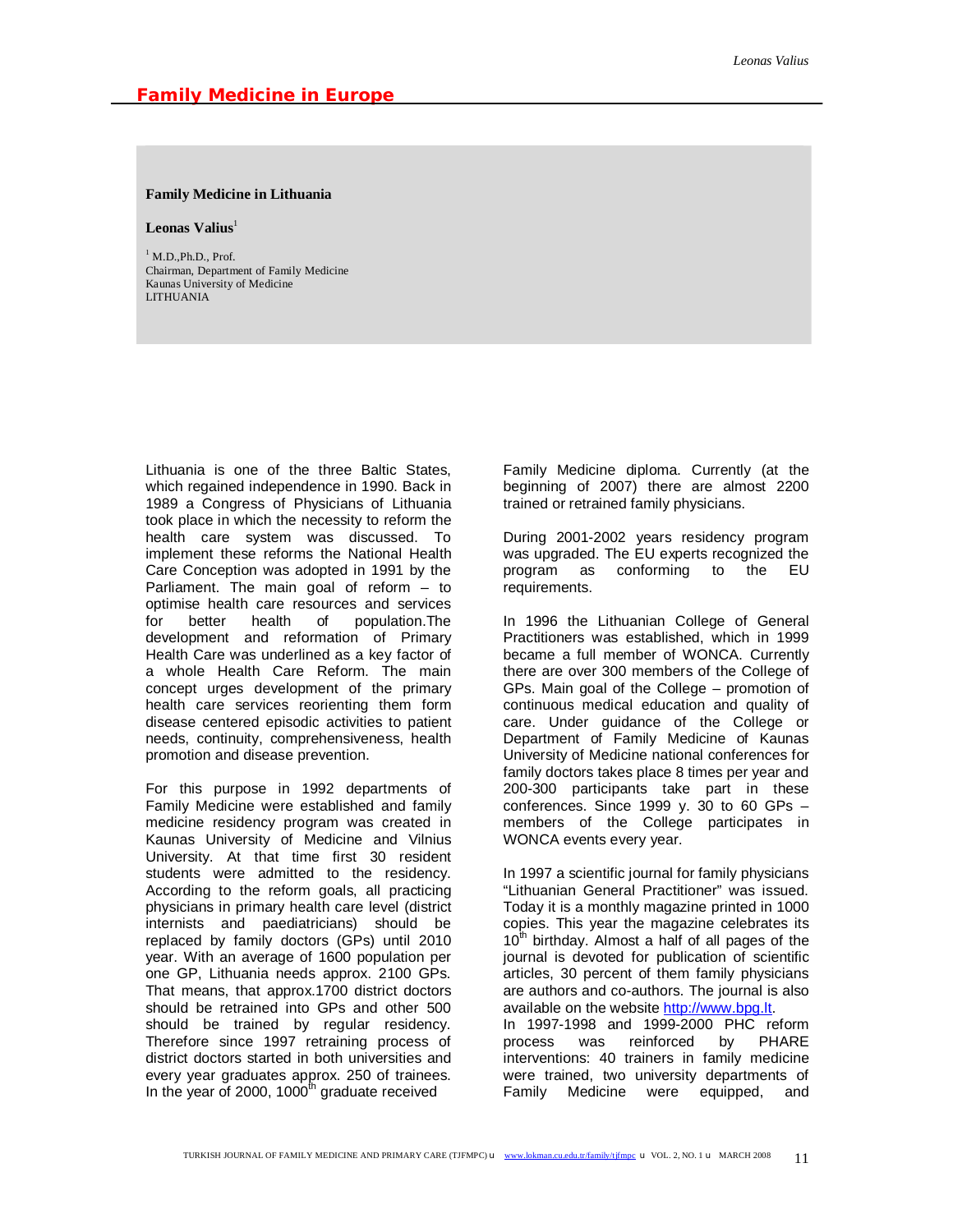## Family Medicine in Europe

### Family Medicine in Lithuania

**Leonas Valius**[1]

[1] M.D.,Ph.D., Prof.
Chairman, Department of Family Medicine
Kaunas University of Medicine
LITHUANIA

Lithuania is one of the three Baltic States, which regained independence in 1990. Back in 1989 a Congress of Physicians of Lithuania took place in which the necessity to reform the health care system was discussed. To implement these reforms the National Health Care Conception was adopted in 1991 by the Parliament. The main goal of reform – to optimise health care resources and services for better health of population.The development and reformation of Primary Health Care was underlined as a key factor of a whole Health Care Reform. The main concept urges development of the primary health care services reorienting them form disease centered episodic activities to patient needs, continuity, comprehensiveness, health promotion and disease prevention.

For this purpose in 1992 departments of Family Medicine were established and family medicine residency program was created in Kaunas University of Medicine and Vilnius University. At that time first 30 resident students were admitted to the residency. According to the reform goals, all practicing physicians in primary health care level (district internists and paediatricians) should be replaced by family doctors (GPs) until 2010 year. With an average of 1600 population per one GP, Lithuania needs approx. 2100 GPs. That means, that approx.1700 district doctors should be retrained into GPs and other 500 should be trained by regular residency. Therefore since 1997 retraining process of district doctors started in both universities and every year graduates approx. 250 of trainees. In the year of 2000, 1000th graduate received Family Medicine diploma. Currently (at the beginning of 2007) there are almost 2200 trained or retrained family physicians.

During 2001-2002 years residency program was upgraded. The EU experts recognized the program as conforming to the EU requirements.

In 1996 the Lithuanian College of General Practitioners was established, which in 1999 became a full member of WONCA. Currently there are over 300 members of the College of GPs. Main goal of the College – promotion of continuous medical education and quality of care. Under guidance of the College or Department of Family Medicine of Kaunas University of Medicine national conferences for family doctors takes place 8 times per year and 200-300 participants take part in these conferences. Since 1999 y. 30 to 60 GPs – members of the College participates in WONCA events every year.

In 1997 a scientific journal for family physicians "Lithuanian General Practitioner" was issued. Today it is a monthly magazine printed in 1000 copies. This year the magazine celebrates its 10th birthday. Almost a half of all pages of the journal is devoted for publication of scientific articles, 30 percent of them family physicians are authors and co-authors. The journal is also available on the website http://www.bpg.lt.

In 1997-1998 and 1999-2000 PHC reform process was reinforced by PHARE interventions: 40 trainers in family medicine were trained, two university departments of Family Medicine were equipped, and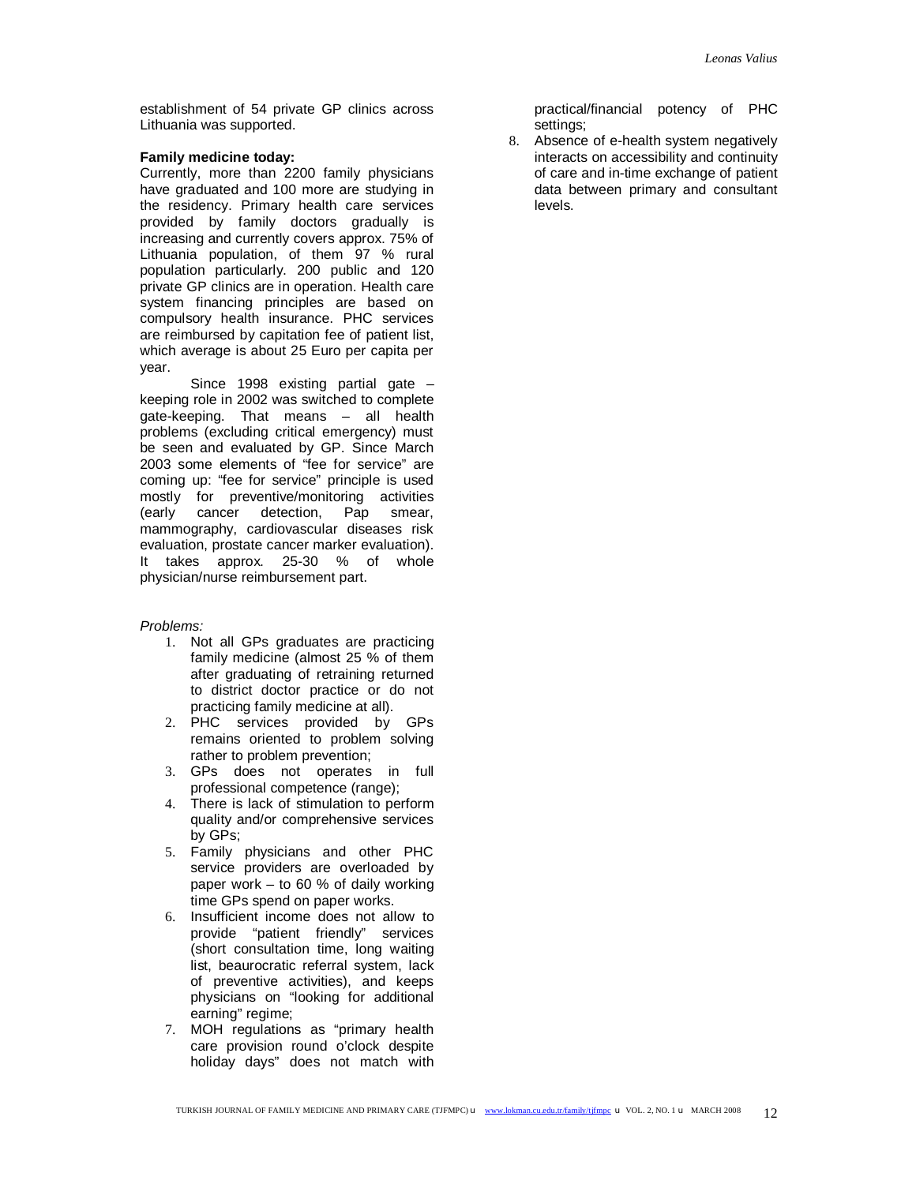establishment of 54 private GP clinics across Lithuania was supported.

**Family medicine today:**

Currently, more than 2200 family physicians have graduated and 100 more are studying in the residency. Primary health care services provided by family doctors gradually is increasing and currently covers approx. 75% of Lithuania population, of them 97 % rural population particularly. 200 public and 120 private GP clinics are in operation. Health care system financing principles are based on compulsory health insurance. PHC services are reimbursed by capitation fee of patient list, which average is about 25 Euro per capita per year.

Since 1998 existing partial gate – keeping role in 2002 was switched to complete gate-keeping. That means – all health problems (excluding critical emergency) must be seen and evaluated by GP. Since March 2003 some elements of "fee for service" are coming up: "fee for service" principle is used mostly for preventive/monitoring activities (early cancer detection, Pap smear, mammography, cardiovascular diseases risk evaluation, prostate cancer marker evaluation). It takes approx. 25-30 % of whole physician/nurse reimbursement part.

*Problems:*

1. Not all GPs graduates are practicing family medicine (almost 25 % of them after graduating of retraining returned to district doctor practice or do not practicing family medicine at all).
2. PHC services provided by GPs remains oriented to problem solving rather to problem prevention;
3. GPs does not operates in full professional competence (range);
4. There is lack of stimulation to perform quality and/or comprehensive services by GPs;
5. Family physicians and other PHC service providers are overloaded by paper work – to 60 % of daily working time GPs spend on paper works.
6. Insufficient income does not allow to provide "patient friendly" services (short consultation time, long waiting list, beaurocratic referral system, lack of preventive activities), and keeps physicians on "looking for additional earning" regime;
7. MOH regulations as "primary health care provision round o'clock despite holiday days" does not match with practical/financial potency of PHC settings;
8. Absence of e-health system negatively interacts on accessibility and continuity of care and in-time exchange of patient data between primary and consultant levels.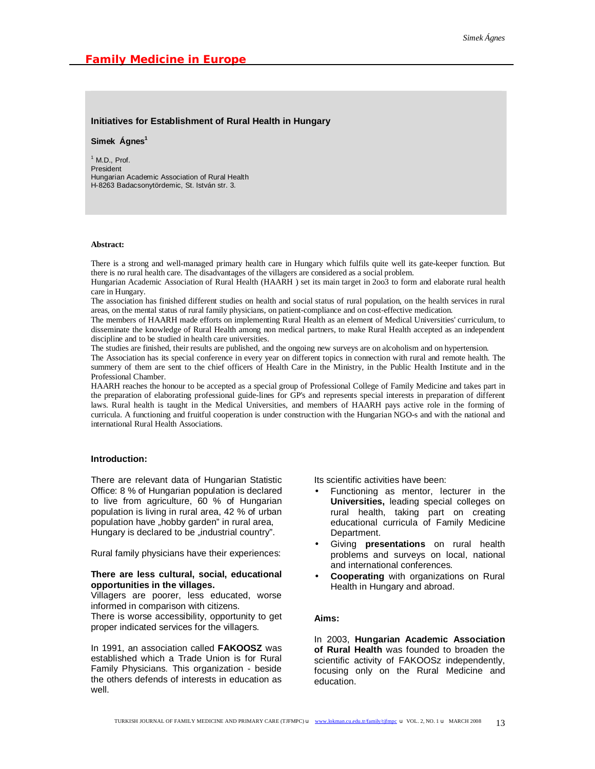## Family Medicine in Europe

### Initiatives for Establishment of Rural Health in Hungary

**Simek Ágnes[1]**

[1] M.D., Prof.
President
Hungarian Academic Association of Rural Health
H-8263 Badacsonytördemic, St. István str. 3.

**Abstract:**

There is a strong and well-managed primary health care in Hungary which fulfils quite well its gate-keeper function. But there is no rural health care. The disadvantages of the villagers are considered as a social problem.
Hungarian Academic Association of Rural Health (HAARH ) set its main target in 2oo3 to form and elaborate rural health care in Hungary.
The association has finished different studies on health and social status of rural population, on the health services in rural areas, on the mental status of rural family physicians, on patient-compliance and on cost-effective medication.
The members of HAARH made efforts on implementing Rural Health as an element of Medical Universities' curriculum, to disseminate the knowledge of Rural Health among non medical partners, to make Rural Health accepted as an independent discipline and to be studied in health care universities.
The studies are finished, their results are published, and the ongoing new surveys are on alcoholism and on hypertension.
The Association has its special conference in every year on different topics in connection with rural and remote health. The summery of them are sent to the chief officers of Health Care in the Ministry, in the Public Health Institute and in the Professional Chamber.
HAARH reaches the honour to be accepted as a special group of Professional College of Family Medicine and takes part in the preparation of elaborating professional guide-lines for GP's and represents special interests in preparation of different laws. Rural health is taught in the Medical Universities, and members of HAARH pays active role in the forming of curricula. A functioning and fruitful cooperation is under construction with the Hungarian NGO-s and with the national and international Rural Health Associations.

**Introduction:**

There are relevant data of Hungarian Statistic Office: 8 % of Hungarian population is declared to live from agriculture, 60 % of Hungarian population is living in rural area, 42 % of urban population have „hobby garden" in rural area, Hungary is declared to be „industrial country".

Rural family physicians have their experiences:

**There are less cultural, social, educational opportunities in the villages.**
Villagers are poorer, less educated, worse informed in comparison with citizens.
There is worse accessibility, opportunity to get proper indicated services for the villagers.

In 1991, an association called **FAKOOSZ** was established which a Trade Union is for Rural Family Physicians. This organization - beside the others defends of interests in education as well.

Its scientific activities have been:

- Functioning as mentor, lecturer in the **Universities,** leading special colleges on rural health, taking part on creating educational curricula of Family Medicine Department.
- Giving **presentations** on rural health problems and surveys on local, national and international conferences.
- **Cooperating** with organizations on Rural Health in Hungary and abroad.

**Aims:**

In 2003, **Hungarian Academic Association of Rural Health** was founded to broaden the scientific activity of FAKOOSz independently, focusing only on the Rural Medicine and education.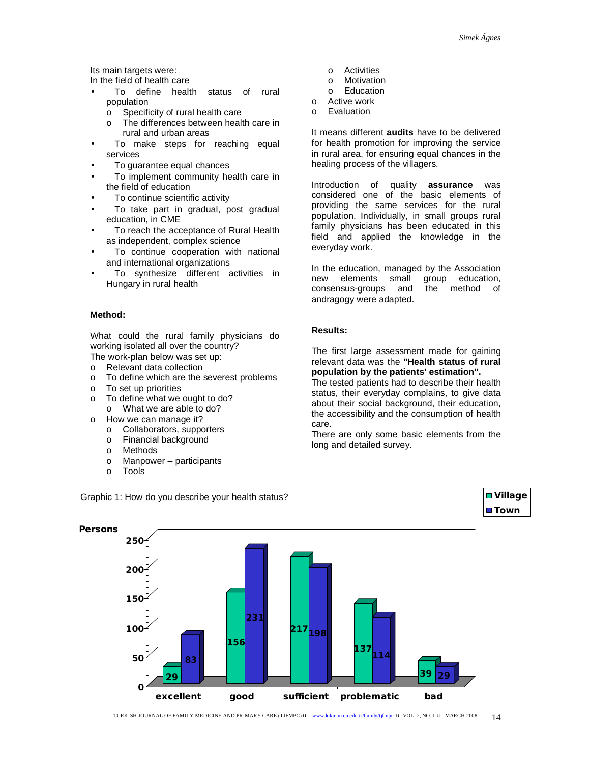Its main targets were:
In the field of health care

- To define health status of rural population
  - o Specificity of rural health care
  - o The differences between health care in rural and urban areas
- To make steps for reaching equal services
- To guarantee equal chances
- To implement community health care in the field of education
- To continue scientific activity
- To take part in gradual, post gradual education, in CME
- To reach the acceptance of Rural Health as independent, complex science
- To continue cooperation with national and international organizations
- To synthesize different activities in Hungary in rural health

**Method:**

What could the rural family physicians do working isolated all over the country?
The work-plan below was set up:

- o Relevant data collection
- o To define which are the severest problems
- o To set up priorities
- o To define what we ought to do?
  - o What we are able to do?
- o How we can manage it?
  - o Collaborators, supporters
  - o Financial background
  - o Methods
  - o Manpower – participants
  - o Tools
  - o Activities
  - o Motivation
  - o Education
- o Active work
- o Evaluation

It means different **audits** have to be delivered for health promotion for improving the service in rural area, for ensuring equal chances in the healing process of the villagers.

Introduction of quality **assurance** was considered one of the basic elements of providing the same services for the rural population. Individually, in small groups rural family physicians has been educated in this field and applied the knowledge in the everyday work.

In the education, managed by the Association new elements small group education, consensus-groups and the method of andragogy were adapted.

**Results:**

The first large assessment made for gaining relevant data was the **"Health status of rural population by the patients' estimation".**
The tested patients had to describe their health status, their everyday complains, to give data about their social background, their education, the accessibility and the consumption of health care.
There are only some basic elements from the long and detailed survey.

Graphic 1: How do you describe your health status?

| Persons | excellent | good | sufficient | problematic | bad |
|---|---|---|---|---|---|
| Village | 29 | 156 | 217 | 137 | 39 |
| Town | 83 | 231 | 198 | 114 | 29 |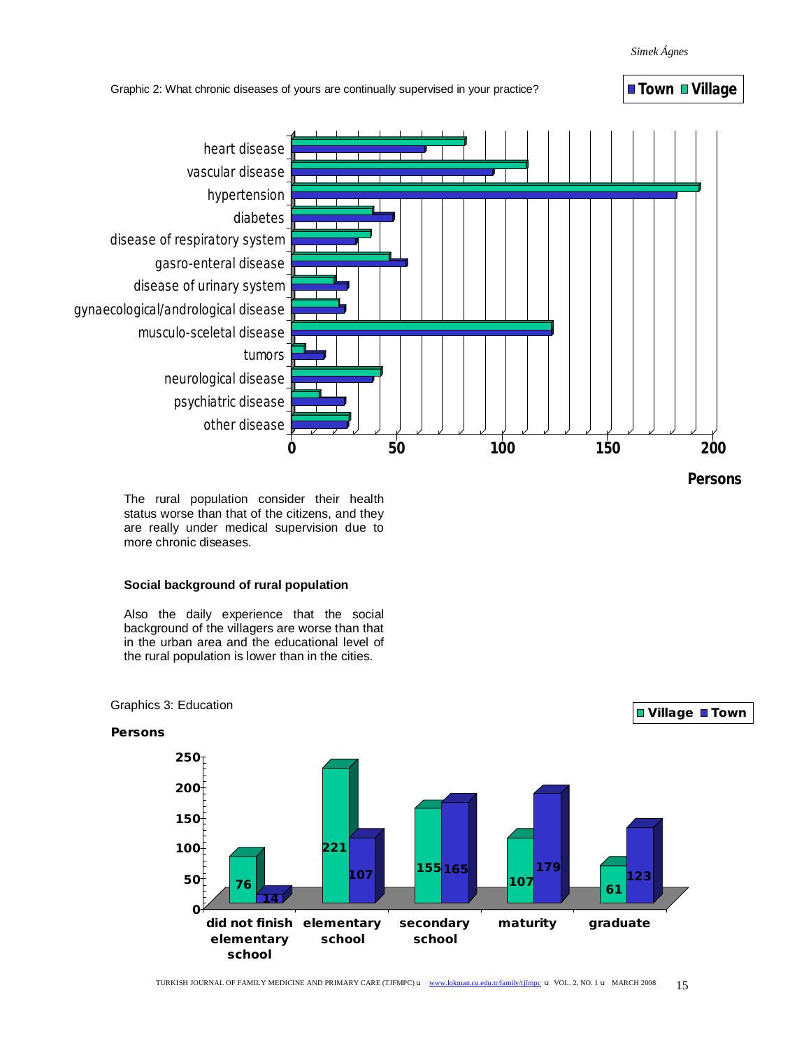Graphic 2: What chronic diseases of yours are continually supervised in your practice?

The rural population consider their health status worse than that of the citizens, and they are really under medical supervision due to more chronic diseases.

**Social background of rural population**

Also the daily experience that the social background of the villagers are worse than that in the urban area and the educational level of the rural population is lower than in the cities.

Graphics 3: Education

| | Village | Town |
|---|---|---|
| did not finish elementary school | 76 | 14 |
| elementary school | 221 | 107 |
| secondary school | 155 | 165 |
| maturity | 107 | 179 |
| graduate | 61 | 123 |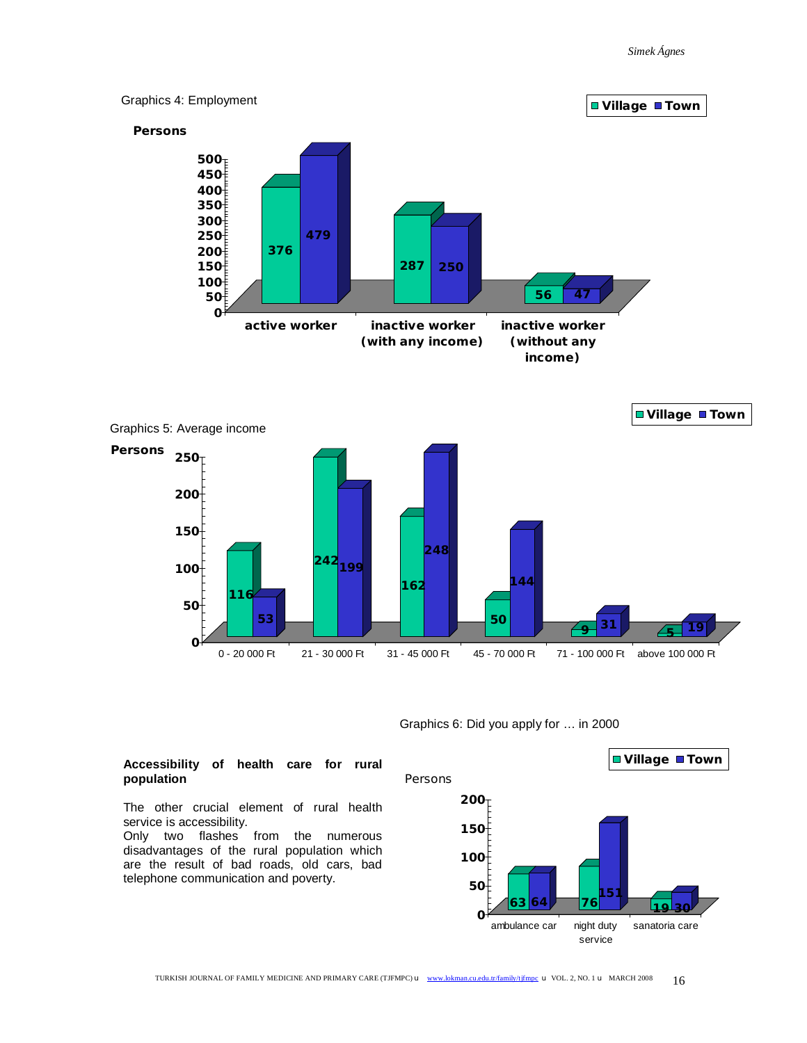Graphics 4: Employment

| Persons | Village | Town |
|---|---|---|
| active worker | 376 | 479 |
| inactive worker (with any income) | 287 | 250 |
| inactive worker (without any income) | 56 | 47 |

Graphics 5: Average income

| Persons | Village | Town |
|---|---|---|
| 0 - 20 000 Ft | 116 | 53 |
| 21 - 30 000 Ft | 242 | 199 |
| 31 - 45 000 Ft | 162 | 248 |
| 45 - 70 000 Ft | 50 | 144 |
| 71 - 100 000 Ft | 9 | 31 |
| above 100 000 Ft | 5 | 19 |

Graphics 6: Did you apply for … in 2000

| Persons | Village | Town |
|---|---|---|
| ambulance car | 63 | 64 |
| night duty service | 76 | 151 |
| sanatoria care | 19 | 30 |

**Accessibility of health care for rural population**

The other crucial element of rural health service is accessibility.
Only two flashes from the numerous disadvantages of the rural population which are the result of bad roads, old cars, bad telephone communication and poverty.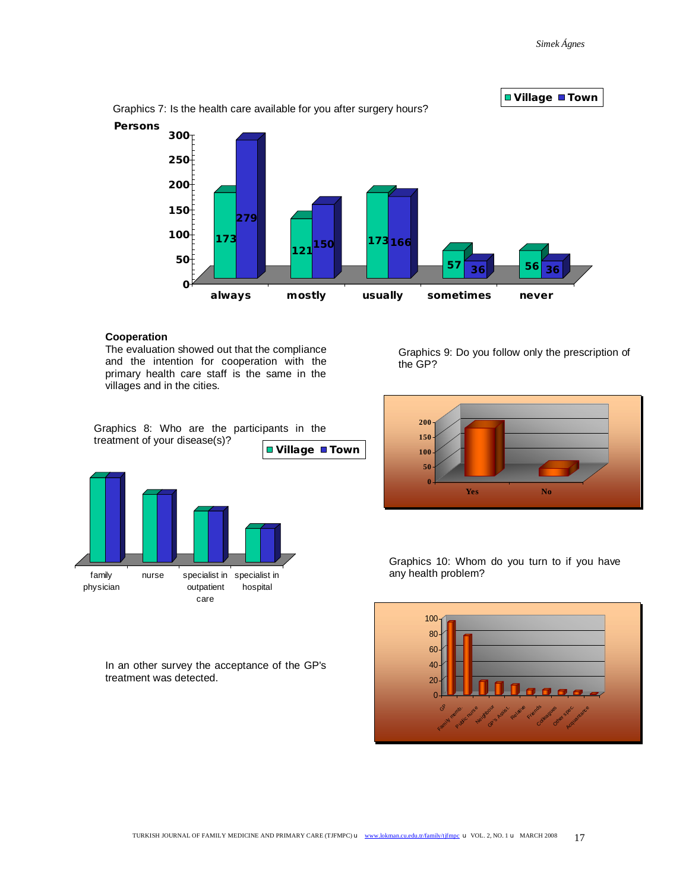Graphics 7: Is the health care available for you after surgery hours?

| Persons | always | mostly | usually | sometimes | never |
|---|---|---|---|---|---|
| Village | 173 | 121 | 173 | 57 | 56 |
| Town | 279 | 150 | 166 | 36 | 36 |

**Cooperation**

The evaluation showed out that the compliance and the intention for cooperation with the primary health care staff is the same in the villages and in the cities.

Graphics 8: Who are the participants in the treatment of your disease(s)?

Graphics 9: Do you follow only the prescription of the GP?

Graphics 10: Whom do you turn to if you have any health problem?

In an other survey the acceptance of the GP's treatment was detected.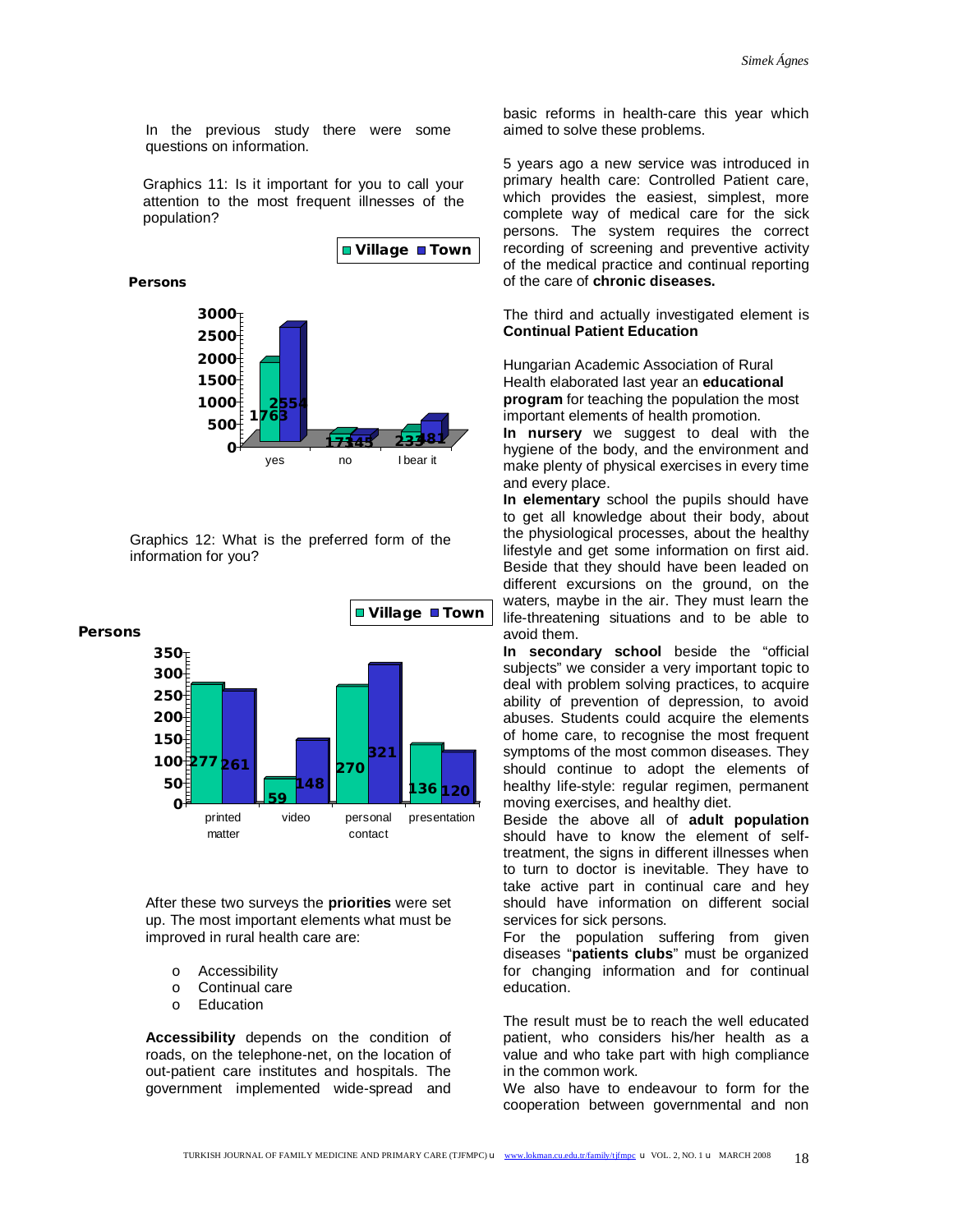In the previous study there were some questions on information.

Graphics 11: Is it important for you to call your attention to the most frequent illnesses of the population?

| Persons | Village | Town |
| --- | --- | --- |
| yes | 1763 | 2554 |
| no | 173 | 145 |
| I bear it | 233 | 381 |

Graphics 12: What is the preferred form of the information for you?

| Persons | Village | Town |
| --- | --- | --- |
| printed matter | 277 | 261 |
| video | 59 | 148 |
| personal contact | 270 | 321 |
| presentation | 136 | 120 |

After these two surveys the **priorities** were set up. The most important elements what must be improved in rural health care are:

- Accessibility
- Continual care
- Education

**Accessibility** depends on the condition of roads, on the telephone-net, on the location of out-patient care institutes and hospitals. The government implemented wide-spread and basic reforms in health-care this year which aimed to solve these problems.

5 years ago a new service was introduced in primary health care: Controlled Patient care, which provides the easiest, simplest, more complete way of medical care for the sick persons. The system requires the correct recording of screening and preventive activity of the medical practice and continual reporting of the care of **chronic diseases.**

The third and actually investigated element is **Continual Patient Education**

Hungarian Academic Association of Rural Health elaborated last year an **educational program** for teaching the population the most important elements of health promotion.

**In nursery** we suggest to deal with the hygiene of the body, and the environment and make plenty of physical exercises in every time and every place.

**In elementary** school the pupils should have to get all knowledge about their body, about the physiological processes, about the healthy lifestyle and get some information on first aid. Beside that they should have been leaded on different excursions on the ground, on the waters, maybe in the air. They must learn the life-threatening situations and to be able to avoid them.

**In secondary school** beside the "official subjects" we consider a very important topic to deal with problem solving practices, to acquire ability of prevention of depression, to avoid abuses. Students could acquire the elements of home care, to recognise the most frequent symptoms of the most common diseases. They should continue to adopt the elements of healthy life-style: regular regimen, permanent moving exercises, and healthy diet.

Beside the above all of **adult population** should have to know the element of self-treatment, the signs in different illnesses when to turn to doctor is inevitable. They have to take active part in continual care and hey should have information on different social services for sick persons.

For the population suffering from given diseases "**patients clubs**" must be organized for changing information and for continual education.

The result must be to reach the well educated patient, who considers his/her health as a value and who take part with high compliance in the common work.

We also have to endeavour to form for the cooperation between governmental and non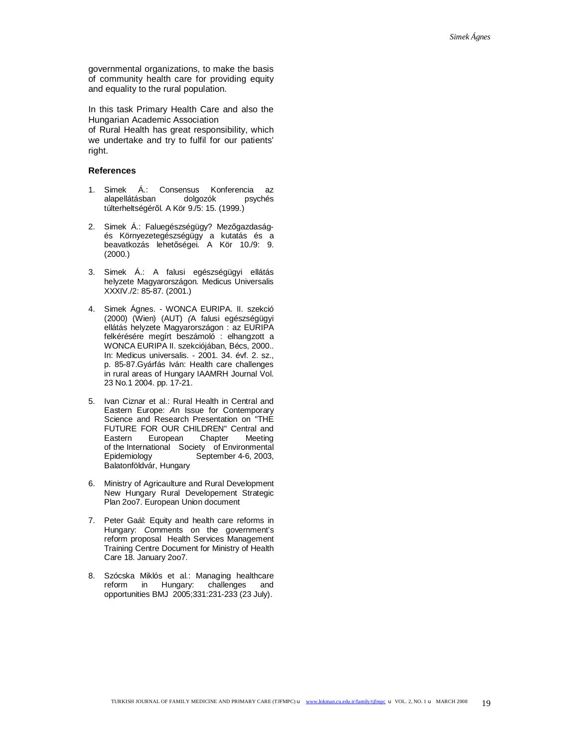governmental organizations, to make the basis of community health care for providing equity and equality to the rural population.

In this task Primary Health Care and also the Hungarian Academic Association
of Rural Health has great responsibility, which we undertake and try to fulfil for our patients' right.

## References

1. Simek Á.: Consensus Konferencia az alapellátásban dolgozók psychés túlterheltségéről. A Kör 9./5: 15. (1999.)

2. Simek Á.: Faluegészségügy? Mezőgazdaság- és Környezetegészségügy a kutatás és a beavatkozás lehetőségei. A Kör 10./9: 9. (2000.)

3. Simek Á.: A falusi egészségügyi ellátás helyzete Magyarországon. Medicus Universalis XXXIV./2: 85-87. (2001.)

4. Simek Ágnes. - WONCA EURIPA. II. szekció (2000) (Wien) (AUT) (A falusi egészségügyi ellátás helyzete Magyarországon : az EURIPA felkérésére megírt beszámoló : elhangzott a WONCA EURIPA II. szekciójában, Bécs, 2000.. In: Medicus universalis. - 2001. 34. évf. 2. sz., p. 85-87.Gyárfás Iván: Health care challenges in rural areas of Hungary IAAMRH Journal Vol. 23 No.1 2004. pp. 17-21.

5. Ivan Ciznar et al.: Rural Health in Central and Eastern Europe: An Issue for Contemporary Science and Research Presentation on "THE FUTURE FOR OUR CHILDREN" Central and Eastern European Chapter Meeting of the International Society of Environmental Epidemiology September 4-6, 2003, Balatonföldvár, Hungary

6. Ministry of Agricaulture and Rural Development New Hungary Rural Developement Strategic Plan 2oo7. European Union document

7. Peter Gaál: Equity and health care reforms in Hungary: Comments on the government's reform proposal Health Services Management Training Centre Document for Ministry of Health Care 18. January 2oo7.

8. Szócska Miklós et al.: Managing healthcare reform in Hungary: challenges and opportunities BMJ 2005;331:231-233 (23 July).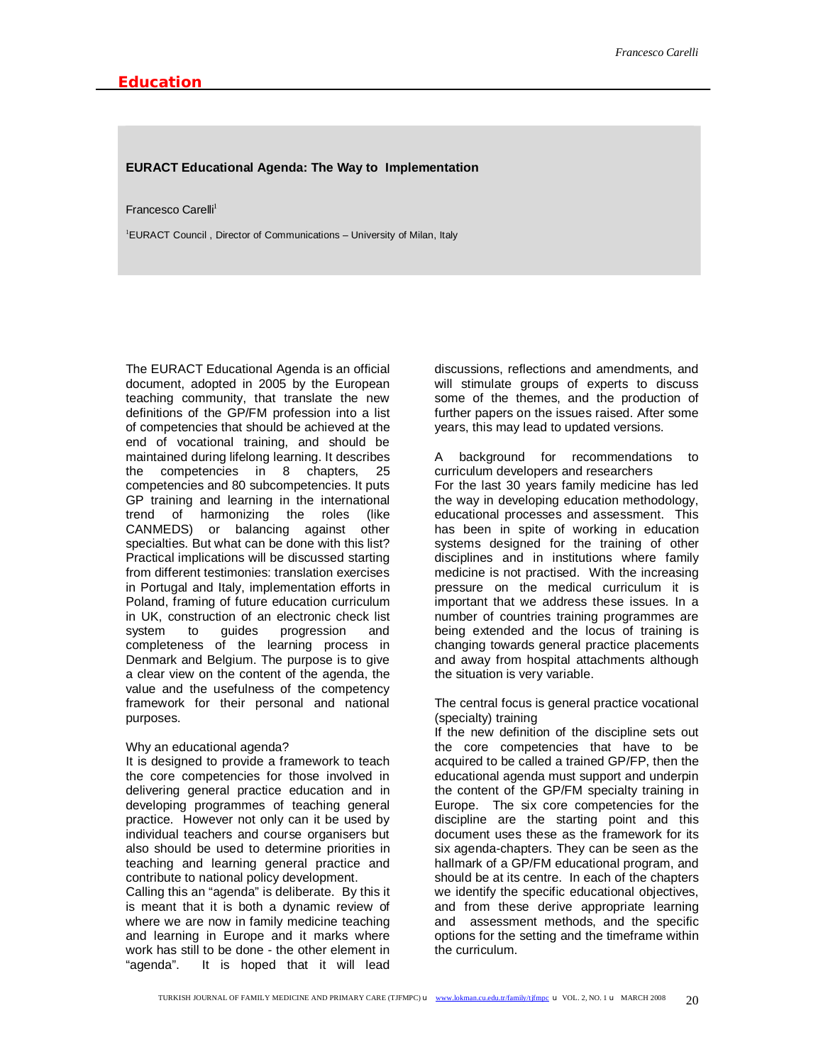# Education

## EURACT Educational Agenda: The Way to Implementation

Francesco Carelli[1]

[1]EURACT Council , Director of Communications – University of Milan, Italy

The EURACT Educational Agenda is an official document, adopted in 2005 by the European teaching community, that translate the new definitions of the GP/FM profession into a list of competencies that should be achieved at the end of vocational training, and should be maintained during lifelong learning. It describes the competencies in 8 chapters, 25 competencies and 80 subcompetencies. It puts GP training and learning in the international trend of harmonizing the roles (like CANMEDS) or balancing against other specialties. But what can be done with this list? Practical implications will be discussed starting from different testimonies: translation exercises in Portugal and Italy, implementation efforts in Poland, framing of future education curriculum in UK, construction of an electronic check list system to guides progression and completeness of the learning process in Denmark and Belgium. The purpose is to give a clear view on the content of the agenda, the value and the usefulness of the competency framework for their personal and national purposes.

### Why an educational agenda?

It is designed to provide a framework to teach the core competencies for those involved in delivering general practice education and in developing programmes of teaching general practice. However not only can it be used by individual teachers and course organisers but also should be used to determine priorities in teaching and learning general practice and contribute to national policy development.

Calling this an "agenda" is deliberate. By this it is meant that it is both a dynamic review of where we are now in family medicine teaching and learning in Europe and it marks where work has still to be done - the other element in "agenda". It is hoped that it will lead discussions, reflections and amendments, and will stimulate groups of experts to discuss some of the themes, and the production of further papers on the issues raised. After some years, this may lead to updated versions.

### A background for recommendations to curriculum developers and researchers

For the last 30 years family medicine has led the way in developing education methodology, educational processes and assessment. This has been in spite of working in education systems designed for the training of other disciplines and in institutions where family medicine is not practised. With the increasing pressure on the medical curriculum it is important that we address these issues. In a number of countries training programmes are being extended and the locus of training is changing towards general practice placements and away from hospital attachments although the situation is very variable.

### The central focus is general practice vocational (specialty) training

If the new definition of the discipline sets out the core competencies that have to be acquired to be called a trained GP/FP, then the educational agenda must support and underpin the content of the GP/FM specialty training in Europe. The six core competencies for the discipline are the starting point and this document uses these as the framework for its six agenda-chapters. They can be seen as the hallmark of a GP/FM educational program, and should be at its centre. In each of the chapters we identify the specific educational objectives, and from these derive appropriate learning and assessment methods, and the specific options for the setting and the timeframe within the curriculum.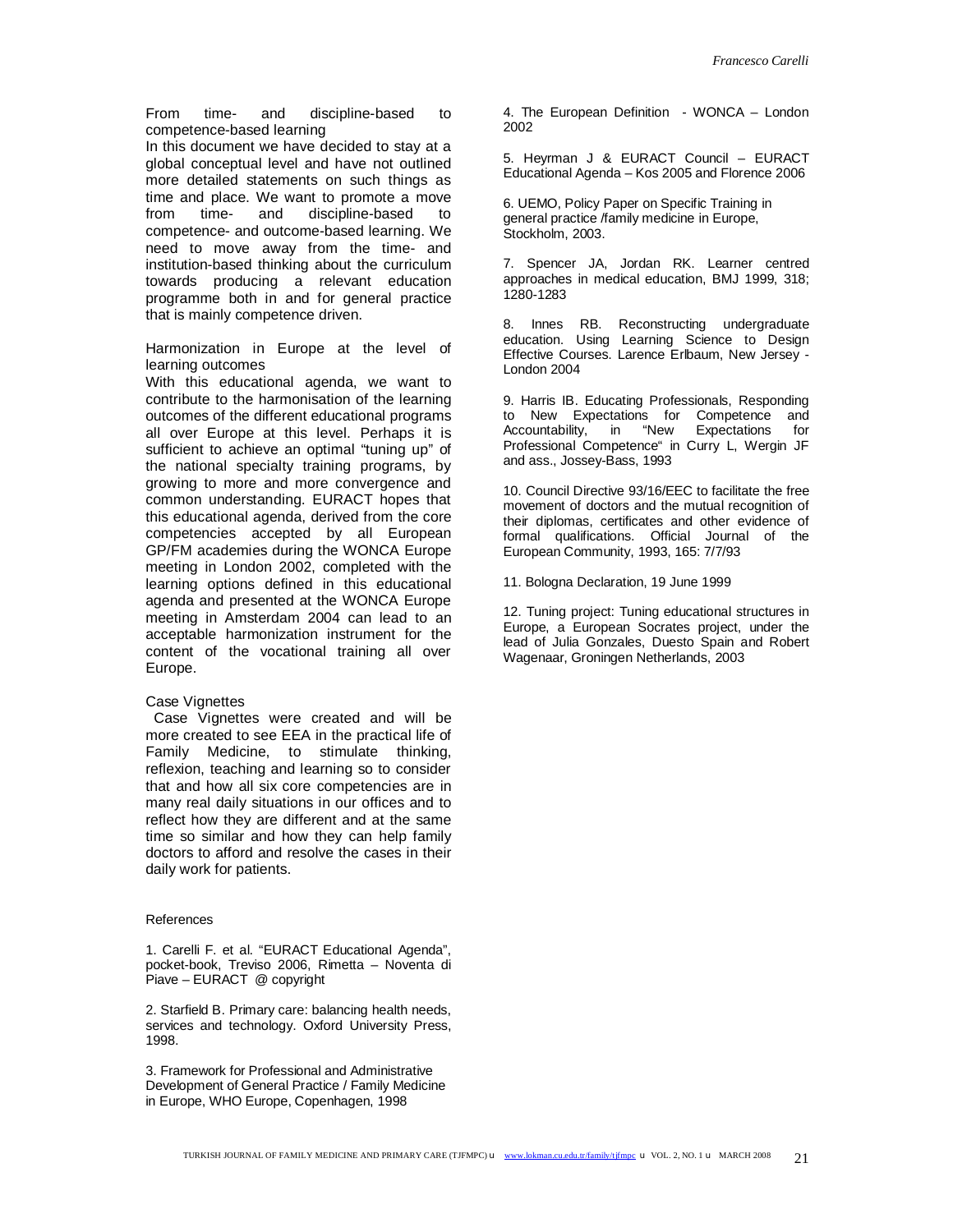## From time- and discipline-based to competence-based learning

In this document we have decided to stay at a global conceptual level and have not outlined more detailed statements on such things as time and place. We want to promote a move from time- and discipline-based to competence- and outcome-based learning. We need to move away from the time- and institution-based thinking about the curriculum towards producing a relevant education programme both in and for general practice that is mainly competence driven.

## Harmonization in Europe at the level of learning outcomes

With this educational agenda, we want to contribute to the harmonisation of the learning outcomes of the different educational programs all over Europe at this level. Perhaps it is sufficient to achieve an optimal "tuning up" of the national specialty training programs, by growing to more and more convergence and common understanding. EURACT hopes that this educational agenda, derived from the core competencies accepted by all European GP/FM academies during the WONCA Europe meeting in London 2002, completed with the learning options defined in this educational agenda and presented at the WONCA Europe meeting in Amsterdam 2004 can lead to an acceptable harmonization instrument for the content of the vocational training all over Europe.

## Case Vignettes

Case Vignettes were created and will be more created to see EEA in the practical life of Family Medicine, to stimulate thinking, reflexion, teaching and learning so to consider that and how all six core competencies are in many real daily situations in our offices and to reflect how they are different and at the same time so similar and how they can help family doctors to afford and resolve the cases in their daily work for patients.

## References

1. Carelli F. et al. "EURACT Educational Agenda", pocket-book, Treviso 2006, Rimetta – Noventa di Piave – EURACT @ copyright

2. Starfield B. Primary care: balancing health needs, services and technology. Oxford University Press, 1998.

3. Framework for Professional and Administrative Development of General Practice / Family Medicine in Europe, WHO Europe, Copenhagen, 1998

4. The European Definition - WONCA – London 2002

5. Heyrman J & EURACT Council – EURACT Educational Agenda – Kos 2005 and Florence 2006

6. UEMO, Policy Paper on Specific Training in general practice /family medicine in Europe, Stockholm, 2003.

7. Spencer JA, Jordan RK. Learner centred approaches in medical education, BMJ 1999, 318; 1280-1283

8. Innes RB. Reconstructing undergraduate education. Using Learning Science to Design Effective Courses. Larence Erlbaum, New Jersey - London 2004

9. Harris IB. Educating Professionals, Responding to New Expectations for Competence and Accountability, in "New Expectations for Professional Competence" in Curry L, Wergin JF and ass., Jossey-Bass, 1993

10. Council Directive 93/16/EEC to facilitate the free movement of doctors and the mutual recognition of their diplomas, certificates and other evidence of formal qualifications. Official Journal of the European Community, 1993, 165: 7/7/93

11. Bologna Declaration, 19 June 1999

12. Tuning project: Tuning educational structures in Europe, a European Socrates project, under the lead of Julia Gonzales, Duesto Spain and Robert Wagenaar, Groningen Netherlands, 2003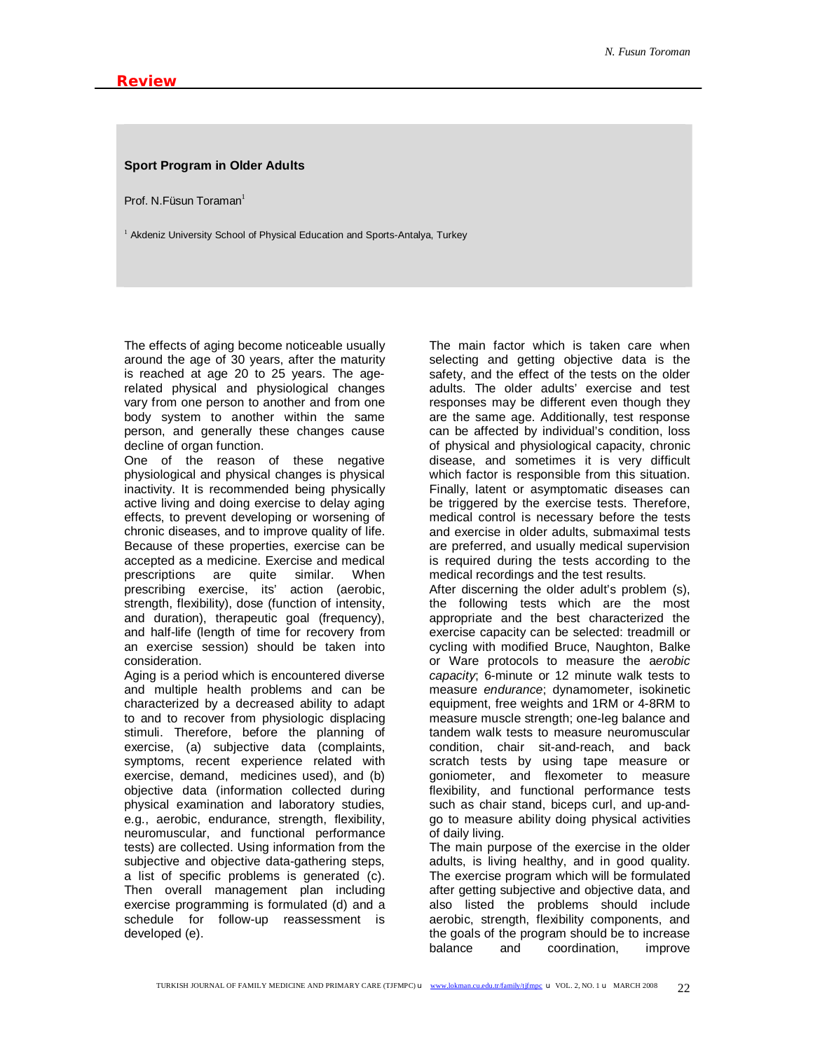## Review

# Sport Program in Older Adults

Prof. N.Füsun Toraman[1]

[1] Akdeniz University School of Physical Education and Sports-Antalya, Turkey

The effects of aging become noticeable usually around the age of 30 years, after the maturity is reached at age 20 to 25 years. The age-related physical and physiological changes vary from one person to another and from one body system to another within the same person, and generally these changes cause decline of organ function.

One of the reason of these negative physiological and physical changes is physical inactivity. It is recommended being physically active living and doing exercise to delay aging effects, to prevent developing or worsening of chronic diseases, and to improve quality of life. Because of these properties, exercise can be accepted as a medicine. Exercise and medical prescriptions are quite similar. When prescribing exercise, its' action (aerobic, strength, flexibility), dose (function of intensity, and duration), therapeutic goal (frequency), and half-life (length of time for recovery from an exercise session) should be taken into consideration.

Aging is a period which is encountered diverse and multiple health problems and can be characterized by a decreased ability to adapt to and to recover from physiologic displacing stimuli. Therefore, before the planning of exercise, (a) subjective data (complaints, symptoms, recent experience related with exercise, demand, medicines used), and (b) objective data (information collected during physical examination and laboratory studies, e.g., aerobic, endurance, strength, flexibility, neuromuscular, and functional performance tests) are collected. Using information from the subjective and objective data-gathering steps, a list of specific problems is generated (c). Then overall management plan including exercise programming is formulated (d) and a schedule for follow-up reassessment is developed (e).

The main factor which is taken care when selecting and getting objective data is the safety, and the effect of the tests on the older adults. The older adults' exercise and test responses may be different even though they are the same age. Additionally, test response can be affected by individual's condition, loss of physical and physiological capacity, chronic disease, and sometimes it is very difficult which factor is responsible from this situation. Finally, latent or asymptomatic diseases can be triggered by the exercise tests. Therefore, medical control is necessary before the tests and exercise in older adults, submaximal tests are preferred, and usually medical supervision is required during the tests according to the medical recordings and the test results.

After discerning the older adult's problem (s), the following tests which are the most appropriate and the best characterized the exercise capacity can be selected: treadmill or cycling with modified Bruce, Naughton, Balke or Ware protocols to measure the a*erobic capacity*; 6-minute or 12 minute walk tests to measure *endurance*; dynamometer, isokinetic equipment, free weights and 1RM or 4-8RM to measure muscle strength; one-leg balance and tandem walk tests to measure neuromuscular condition, chair sit-and-reach, and back scratch tests by using tape measure or goniometer, and flexometer to measure flexibility, and functional performance tests such as chair stand, biceps curl, and up-and-go to measure ability doing physical activities of daily living.

The main purpose of the exercise in the older adults, is living healthy, and in good quality. The exercise program which will be formulated after getting subjective and objective data, and also listed the problems should include aerobic, strength, flexibility components, and the goals of the program should be to increase balance and coordination, improve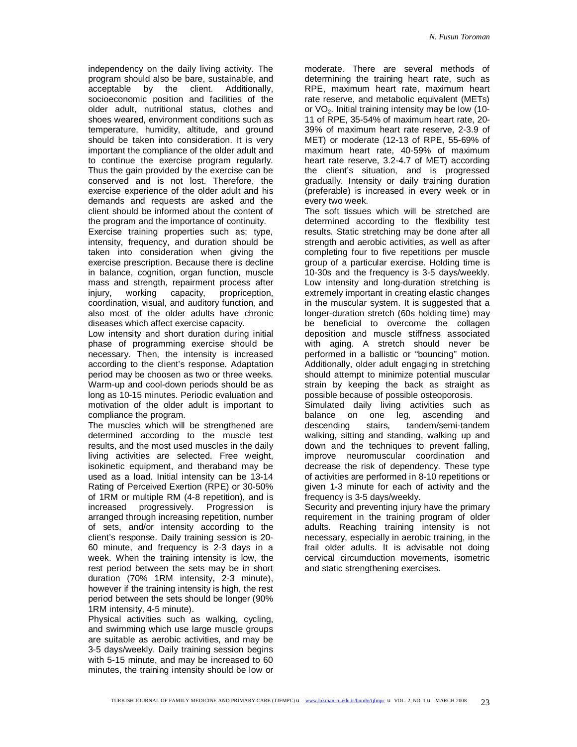independency on the daily living activity. The program should also be bare, sustainable, and acceptable by the client. Additionally, socioeconomic position and facilities of the older adult, nutritional status, clothes and shoes weared, environment conditions such as temperature, humidity, altitude, and ground should be taken into consideration. It is very important the compliance of the older adult and to continue the exercise program regularly. Thus the gain provided by the exercise can be conserved and is not lost. Therefore, the exercise experience of the older adult and his demands and requests are asked and the client should be informed about the content of the program and the importance of continuity.

Exercise training properties such as; type, intensity, frequency, and duration should be taken into consideration when giving the exercise prescription. Because there is decline in balance, cognition, organ function, muscle mass and strength, repairment process after injury, working capacity, propriception, coordination, visual, and auditory function, and also most of the older adults have chronic diseases which affect exercise capacity.

Low intensity and short duration during initial phase of programming exercise should be necessary. Then, the intensity is increased according to the client's response. Adaptation period may be choosen as two or three weeks. Warm-up and cool-down periods should be as long as 10-15 minutes. Periodic evaluation and motivation of the older adult is important to compliance the program.

The muscles which will be strengthened are determined according to the muscle test results, and the most used muscles in the daily living activities are selected. Free weight, isokinetic equipment, and theraband may be used as a load. Initial intensity can be 13-14 Rating of Perceived Exertion (RPE) or 30-50% of 1RM or multiple RM (4-8 repetition), and is increased progressively. Progression is arranged through increasing repetition, number of sets, and/or intensity according to the client's response. Daily training session is 20-60 minute, and frequency is 2-3 days in a week. When the training intensity is low, the rest period between the sets may be in short duration (70% 1RM intensity, 2-3 minute), however if the training intensity is high, the rest period between the sets should be longer (90% 1RM intensity, 4-5 minute).

Physical activities such as walking, cycling, and swimming which use large muscle groups are suitable as aerobic activities, and may be 3-5 days/weekly. Daily training session begins with 5-15 minute, and may be increased to 60 minutes, the training intensity should be low or moderate. There are several methods of determining the training heart rate, such as RPE, maximum heart rate, maximum heart rate reserve, and metabolic equivalent (METs) or $VO_2$. Initial training intensity may be low (10-11 of RPE, 35-54% of maximum heart rate, 20-39% of maximum heart rate reserve, 2-3.9 of MET) or moderate (12-13 of RPE, 55-69% of maximum heart rate, 40-59% of maximum heart rate reserve, 3.2-4.7 of MET) according the client's situation, and is progressed gradually. Intensity or daily training duration (preferable) is increased in every week or in every two week.

The soft tissues which will be stretched are determined according to the flexibility test results. Static stretching may be done after all strength and aerobic activities, as well as after completing four to five repetitions per muscle group of a particular exercise. Holding time is 10-30s and the frequency is 3-5 days/weekly. Low intensity and long-duration stretching is extremely important in creating elastic changes in the muscular system. It is suggested that a longer-duration stretch (60s holding time) may be beneficial to overcome the collagen deposition and muscle stiffness associated with aging. A stretch should never be performed in a ballistic or "bouncing" motion. Additionally, older adult engaging in stretching should attempt to minimize potential muscular strain by keeping the back as straight as possible because of possible osteoporosis.

Simulated daily living activities such as balance on one leg, ascending and descending stairs, tandem/semi-tandem walking, sitting and standing, walking up and down and the techniques to prevent falling, improve neuromuscular coordination and decrease the risk of dependency. These type of activities are performed in 8-10 repetitions or given 1-3 minute for each of activity and the frequency is 3-5 days/weekly.

Security and preventing injury have the primary requirement in the training program of older adults. Reaching training intensity is not necessary, especially in aerobic training, in the frail older adults. It is advisable not doing cervical circumduction movements, isometric and static strengthening exercises.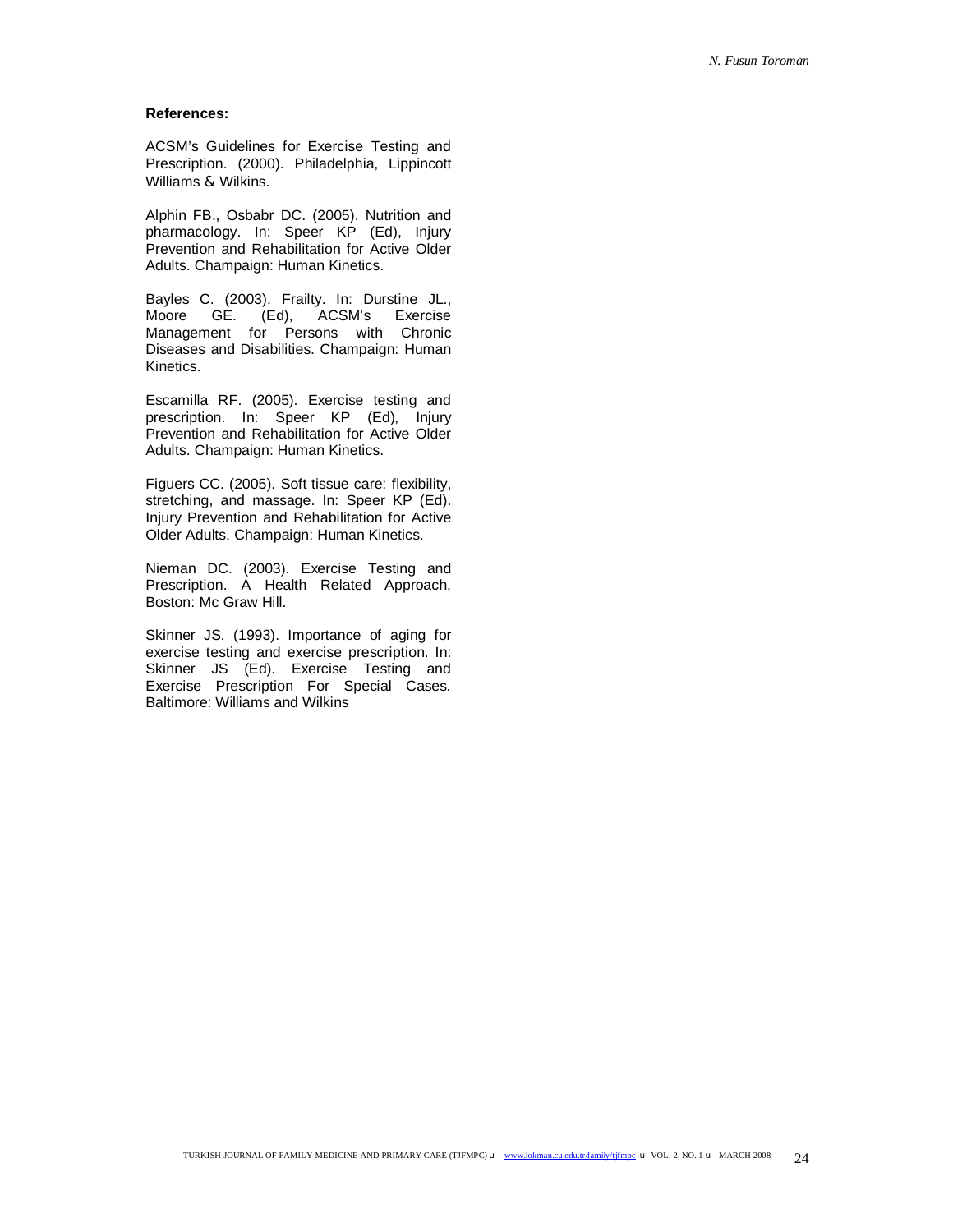**References:**

ACSM's Guidelines for Exercise Testing and Prescription. (2000). Philadelphia, Lippincott Williams & Wilkins.

Alphin FB., Osbabr DC. (2005). Nutrition and pharmacology. In: Speer KP (Ed), Injury Prevention and Rehabilitation for Active Older Adults. Champaign: Human Kinetics.

Bayles C. (2003). Frailty. In: Durstine JL., Moore GE. (Ed), ACSM's Exercise Management for Persons with Chronic Diseases and Disabilities. Champaign: Human Kinetics.

Escamilla RF. (2005). Exercise testing and prescription. In: Speer KP (Ed), Injury Prevention and Rehabilitation for Active Older Adults. Champaign: Human Kinetics.

Figuers CC. (2005). Soft tissue care: flexibility, stretching, and massage. In: Speer KP (Ed). Injury Prevention and Rehabilitation for Active Older Adults. Champaign: Human Kinetics.

Nieman DC. (2003). Exercise Testing and Prescription. A Health Related Approach, Boston: Mc Graw Hill.

Skinner JS. (1993). Importance of aging for exercise testing and exercise prescription. In: Skinner JS (Ed). Exercise Testing and Exercise Prescription For Special Cases. Baltimore: Williams and Wilkins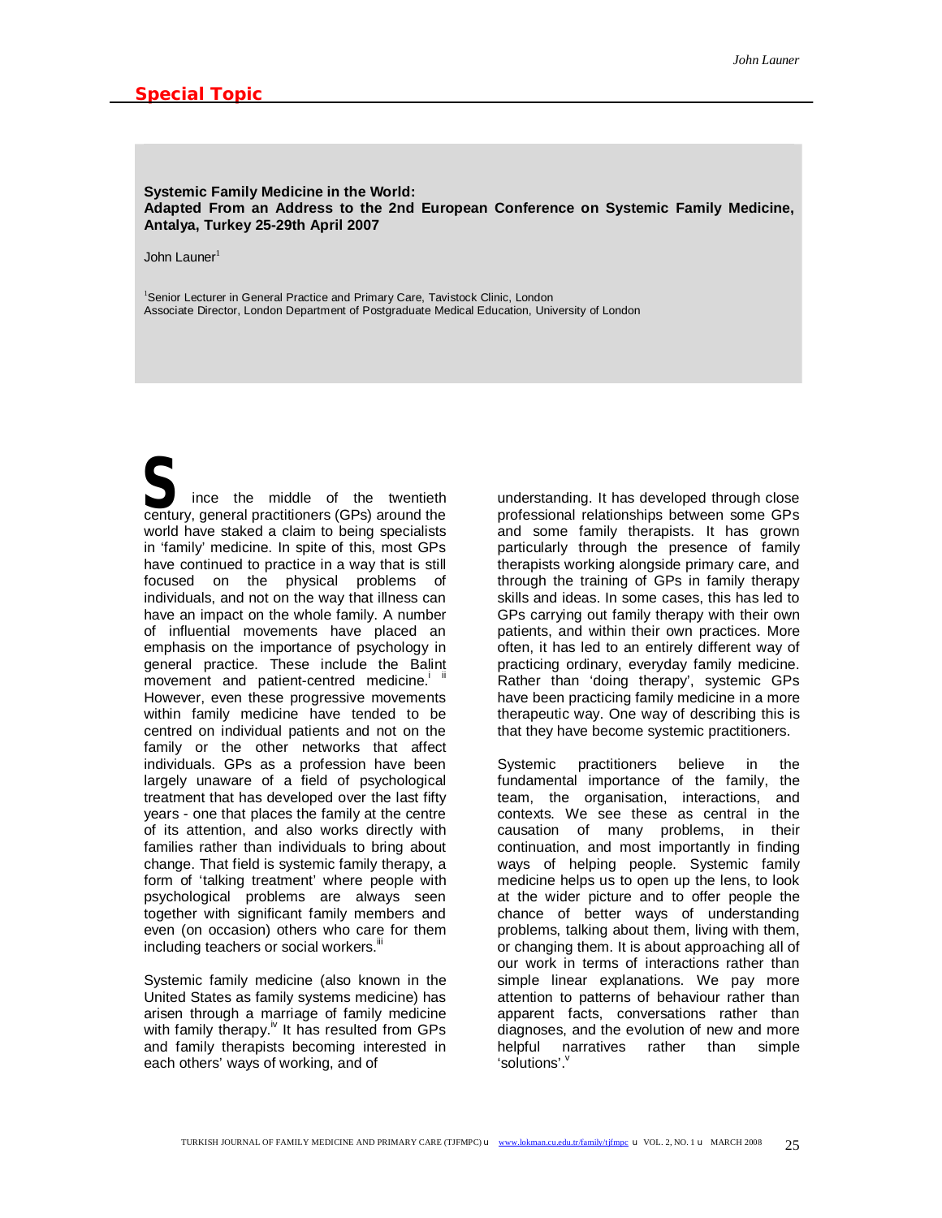**Special Topic**

# Systemic Family Medicine in the World: Adapted From an Address to the 2nd European Conference on Systemic Family Medicine, Antalya, Turkey 25-29th April 2007

John Launer[1]

[1]Senior Lecturer in General Practice and Primary Care, Tavistock Clinic, London
Associate Director, London Department of Postgraduate Medical Education, University of London

Since the middle of the twentieth century, general practitioners (GPs) around the world have staked a claim to being specialists in 'family' medicine. In spite of this, most GPs have continued to practice in a way that is still focused on the physical problems of individuals, and not on the way that illness can have an impact on the whole family. A number of influential movements have placed an emphasis on the importance of psychology in general practice. These include the Balint movement and patient-centred medicine.[i] [ii] However, even these progressive movements within family medicine have tended to be centred on individual patients and not on the family or the other networks that affect individuals. GPs as a profession have been largely unaware of a field of psychological treatment that has developed over the last fifty years - one that places the family at the centre of its attention, and also works directly with families rather than individuals to bring about change. That field is systemic family therapy, a form of 'talking treatment' where people with psychological problems are always seen together with significant family members and even (on occasion) others who care for them including teachers or social workers.[iii]

Systemic family medicine (also known in the United States as family systems medicine) has arisen through a marriage of family medicine with family therapy.[iv] It has resulted from GPs and family therapists becoming interested in each others' ways of working, and of understanding. It has developed through close professional relationships between some GPs and some family therapists. It has grown particularly through the presence of family therapists working alongside primary care, and through the training of GPs in family therapy skills and ideas. In some cases, this has led to GPs carrying out family therapy with their own patients, and within their own practices. More often, it has led to an entirely different way of practicing ordinary, everyday family medicine. Rather than 'doing therapy', systemic GPs have been practicing family medicine in a more therapeutic way. One way of describing this is that they have become systemic practitioners.

Systemic practitioners believe in the fundamental importance of the family, the team, the organisation, interactions, and contexts. We see these as central in the causation of many problems, in their continuation, and most importantly in finding ways of helping people. Systemic family medicine helps us to open up the lens, to look at the wider picture and to offer people the chance of better ways of understanding problems, talking about them, living with them, or changing them. It is about approaching all of our work in terms of interactions rather than simple linear explanations. We pay more attention to patterns of behaviour rather than apparent facts, conversations rather than diagnoses, and the evolution of new and more helpful narratives rather than simple 'solutions'.[v]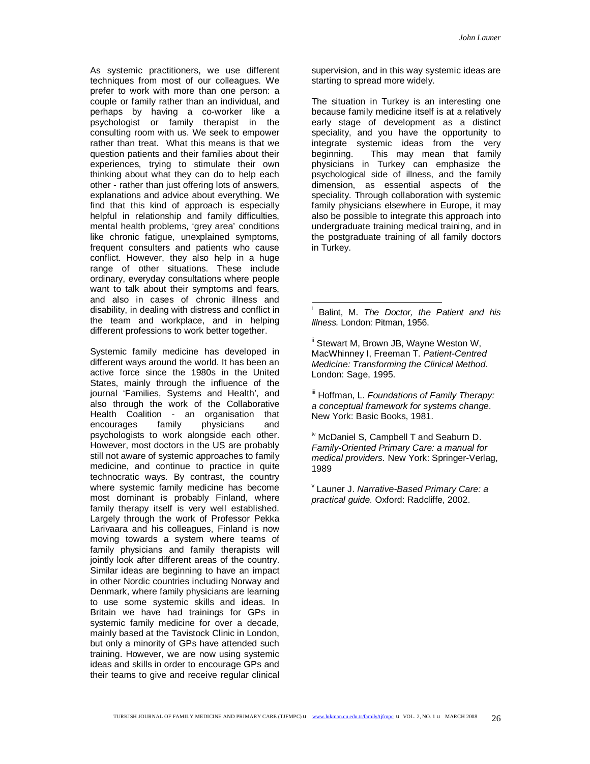As systemic practitioners, we use different techniques from most of our colleagues. We prefer to work with more than one person: a couple or family rather than an individual, and perhaps by having a co-worker like a psychologist or family therapist in the consulting room with us. We seek to empower rather than treat. What this means is that we question patients and their families about their experiences, trying to stimulate their own thinking about what they can do to help each other - rather than just offering lots of answers, explanations and advice about everything. We find that this kind of approach is especially helpful in relationship and family difficulties, mental health problems, 'grey area' conditions like chronic fatigue, unexplained symptoms, frequent consulters and patients who cause conflict. However, they also help in a huge range of other situations. These include ordinary, everyday consultations where people want to talk about their symptoms and fears, and also in cases of chronic illness and disability, in dealing with distress and conflict in the team and workplace, and in helping different professions to work better together.

Systemic family medicine has developed in different ways around the world. It has been an active force since the 1980s in the United States, mainly through the influence of the journal 'Families, Systems and Health', and also through the work of the Collaborative Health Coalition - an organisation that encourages family physicians and psychologists to work alongside each other. However, most doctors in the US are probably still not aware of systemic approaches to family medicine, and continue to practice in quite technocratic ways. By contrast, the country where systemic family medicine has become most dominant is probably Finland, where family therapy itself is very well established. Largely through the work of Professor Pekka Larivaara and his colleagues, Finland is now moving towards a system where teams of family physicians and family therapists will jointly look after different areas of the country. Similar ideas are beginning to have an impact in other Nordic countries including Norway and Denmark, where family physicians are learning to use some systemic skills and ideas. In Britain we have had trainings for GPs in systemic family medicine for over a decade, mainly based at the Tavistock Clinic in London, but only a minority of GPs have attended such training. However, we are now using systemic ideas and skills in order to encourage GPs and their teams to give and receive regular clinical supervision, and in this way systemic ideas are starting to spread more widely.

The situation in Turkey is an interesting one because family medicine itself is at a relatively early stage of development as a distinct speciality, and you have the opportunity to integrate systemic ideas from the very beginning. This may mean that family physicians in Turkey can emphasize the psychological side of illness, and the family dimension, as essential aspects of the speciality. Through collaboration with systemic family physicians elsewhere in Europe, it may also be possible to integrate this approach into undergraduate training medical training, and in the postgraduate training of all family doctors in Turkey.

---

[i] Balint, M. *The Doctor, the Patient and his Illness.* London: Pitman, 1956.

[ii] Stewart M, Brown JB, Wayne Weston W, MacWhinney I, Freeman T. *Patient-Centred Medicine: Transforming the Clinical Method*. London: Sage, 1995.

[iii] Hoffman, L. *Foundations of Family Therapy: a conceptual framework for systems change*. New York: Basic Books, 1981.

[iv] McDaniel S, Campbell T and Seaburn D. *Family-Oriented Primary Care: a manual for medical providers.* New York: Springer-Verlag, 1989

[v] Launer J. *Narrative-Based Primary Care: a practical guide.* Oxford: Radcliffe, 2002.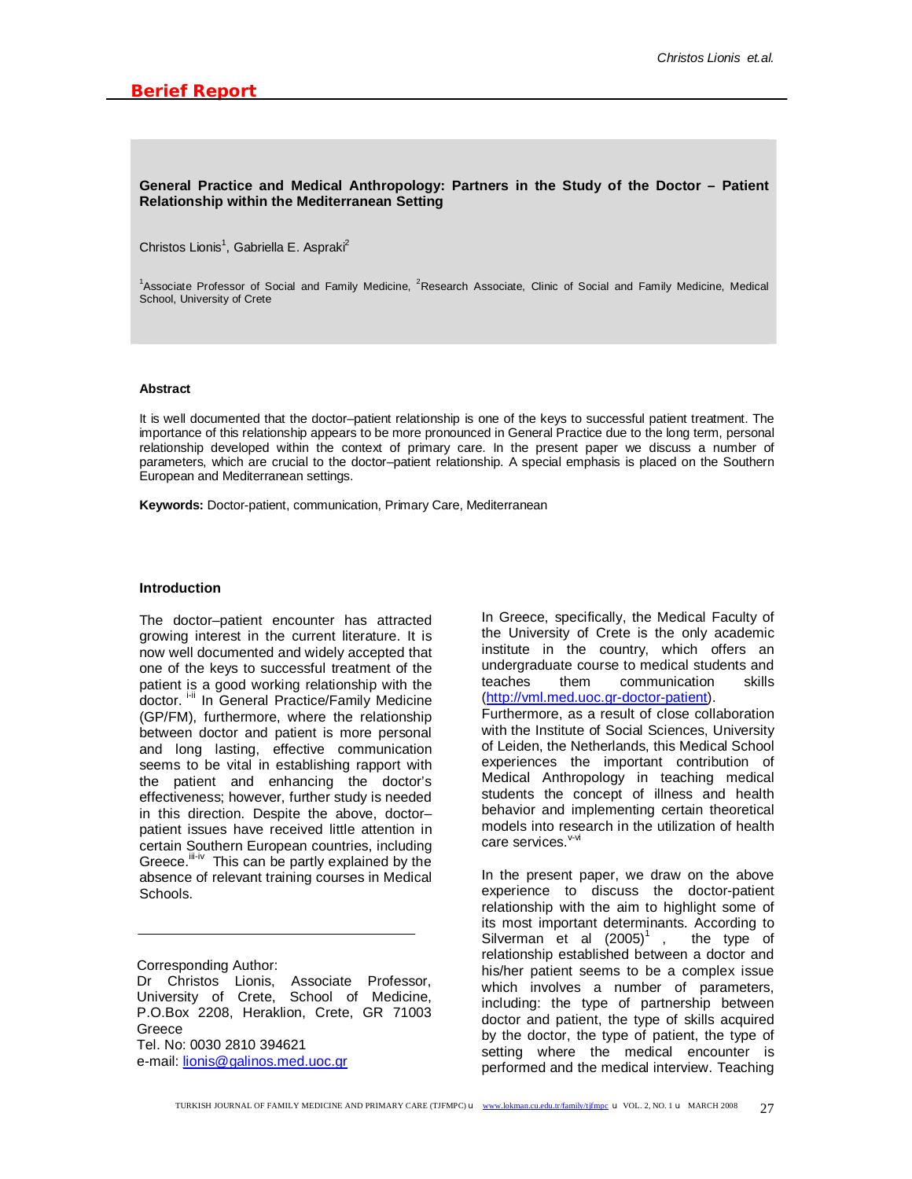**Berief Report**

## General Practice and Medical Anthropology: Partners in the Study of the Doctor – Patient Relationship within the Mediterranean Setting

Christos Lionis[1], Gabriella E. Aspraki[2]

[1]Associate Professor of Social and Family Medicine, [2]Research Associate, Clinic of Social and Family Medicine, Medical School, University of Crete

### Abstract

It is well documented that the doctor–patient relationship is one of the keys to successful patient treatment. The importance of this relationship appears to be more pronounced in General Practice due to the long term, personal relationship developed within the context of primary care. In the present paper we discuss a number of parameters, which are crucial to the doctor–patient relationship. A special emphasis is placed on the Southern European and Mediterranean settings.

**Keywords:** Doctor-patient, communication, Primary Care, Mediterranean

### Introduction

The doctor–patient encounter has attracted growing interest in the current literature. It is now well documented and widely accepted that one of the keys to successful treatment of the patient is a good working relationship with the doctor. [i-ii] In General Practice/Family Medicine (GP/FM), furthermore, where the relationship between doctor and patient is more personal and long lasting, effective communication seems to be vital in establishing rapport with the patient and enhancing the doctor's effectiveness; however, further study is needed in this direction. Despite the above, doctor–patient issues have received little attention in certain Southern European countries, including Greece.[iii-iv] This can be partly explained by the absence of relevant training courses in Medical Schools.

Corresponding Author:
Dr Christos Lionis, Associate Professor, University of Crete, School of Medicine, P.O.Box 2208, Heraklion, Crete, GR 71003 Greece
Tel. No: 0030 2810 394621
e-mail: lionis@galinos.med.uoc.gr

In Greece, specifically, the Medical Faculty of the University of Crete is the only academic institute in the country, which offers an undergraduate course to medical students and teaches them communication skills (http://vml.med.uoc.gr-doctor-patient).
Furthermore, as a result of close collaboration with the Institute of Social Sciences, University of Leiden, the Netherlands, this Medical School experiences the important contribution of Medical Anthropology in teaching medical students the concept of illness and health behavior and implementing certain theoretical models into research in the utilization of health care services.[v-vi]

In the present paper, we draw on the above experience to discuss the doctor-patient relationship with the aim to highlight some of its most important determinants. According to Silverman et al (2005)[1], the type of relationship established between a doctor and his/her patient seems to be a complex issue which involves a number of parameters, including: the type of partnership between doctor and patient, the type of skills acquired by the doctor, the type of patient, the type of setting where the medical encounter is performed and the medical interview. Teaching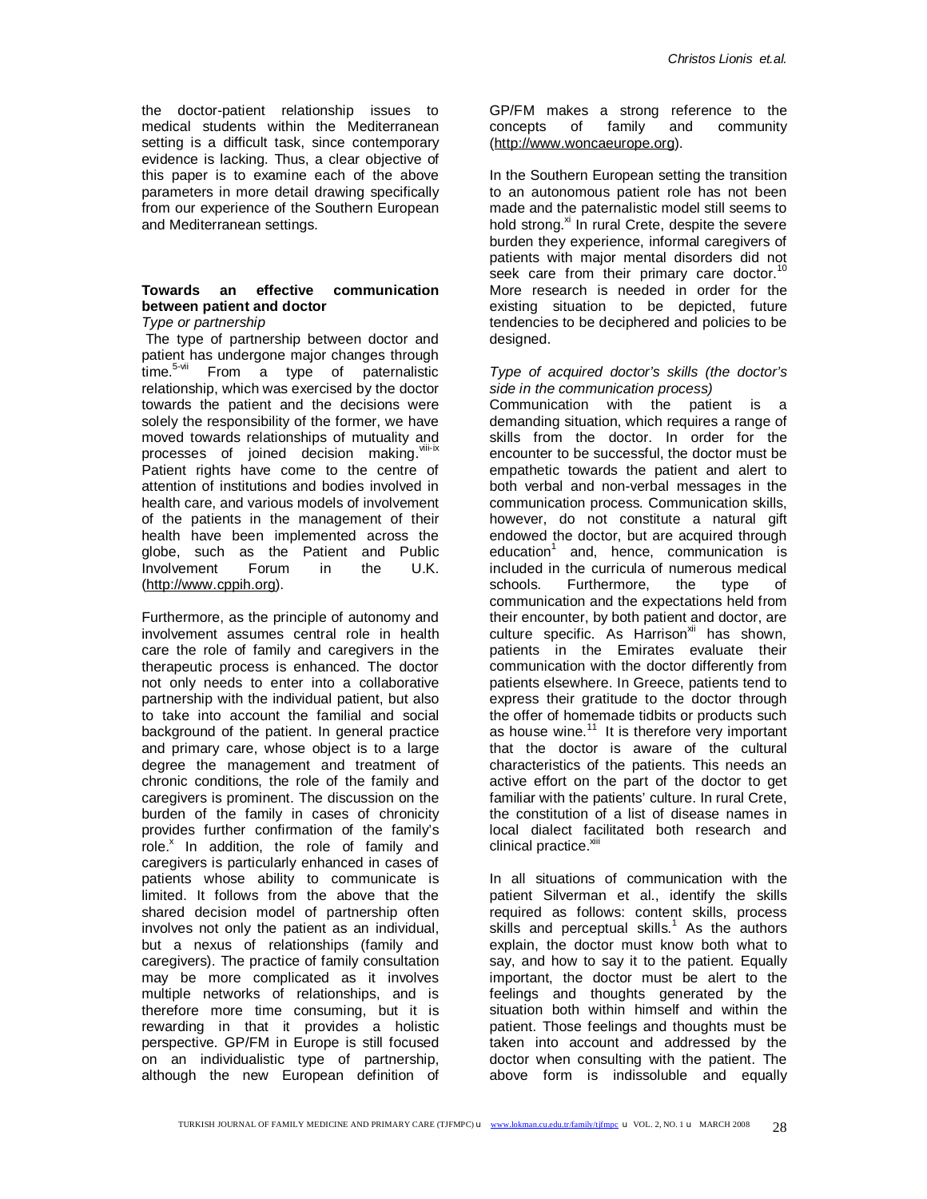the doctor-patient relationship issues to medical students within the Mediterranean setting is a difficult task, since contemporary evidence is lacking. Thus, a clear objective of this paper is to examine each of the above parameters in more detail drawing specifically from our experience of the Southern European and Mediterranean settings.

## Towards an effective communication between patient and doctor

*Type or partnership*

The type of partnership between doctor and patient has undergone major changes through time.[5-vii] From a type of paternalistic relationship, which was exercised by the doctor towards the patient and the decisions were solely the responsibility of the former, we have moved towards relationships of mutuality and processes of joined decision making.[viii-ix] Patient rights have come to the centre of attention of institutions and bodies involved in health care, and various models of involvement of the patients in the management of their health have been implemented across the globe, such as the Patient and Public Involvement Forum in the U.K. (http://www.cppih.org).

Furthermore, as the principle of autonomy and involvement assumes central role in health care the role of family and caregivers in the therapeutic process is enhanced. The doctor not only needs to enter into a collaborative partnership with the individual patient, but also to take into account the familial and social background of the patient. In general practice and primary care, whose object is to a large degree the management and treatment of chronic conditions, the role of the family and caregivers is prominent. The discussion on the burden of the family in cases of chronicity provides further confirmation of the family's role.[x] In addition, the role of family and caregivers is particularly enhanced in cases of patients whose ability to communicate is limited. It follows from the above that the shared decision model of partnership often involves not only the patient as an individual, but a nexus of relationships (family and caregivers). The practice of family consultation may be more complicated as it involves multiple networks of relationships, and is therefore more time consuming, but it is rewarding in that it provides a holistic perspective. GP/FM in Europe is still focused on an individualistic type of partnership, although the new European definition of GP/FM makes a strong reference to the concepts of family and community (http://www.woncaeurope.org).

In the Southern European setting the transition to an autonomous patient role has not been made and the paternalistic model still seems to hold strong.[xi] In rural Crete, despite the severe burden they experience, informal caregivers of patients with major mental disorders did not seek care from their primary care doctor.[10] More research is needed in order for the existing situation to be depicted, future tendencies to be deciphered and policies to be designed.

*Type of acquired doctor's skills (the doctor's side in the communication process)*

Communication with the patient is a demanding situation, which requires a range of skills from the doctor. In order for the encounter to be successful, the doctor must be empathetic towards the patient and alert to both verbal and non-verbal messages in the communication process. Communication skills, however, do not constitute a natural gift endowed the doctor, but are acquired through education[1] and, hence, communication is included in the curricula of numerous medical schools. Furthermore, the type of communication and the expectations held from their encounter, by both patient and doctor, are culture specific. As Harrison[xii] has shown, patients in the Emirates evaluate their communication with the doctor differently from patients elsewhere. In Greece, patients tend to express their gratitude to the doctor through the offer of homemade tidbits or products such as house wine.[11] It is therefore very important that the doctor is aware of the cultural characteristics of the patients. This needs an active effort on the part of the doctor to get familiar with the patients' culture. In rural Crete, the constitution of a list of disease names in local dialect facilitated both research and clinical practice.[xiii]

In all situations of communication with the patient Silverman et al., identify the skills required as follows: content skills, process skills and perceptual skills.[1] As the authors explain, the doctor must know both what to say, and how to say it to the patient. Equally important, the doctor must be alert to the feelings and thoughts generated by the situation both within himself and within the patient. Those feelings and thoughts must be taken into account and addressed by the doctor when consulting with the patient. The above form is indissoluble and equally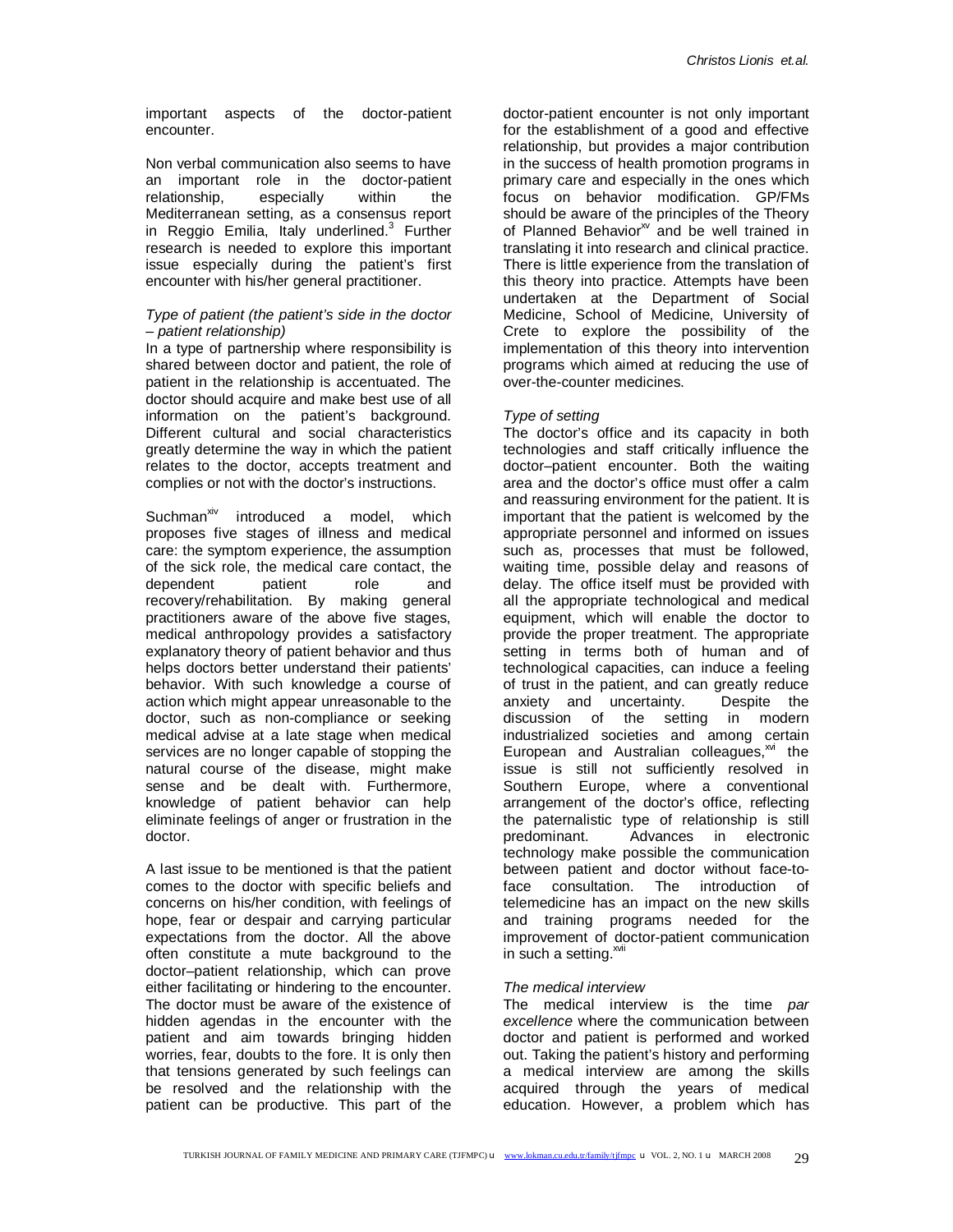important aspects of the doctor-patient encounter.

Non verbal communication also seems to have an important role in the doctor-patient relationship, especially within the Mediterranean setting, as a consensus report in Reggio Emilia, Italy underlined.[3] Further research is needed to explore this important issue especially during the patient's first encounter with his/her general practitioner.

*Type of patient (the patient's side in the doctor – patient relationship)*

In a type of partnership where responsibility is shared between doctor and patient, the role of patient in the relationship is accentuated. The doctor should acquire and make best use of all information on the patient's background. Different cultural and social characteristics greatly determine the way in which the patient relates to the doctor, accepts treatment and complies or not with the doctor's instructions.

Suchman[xiv] introduced a model, which proposes five stages of illness and medical care: the symptom experience, the assumption of the sick role, the medical care contact, the dependent patient role and recovery/rehabilitation. By making general practitioners aware of the above five stages, medical anthropology provides a satisfactory explanatory theory of patient behavior and thus helps doctors better understand their patients' behavior. With such knowledge a course of action which might appear unreasonable to the doctor, such as non-compliance or seeking medical advise at a late stage when medical services are no longer capable of stopping the natural course of the disease, might make sense and be dealt with. Furthermore, knowledge of patient behavior can help eliminate feelings of anger or frustration in the doctor.

A last issue to be mentioned is that the patient comes to the doctor with specific beliefs and concerns on his/her condition, with feelings of hope, fear or despair and carrying particular expectations from the doctor. All the above often constitute a mute background to the doctor–patient relationship, which can prove either facilitating or hindering to the encounter. The doctor must be aware of the existence of hidden agendas in the encounter with the patient and aim towards bringing hidden worries, fear, doubts to the fore. It is only then that tensions generated by such feelings can be resolved and the relationship with the patient can be productive. This part of the doctor-patient encounter is not only important for the establishment of a good and effective relationship, but provides a major contribution in the success of health promotion programs in primary care and especially in the ones which focus on behavior modification. GP/FMs should be aware of the principles of the Theory of Planned Behavior[xv] and be well trained in translating it into research and clinical practice. There is little experience from the translation of this theory into practice. Attempts have been undertaken at the Department of Social Medicine, School of Medicine, University of Crete to explore the possibility of the implementation of this theory into intervention programs which aimed at reducing the use of over-the-counter medicines.

*Type of setting*

The doctor's office and its capacity in both technologies and staff critically influence the doctor–patient encounter. Both the waiting area and the doctor's office must offer a calm and reassuring environment for the patient. It is important that the patient is welcomed by the appropriate personnel and informed on issues such as, processes that must be followed, waiting time, possible delay and reasons of delay. The office itself must be provided with all the appropriate technological and medical equipment, which will enable the doctor to provide the proper treatment. The appropriate setting in terms both of human and of technological capacities, can induce a feeling of trust in the patient, and can greatly reduce anxiety and uncertainty. Despite the discussion of the setting in modern industrialized societies and among certain European and Australian colleagues,[xvi] the issue is still not sufficiently resolved in Southern Europe, where a conventional arrangement of the doctor's office, reflecting the paternalistic type of relationship is still predominant. Advances in electronic technology make possible the communication between patient and doctor without face-to-face consultation. The introduction of telemedicine has an impact on the new skills and training programs needed for the improvement of doctor-patient communication in such a setting.[xvii]

*The medical interview*

The medical interview is the time *par excellence* where the communication between doctor and patient is performed and worked out. Taking the patient's history and performing a medical interview are among the skills acquired through the years of medical education. However, a problem which has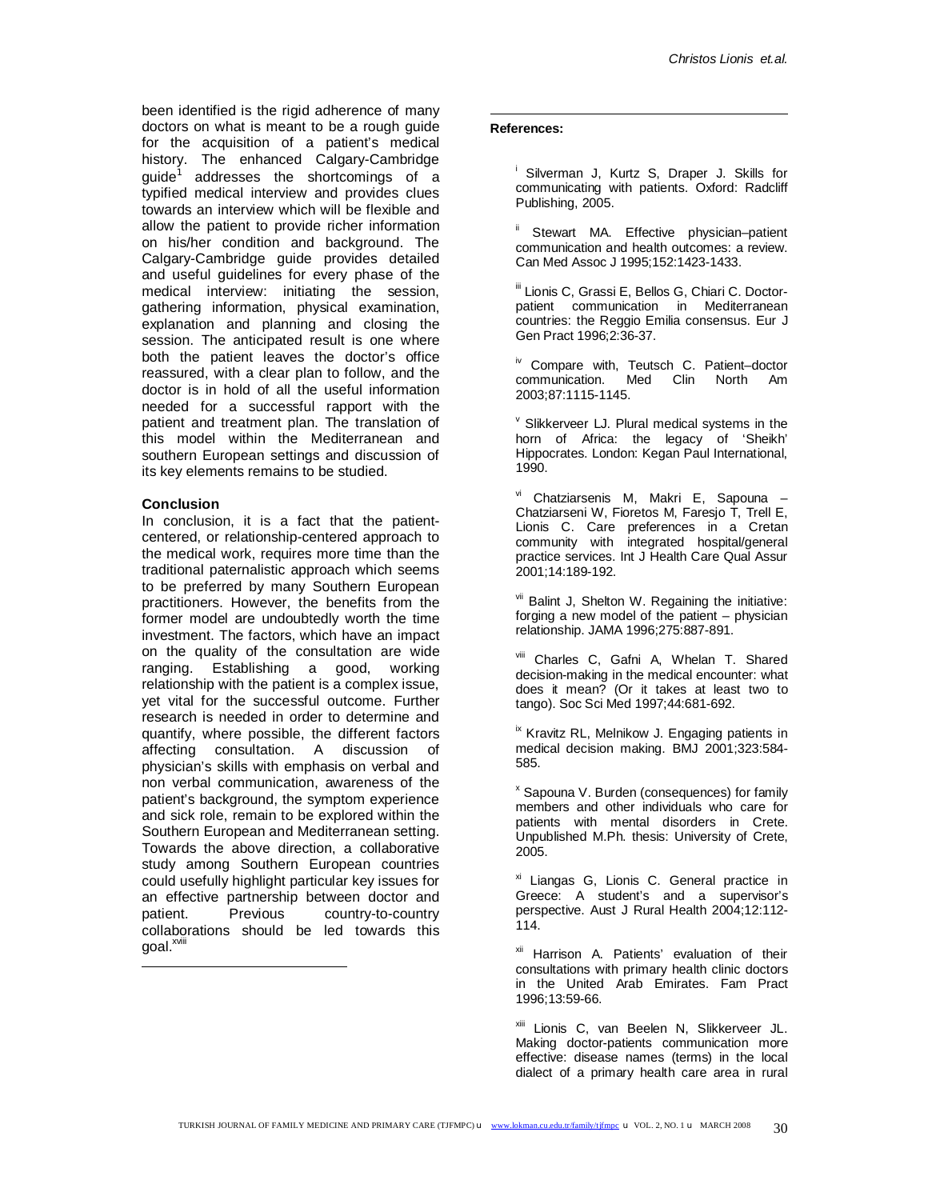been identified is the rigid adherence of many doctors on what is meant to be a rough guide for the acquisition of a patient's medical history. The enhanced Calgary-Cambridge guide[1] addresses the shortcomings of a typified medical interview and provides clues towards an interview which will be flexible and allow the patient to provide richer information on his/her condition and background. The Calgary-Cambridge guide provides detailed and useful guidelines for every phase of the medical interview: initiating the session, gathering information, physical examination, explanation and planning and closing the session. The anticipated result is one where both the patient leaves the doctor's office reassured, with a clear plan to follow, and the doctor is in hold of all the useful information needed for a successful rapport with the patient and treatment plan. The translation of this model within the Mediterranean and southern European settings and discussion of its key elements remains to be studied.

## Conclusion

In conclusion, it is a fact that the patient-centered, or relationship-centered approach to the medical work, requires more time than the traditional paternalistic approach which seems to be preferred by many Southern European practitioners. However, the benefits from the former model are undoubtedly worth the time investment. The factors, which have an impact on the quality of the consultation are wide ranging. Establishing a good, working relationship with the patient is a complex issue, yet vital for the successful outcome. Further research is needed in order to determine and quantify, where possible, the different factors affecting consultation. A discussion of physician's skills with emphasis on verbal and non verbal communication, awareness of the patient's background, the symptom experience and sick role, remain to be explored within the Southern European and Mediterranean setting. Towards the above direction, a collaborative study among Southern European countries could usefully highlight particular key issues for an effective partnership between doctor and patient. Previous country-to-country collaborations should be led towards this goal.[xviii]

**References:**

[i] Silverman J, Kurtz S, Draper J. Skills for communicating with patients. Oxford: Radcliff Publishing, 2005.

[ii] Stewart MA. Effective physician–patient communication and health outcomes: a review. Can Med Assoc J 1995;152:1423-1433.

[iii] Lionis C, Grassi E, Bellos G, Chiari C. Doctor-patient communication in Mediterranean countries: the Reggio Emilia consensus. Eur J Gen Pract 1996;2:36-37.

[iv] Compare with, Teutsch C. Patient–doctor communication. Med Clin North Am 2003;87:1115-1145.

[v] Slikkerveer LJ. Plural medical systems in the horn of Africa: the legacy of 'Sheikh' Hippocrates. London: Kegan Paul International, 1990.

[vi] Chatziarsenis M, Makri E, Sapouna – Chatziarseni W, Fioretos M, Faresjo T, Trell E, Lionis C. Care preferences in a Cretan community with integrated hospital/general practice services. Int J Health Care Qual Assur 2001;14:189-192.

[vii] Balint J, Shelton W. Regaining the initiative: forging a new model of the patient – physician relationship. JAMA 1996;275:887-891.

[viii] Charles C, Gafni A, Whelan T. Shared decision-making in the medical encounter: what does it mean? (Or it takes at least two to tango). Soc Sci Med 1997;44:681-692.

[ix] Kravitz RL, Melnikow J. Engaging patients in medical decision making. BMJ 2001;323:584-585.

[x] Sapouna V. Burden (consequences) for family members and other individuals who care for patients with mental disorders in Crete. Unpublished M.Ph. thesis: University of Crete, 2005.

[xi] Liangas G, Lionis C. General practice in Greece: A student's and a supervisor's perspective. Aust J Rural Health 2004;12:112-114.

[xii] Harrison A. Patients' evaluation of their consultations with primary health clinic doctors in the United Arab Emirates. Fam Pract 1996;13:59-66.

[xiii] Lionis C, van Beelen N, Slikkerveer JL. Making doctor-patients communication more effective: disease names (terms) in the local dialect of a primary health care area in rural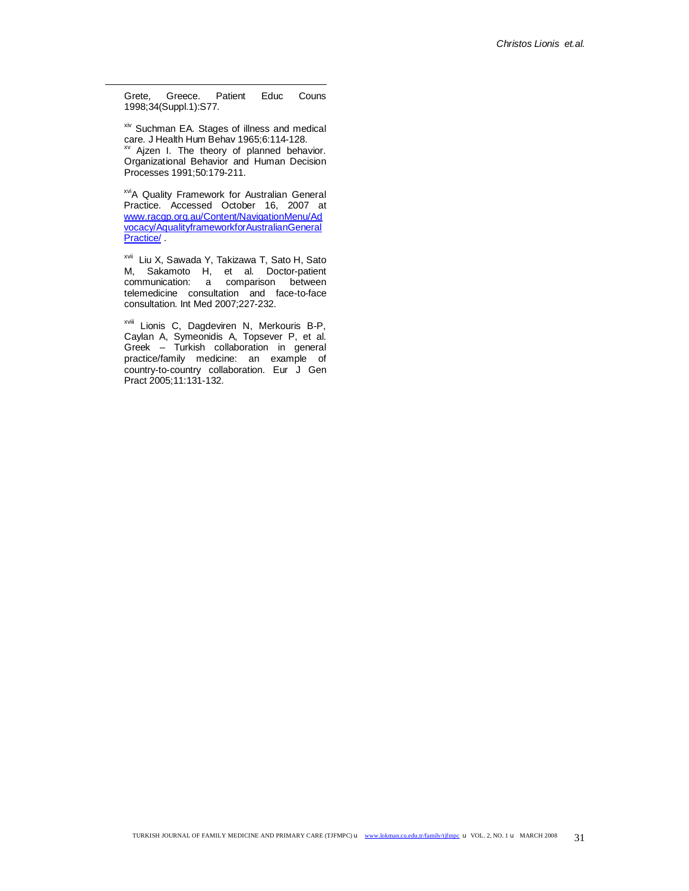Grete, Greece. Patient Educ Couns 1998;34(Suppl.1):S77.

[xiv] Suchman EA. Stages of illness and medical care. J Health Hum Behav 1965;6:114-128.

[xv] Ajzen I. The theory of planned behavior. Organizational Behavior and Human Decision Processes 1991;50:179-211.

[xvi] A Quality Framework for Australian General Practice. Accessed October 16, 2007 at www.racgp.org.au/Content/NavigationMenu/Advocacy/AqualityframeworkforAustralianGeneralPractice/ .

[xvii] Liu X, Sawada Y, Takizawa T, Sato H, Sato M, Sakamoto H, et al. Doctor-patient communication: a comparison between telemedicine consultation and face-to-face consultation. Int Med 2007;227-232.

[xviii] Lionis C, Dagdeviren N, Merkouris B-P, Caylan A, Symeonidis A, Topsever P, et al. Greek – Turkish collaboration in general practice/family medicine: an example of country-to-country collaboration. Eur J Gen Pract 2005;11:131-132.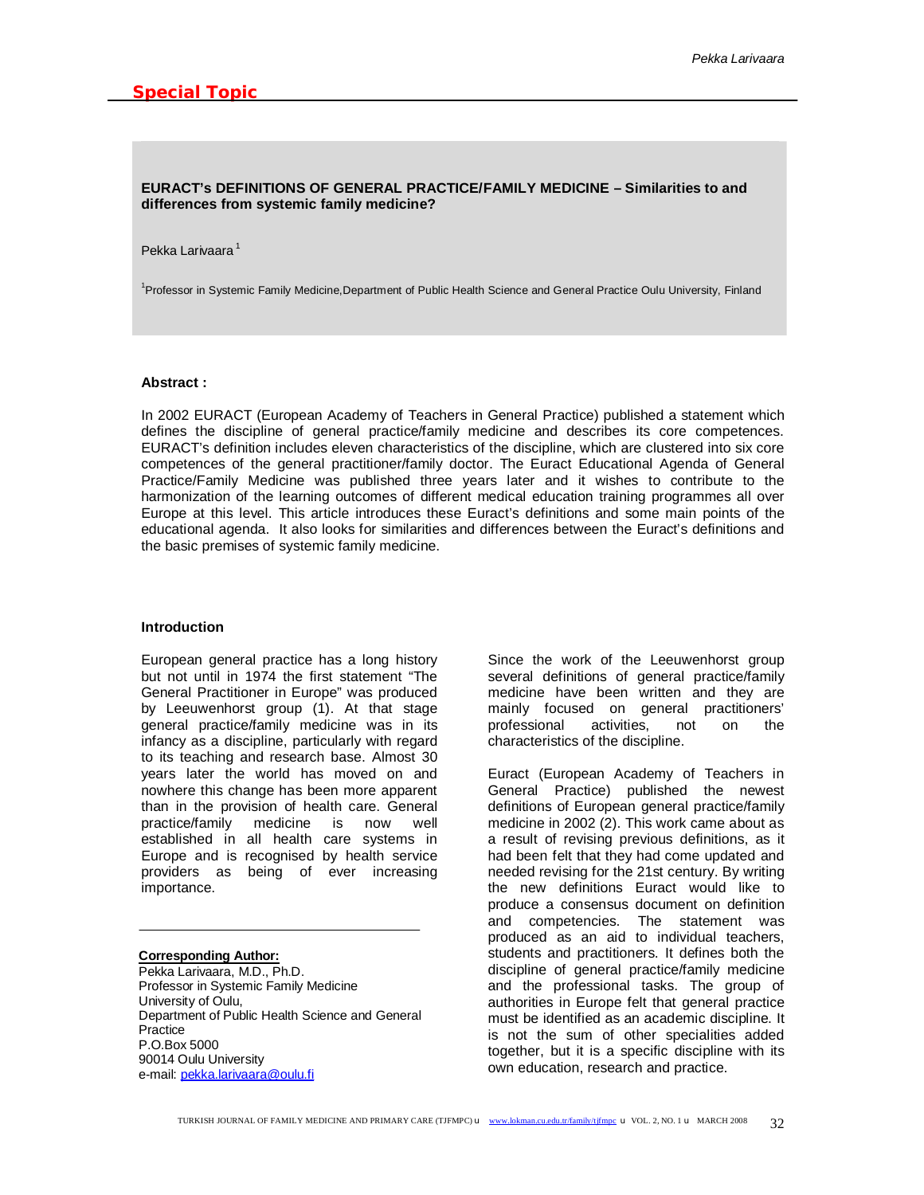## Special Topic

**EURACT's DEFINITIONS OF GENERAL PRACTICE/FAMILY MEDICINE – Similarities to and differences from systemic family medicine?**

Pekka Larivaara [1]

[1]Professor in Systemic Family Medicine,Department of Public Health Science and General Practice Oulu University, Finland

**Abstract :**

In 2002 EURACT (European Academy of Teachers in General Practice) published a statement which defines the discipline of general practice/family medicine and describes its core competences. EURACT's definition includes eleven characteristics of the discipline, which are clustered into six core competences of the general practitioner/family doctor. The Euract Educational Agenda of General Practice/Family Medicine was published three years later and it wishes to contribute to the harmonization of the learning outcomes of different medical education training programmes all over Europe at this level. This article introduces these Euract's definitions and some main points of the educational agenda. It also looks for similarities and differences between the Euract's definitions and the basic premises of systemic family medicine.

**Introduction**

European general practice has a long history but not until in 1974 the first statement "The General Practitioner in Europe" was produced by Leeuwenhorst group (1). At that stage general practice/family medicine was in its infancy as a discipline, particularly with regard to its teaching and research base. Almost 30 years later the world has moved on and nowhere this change has been more apparent than in the provision of health care. General practice/family medicine is now well established in all health care systems in Europe and is recognised by health service providers as being of ever increasing importance.

**Corresponding Author:**
Pekka Larivaara, M.D., Ph.D.
Professor in Systemic Family Medicine
University of Oulu,
Department of Public Health Science and General Practice
P.O.Box 5000
90014 Oulu University
e-mail: pekka.larivaara@oulu.fi

Since the work of the Leeuwenhorst group several definitions of general practice/family medicine have been written and they are mainly focused on general practitioners' professional activities, not on the characteristics of the discipline.

Euract (European Academy of Teachers in General Practice) published the newest definitions of European general practice/family medicine in 2002 (2). This work came about as a result of revising previous definitions, as it had been felt that they had come updated and needed revising for the 21st century. By writing the new definitions Euract would like to produce a consensus document on definition and competencies. The statement was produced as an aid to individual teachers, students and practitioners. It defines both the discipline of general practice/family medicine and the professional tasks. The group of authorities in Europe felt that general practice must be identified as an academic discipline. It is not the sum of other specialities added together, but it is a specific discipline with its own education, research and practice.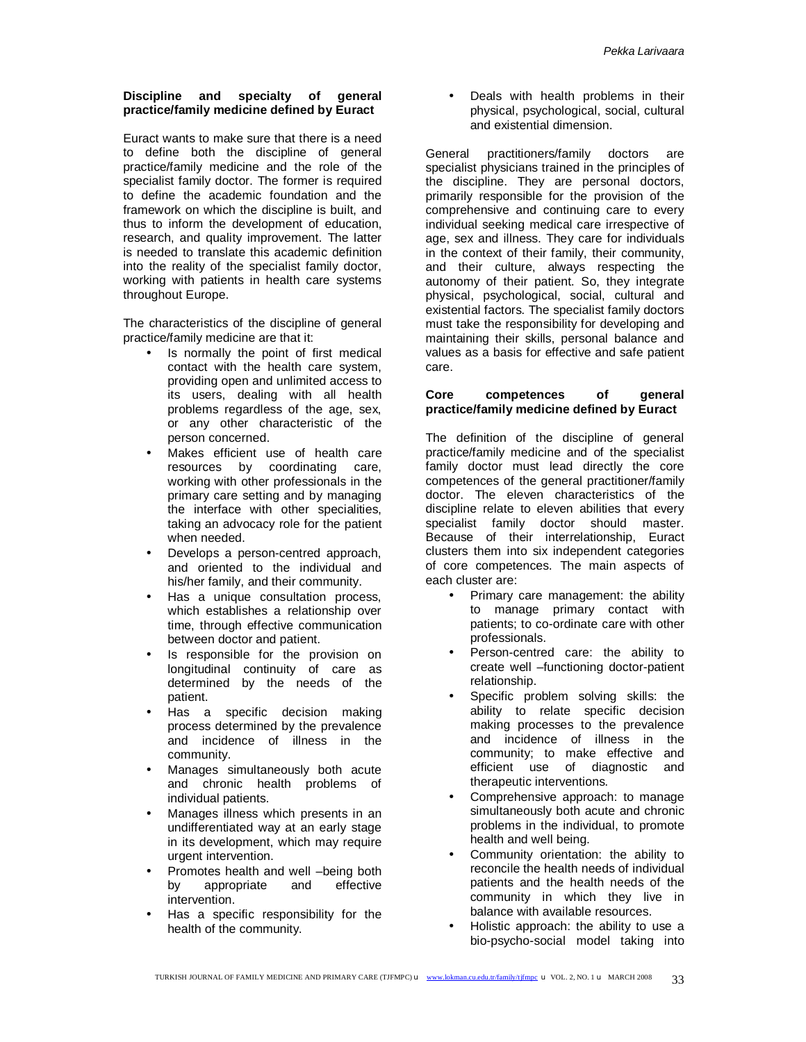**Discipline and specialty of general practice/family medicine defined by Euract**

Euract wants to make sure that there is a need to define both the discipline of general practice/family medicine and the role of the specialist family doctor. The former is required to define the academic foundation and the framework on which the discipline is built, and thus to inform the development of education, research, and quality improvement. The latter is needed to translate this academic definition into the reality of the specialist family doctor, working with patients in health care systems throughout Europe.

The characteristics of the discipline of general practice/family medicine are that it:

- Is normally the point of first medical contact with the health care system, providing open and unlimited access to its users, dealing with all health problems regardless of the age, sex, or any other characteristic of the person concerned.
- Makes efficient use of health care resources by coordinating care, working with other professionals in the primary care setting and by managing the interface with other specialities, taking an advocacy role for the patient when needed.
- Develops a person-centred approach, and oriented to the individual and his/her family, and their community.
- Has a unique consultation process, which establishes a relationship over time, through effective communication between doctor and patient.
- Is responsible for the provision on longitudinal continuity of care as determined by the needs of the patient.
- Has a specific decision making process determined by the prevalence and incidence of illness in the community.
- Manages simultaneously both acute and chronic health problems of individual patients.
- Manages illness which presents in an undifferentiated way at an early stage in its development, which may require urgent intervention.
- Promotes health and well –being both by appropriate and effective intervention.
- Has a specific responsibility for the health of the community.
- Deals with health problems in their physical, psychological, social, cultural and existential dimension.

General practitioners/family doctors are specialist physicians trained in the principles of the discipline. They are personal doctors, primarily responsible for the provision of the comprehensive and continuing care to every individual seeking medical care irrespective of age, sex and illness. They care for individuals in the context of their family, their community, and their culture, always respecting the autonomy of their patient. So, they integrate physical, psychological, social, cultural and existential factors. The specialist family doctors must take the responsibility for developing and maintaining their skills, personal balance and values as a basis for effective and safe patient care.

**Core competences of general practice/family medicine defined by Euract**

The definition of the discipline of general practice/family medicine and of the specialist family doctor must lead directly the core competences of the general practitioner/family doctor. The eleven characteristics of the discipline relate to eleven abilities that every specialist family doctor should master. Because of their interrelationship, Euract clusters them into six independent categories of core competences. The main aspects of each cluster are:

- Primary care management: the ability to manage primary contact with patients; to co-ordinate care with other professionals.
- Person-centred care: the ability to create well –functioning doctor-patient relationship.
- Specific problem solving skills: the ability to relate specific decision making processes to the prevalence and incidence of illness in the community; to make effective and efficient use of diagnostic and therapeutic interventions.
- Comprehensive approach: to manage simultaneously both acute and chronic problems in the individual, to promote health and well being.
- Community orientation: the ability to reconcile the health needs of individual patients and the health needs of the community in which they live in balance with available resources.
- Holistic approach: the ability to use a bio-psycho-social model taking into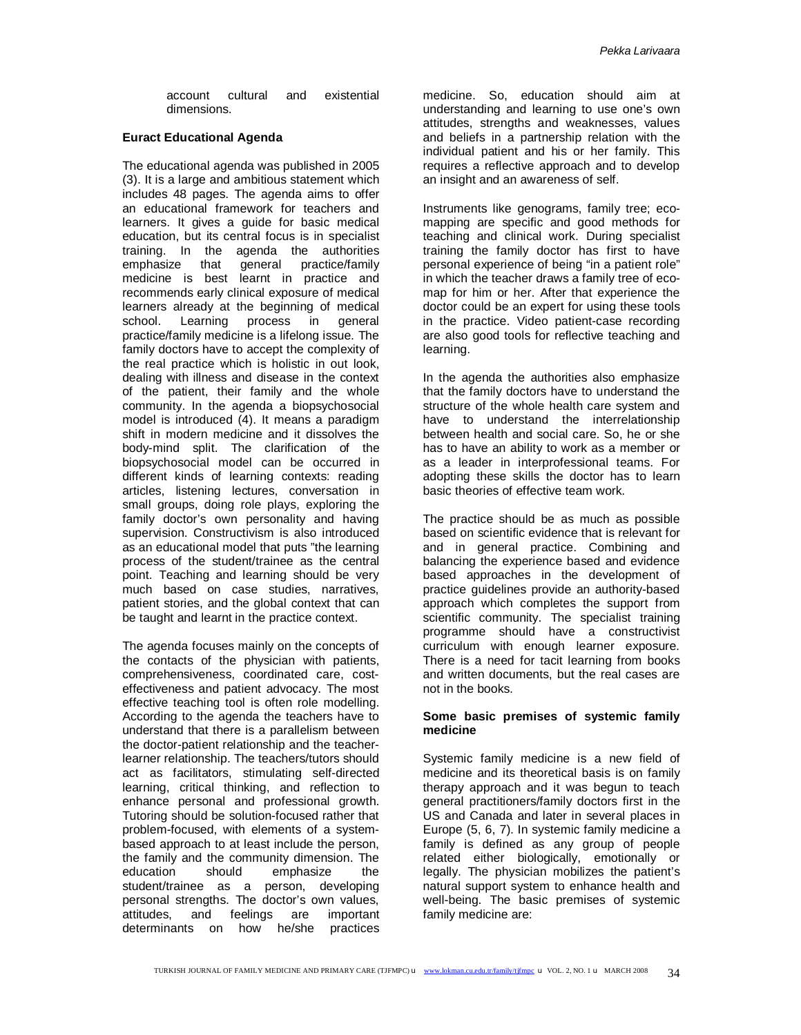account cultural and existential dimensions.

**Euract Educational Agenda**

The educational agenda was published in 2005 (3). It is a large and ambitious statement which includes 48 pages. The agenda aims to offer an educational framework for teachers and learners. It gives a guide for basic medical education, but its central focus is in specialist training. In the agenda the authorities emphasize that general practice/family medicine is best learnt in practice and recommends early clinical exposure of medical learners already at the beginning of medical school. Learning process in general practice/family medicine is a lifelong issue. The family doctors have to accept the complexity of the real practice which is holistic in out look, dealing with illness and disease in the context of the patient, their family and the whole community. In the agenda a biopsychosocial model is introduced (4). It means a paradigm shift in modern medicine and it dissolves the body-mind split. The clarification of the biopsychosocial model can be occurred in different kinds of learning contexts: reading articles, listening lectures, conversation in small groups, doing role plays, exploring the family doctor's own personality and having supervision. Constructivism is also introduced as an educational model that puts "the learning process of the student/trainee as the central point. Teaching and learning should be very much based on case studies, narratives, patient stories, and the global context that can be taught and learnt in the practice context.

The agenda focuses mainly on the concepts of the contacts of the physician with patients, comprehensiveness, coordinated care, cost-effectiveness and patient advocacy. The most effective teaching tool is often role modelling. According to the agenda the teachers have to understand that there is a parallelism between the doctor-patient relationship and the teacher-learner relationship. The teachers/tutors should act as facilitators, stimulating self-directed learning, critical thinking, and reflection to enhance personal and professional growth. Tutoring should be solution-focused rather that problem-focused, with elements of a system-based approach to at least include the person, the family and the community dimension. The education should emphasize the student/trainee as a person, developing personal strengths. The doctor's own values, attitudes, and feelings are important determinants on how he/she practices medicine. So, education should aim at understanding and learning to use one's own attitudes, strengths and weaknesses, values and beliefs in a partnership relation with the individual patient and his or her family. This requires a reflective approach and to develop an insight and an awareness of self.

Instruments like genograms, family tree; eco-mapping are specific and good methods for teaching and clinical work. During specialist training the family doctor has first to have personal experience of being "in a patient role" in which the teacher draws a family tree of eco-map for him or her. After that experience the doctor could be an expert for using these tools in the practice. Video patient-case recording are also good tools for reflective teaching and learning.

In the agenda the authorities also emphasize that the family doctors have to understand the structure of the whole health care system and have to understand the interrelationship between health and social care. So, he or she has to have an ability to work as a member or as a leader in interprofessional teams. For adopting these skills the doctor has to learn basic theories of effective team work.

The practice should be as much as possible based on scientific evidence that is relevant for and in general practice. Combining and balancing the experience based and evidence based approaches in the development of practice guidelines provide an authority-based approach which completes the support from scientific community. The specialist training programme should have a constructivist curriculum with enough learner exposure. There is a need for tacit learning from books and written documents, but the real cases are not in the books.

**Some basic premises of systemic family medicine**

Systemic family medicine is a new field of medicine and its theoretical basis is on family therapy approach and it was begun to teach general practitioners/family doctors first in the US and Canada and later in several places in Europe (5, 6, 7). In systemic family medicine a family is defined as any group of people related either biologically, emotionally or legally. The physician mobilizes the patient's natural support system to enhance health and well-being. The basic premises of systemic family medicine are: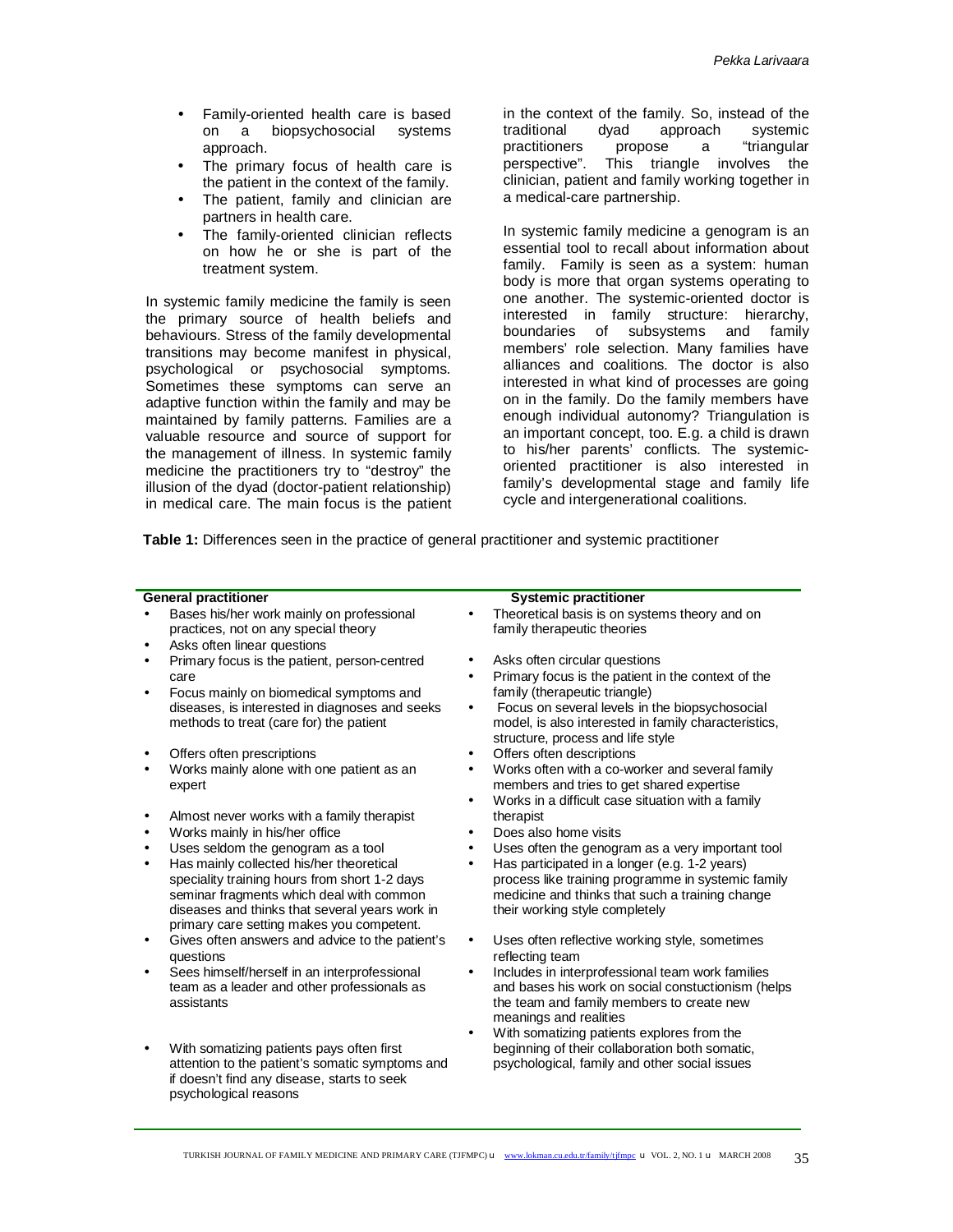- Family-oriented health care is based on a biopsychosocial systems approach.
- The primary focus of health care is the patient in the context of the family.
- The patient, family and clinician are partners in health care.
- The family-oriented clinician reflects on how he or she is part of the treatment system.

In systemic family medicine the family is seen the primary source of health beliefs and behaviours. Stress of the family developmental transitions may become manifest in physical, psychological or psychosocial symptoms. Sometimes these symptoms can serve an adaptive function within the family and may be maintained by family patterns. Families are a valuable resource and source of support for the management of illness. In systemic family medicine the practitioners try to "destroy" the illusion of the dyad (doctor-patient relationship) in medical care. The main focus is the patient in the context of the family. So, instead of the traditional dyad approach systemic practitioners propose a "triangular perspective". This triangle involves the clinician, patient and family working together in a medical-care partnership.

In systemic family medicine a genogram is an essential tool to recall about information about family. Family is seen as a system: human body is more that organ systems operating to one another. The systemic-oriented doctor is interested in family structure: hierarchy, boundaries of subsystems and family members' role selection. Many families have alliances and coalitions. The doctor is also interested in what kind of processes are going on in the family. Do the family members have enough individual autonomy? Triangulation is an important concept, too. E.g. a child is drawn to his/her parents' conflicts. The systemic-oriented practitioner is also interested in family's developmental stage and family life cycle and intergenerational coalitions.

**Table 1:** Differences seen in the practice of general practitioner and systemic practitioner

| General practitioner | Systemic practitioner |
|---|---|
| • Bases his/her work mainly on professional practices, not on any special theory | • Theoretical basis is on systems theory and on family therapeutic theories |
| • Asks often linear questions | • Asks often circular questions |
| • Primary focus is the patient, person-centred care | • Primary focus is the patient in the context of the family (therapeutic triangle) |
| • Focus mainly on biomedical symptoms and diseases, is interested in diagnoses and seeks methods to treat (care for) the patient | • Focus on several levels in the biopsychosocial model, is also interested in family characteristics, structure, process and life style |
| • Offers often prescriptions | • Offers often descriptions |
| • Works mainly alone with one patient as an expert | • Works often with a co-worker and several family members and tries to get shared expertise |
| • Almost never works with a family therapist | • Works in a difficult case situation with a family therapist |
| • Works mainly in his/her office | • Does also home visits |
| • Uses seldom the genogram as a tool | • Uses often the genogram as a very important tool |
| • Has mainly collected his/her theoretical speciality training hours from short 1-2 days seminar fragments which deal with common diseases and thinks that several years work in primary care setting makes you competent. | • Has participated in a longer (e.g. 1-2 years) process like training programme in systemic family medicine and thinks that such a training change their working style completely |
| • Gives often answers and advice to the patient's questions | • Uses often reflective working style, sometimes reflecting team |
| • Sees himself/herself in an interprofessional team as a leader and other professionals as assistants | • Includes in interprofessional team work families and bases his work on social constuctionism (helps the team and family members to create new meanings and realities |
| • With somatizing patients pays often first attention to the patient's somatic symptoms and if doesn't find any disease, starts to seek psychological reasons | • With somatizing patients explores from the beginning of their collaboration both somatic, psychological, family and other social issues |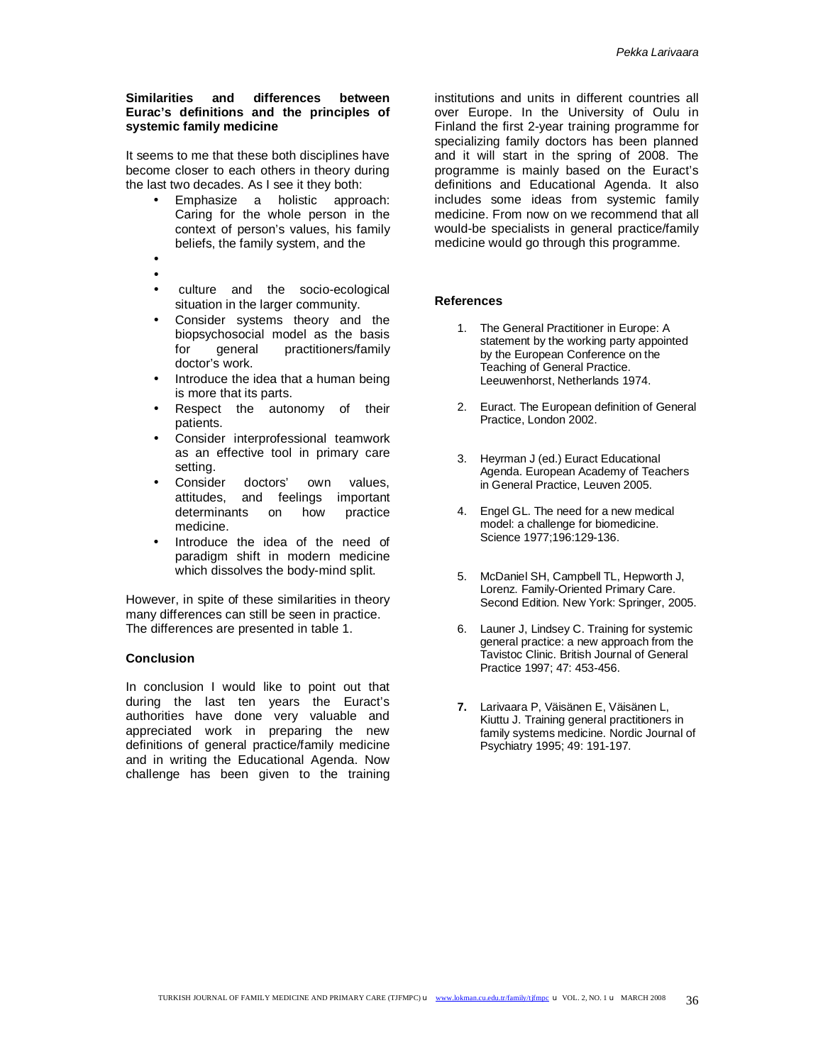**Similarities and differences between Eurac's definitions and the principles of systemic family medicine**

It seems to me that these both disciplines have become closer to each others in theory during the last two decades. As I see it they both:

- Emphasize a holistic approach: Caring for the whole person in the context of person's values, his family beliefs, the family system, and the
- 
- 
- culture and the socio-ecological situation in the larger community.
- Consider systems theory and the biopsychosocial model as the basis for general practitioners/family doctor's work.
- Introduce the idea that a human being is more that its parts.
- Respect the autonomy of their patients.
- Consider interprofessional teamwork as an effective tool in primary care setting.
- Consider doctors' own values, attitudes, and feelings important determinants on how practice medicine.
- Introduce the idea of the need of paradigm shift in modern medicine which dissolves the body-mind split.

However, in spite of these similarities in theory many differences can still be seen in practice. The differences are presented in table 1.

**Conclusion**

In conclusion I would like to point out that during the last ten years the Euract's authorities have done very valuable and appreciated work in preparing the new definitions of general practice/family medicine and in writing the Educational Agenda. Now challenge has been given to the training institutions and units in different countries all over Europe. In the University of Oulu in Finland the first 2-year training programme for specializing family doctors has been planned and it will start in the spring of 2008. The programme is mainly based on the Euract's definitions and Educational Agenda. It also includes some ideas from systemic family medicine. From now on we recommend that all would-be specialists in general practice/family medicine would go through this programme.

**References**

1. The General Practitioner in Europe: A statement by the working party appointed by the European Conference on the Teaching of General Practice. Leeuwenhorst, Netherlands 1974.
2. Euract. The European definition of General Practice, London 2002.
3. Heyrman J (ed.) Euract Educational Agenda. European Academy of Teachers in General Practice, Leuven 2005.
4. Engel GL. The need for a new medical model: a challenge for biomedicine. Science 1977;196:129-136.
5. McDaniel SH, Campbell TL, Hepworth J, Lorenz. Family-Oriented Primary Care. Second Edition. New York: Springer, 2005.
6. Launer J, Lindsey C. Training for systemic general practice: a new approach from the Tavistoc Clinic. British Journal of General Practice 1997; 47: 453-456.
7. Larivaara P, Väisänen E, Väisänen L, Kiuttu J. Training general practitioners in family systems medicine. Nordic Journal of Psychiatry 1995; 49: 191-197.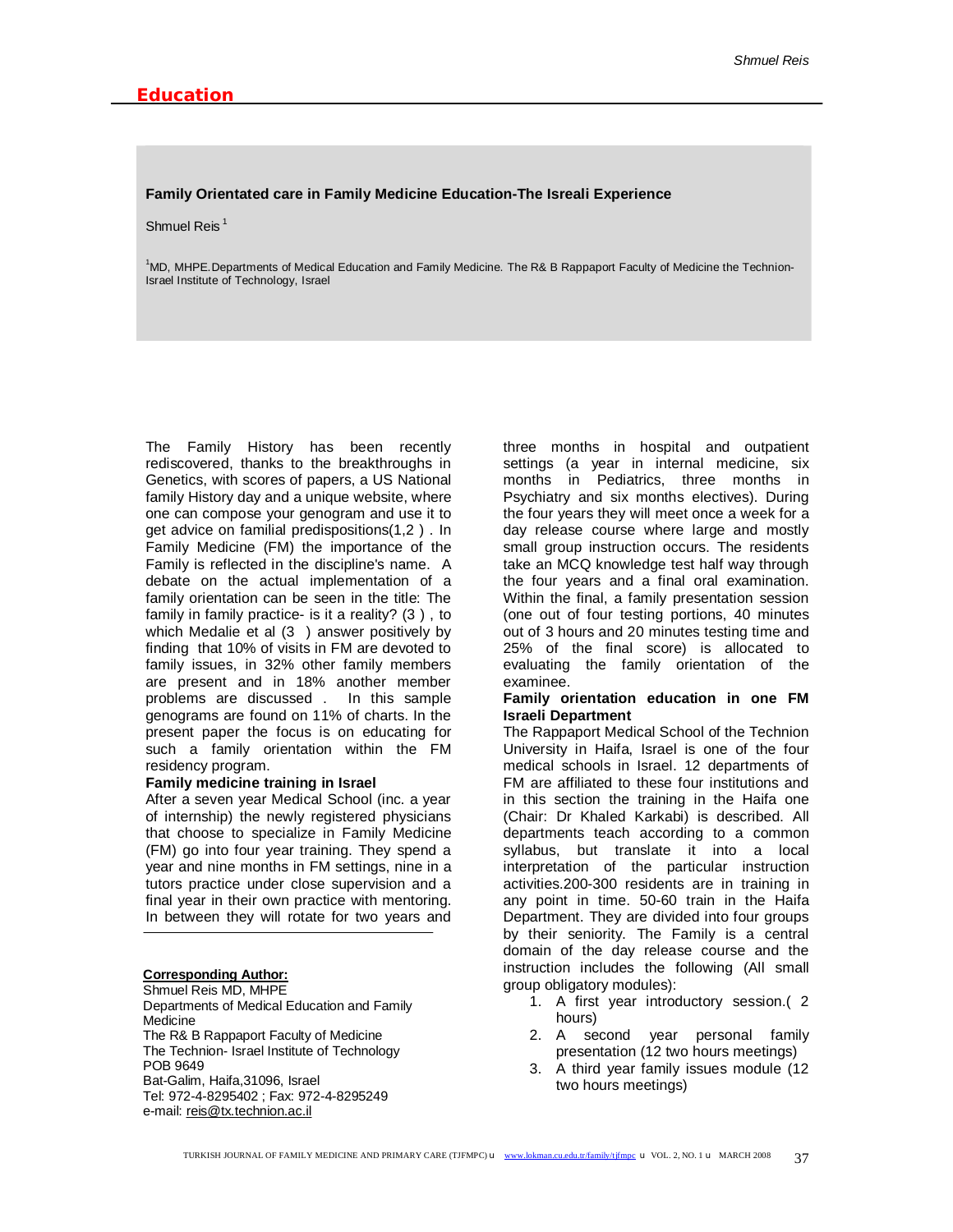## Education

### Family Orientated care in Family Medicine Education-The Isreali Experience

Shmuel Reis [1]

[1]MD, MHPE.Departments of Medical Education and Family Medicine. The R& B Rappaport Faculty of Medicine the Technion-Israel Institute of Technology, Israel

The Family History has been recently rediscovered, thanks to the breakthroughs in Genetics, with scores of papers, a US National family History day and a unique website, where one can compose your genogram and use it to get advice on familial predispositions(1,2 ) . In Family Medicine (FM) the importance of the Family is reflected in the discipline's name. A debate on the actual implementation of a family orientation can be seen in the title: The family in family practice- is it a reality? (3 ) , to which Medalie et al (3 ) answer positively by finding that 10% of visits in FM are devoted to family issues, in 32% other family members are present and in 18% another member problems are discussed . In this sample genograms are found on 11% of charts. In the present paper the focus is on educating for such a family orientation within the FM residency program.

**Family medicine training in Israel**

After a seven year Medical School (inc. a year of internship) the newly registered physicians that choose to specialize in Family Medicine (FM) go into four year training. They spend a year and nine months in FM settings, nine in a tutors practice under close supervision and a final year in their own practice with mentoring. In between they will rotate for two years and three months in hospital and outpatient settings (a year in internal medicine, six months in Pediatrics, three months in Psychiatry and six months electives). During the four years they will meet once a week for a day release course where large and mostly small group instruction occurs. The residents take an MCQ knowledge test half way through the four years and a final oral examination. Within the final, a family presentation session (one out of four testing portions, 40 minutes out of 3 hours and 20 minutes testing time and 25% of the final score) is allocated to evaluating the family orientation of the examinee.

**Family orientation education in one FM Israeli Department**

The Rappaport Medical School of the Technion University in Haifa, Israel is one of the four medical schools in Israel. 12 departments of FM are affiliated to these four institutions and in this section the training in the Haifa one (Chair: Dr Khaled Karkabi) is described. All departments teach according to a common syllabus, but translate it into a local interpretation of the particular instruction activities.200-300 residents are in training in any point in time. 50-60 train in the Haifa Department. They are divided into four groups by their seniority. The Family is a central domain of the day release course and the instruction includes the following (All small group obligatory modules):

1. A first year introductory session.( 2 hours)
2. A second year personal family presentation (12 two hours meetings)
3. A third year family issues module (12 two hours meetings)

**Corresponding Author:**
Shmuel Reis MD, MHPE
Departments of Medical Education and Family Medicine
The R& B Rappaport Faculty of Medicine
The Technion- Israel Institute of Technology
POB 9649
Bat-Galim, Haifa,31096, Israel
Tel: 972-4-8295402 ; Fax: 972-4-8295249
e-mail: reis@tx.technion.ac.il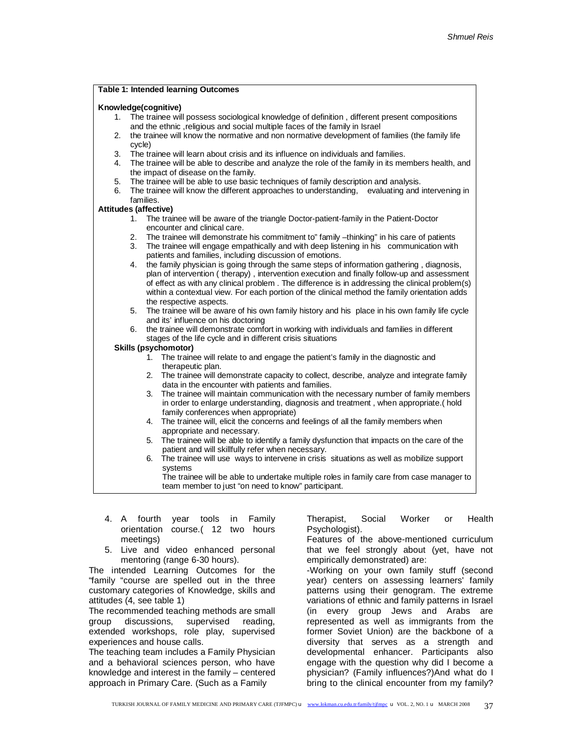**Table 1: Intended learning Outcomes**

**Knowledge(cognitive)**

1. The trainee will possess sociological knowledge of definition , different present compositions and the ethnic ,religious and social multiple faces of the family in Israel
2. the trainee will know the normative and non normative development of families (the family life cycle)
3. The trainee will learn about crisis and its influence on individuals and families.
4. The trainee will be able to describe and analyze the role of the family in its members health, and the impact of disease on the family.
5. The trainee will be able to use basic techniques of family description and analysis.
6. The trainee will know the different approaches to understanding, evaluating and intervening in families.

**Attitudes (affective)**

1. The trainee will be aware of the triangle Doctor-patient-family in the Patient-Doctor encounter and clinical care.
2. The trainee will demonstrate his commitment to" family –thinking" in his care of patients
3. The trainee will engage empathically and with deep listening in his communication with patients and families, including discussion of emotions.
4. the family physician is going through the same steps of information gathering , diagnosis, plan of intervention ( therapy) , intervention execution and finally follow-up and assessment of effect as with any clinical problem . The difference is in addressing the clinical problem(s) within a contextual view. For each portion of the clinical method the family orientation adds the respective aspects.
5. The trainee will be aware of his own family history and his place in his own family life cycle and its' influence on his doctoring
6. the trainee will demonstrate comfort in working with individuals and families in different stages of the life cycle and in different crisis situations

**Skills (psychomotor)**

1. The trainee will relate to and engage the patient's family in the diagnostic and therapeutic plan.
2. The trainee will demonstrate capacity to collect, describe, analyze and integrate family data in the encounter with patients and families.
3. The trainee will maintain communication with the necessary number of family members in order to enlarge understanding, diagnosis and treatment , when appropriate.( hold family conferences when appropriate)
4. The trainee will, elicit the concerns and feelings of all the family members when appropriate and necessary.
5. The trainee will be able to identify a family dysfunction that impacts on the care of the patient and will skillfully refer when necessary.
6. The trainee will use ways to intervene in crisis situations as well as mobilize support systems
   The trainee will be able to undertake multiple roles in family care from case manager to team member to just "on need to know" participant.

4. A fourth year tools in Family orientation course.( 12 two hours meetings)
5. Live and video enhanced personal mentoring (range 6-30 hours).

The intended Learning Outcomes for the "family "course are spelled out in the three customary categories of Knowledge, skills and attitudes (4, see table 1)

The recommended teaching methods are small group discussions, supervised reading, extended workshops, role play, supervised experiences and house calls.

The teaching team includes a Family Physician and a behavioral sciences person, who have knowledge and interest in the family – centered approach in Primary Care. (Such as a Family Therapist, Social Worker or Health Psychologist).

Features of the above-mentioned curriculum that we feel strongly about (yet, have not empirically demonstrated) are:

-Working on your own family stuff (second year) centers on assessing learners' family patterns using their genogram. The extreme variations of ethnic and family patterns in Israel (in every group Jews and Arabs are represented as well as immigrants from the former Soviet Union) are the backbone of a diversity that serves as a strength and developmental enhancer. Participants also engage with the question why did I become a physician? (Family influences?)And what do I bring to the clinical encounter from my family?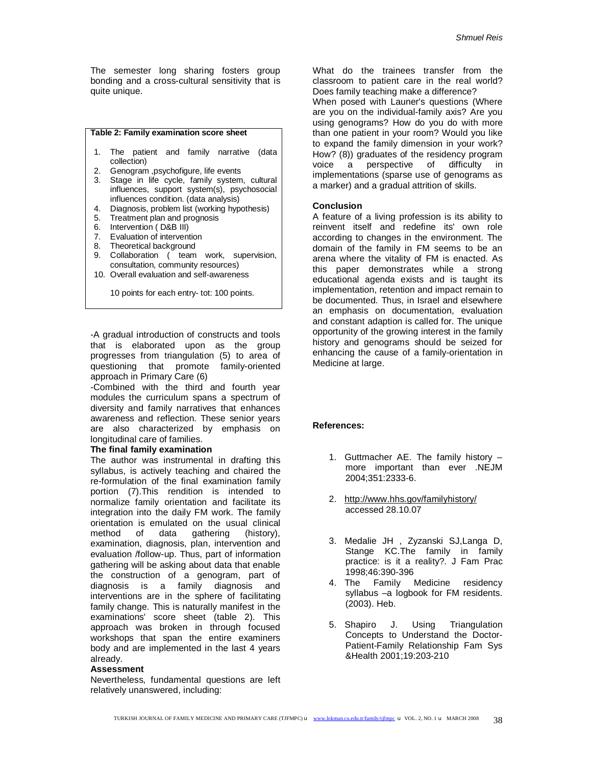The semester long sharing fosters group bonding and a cross-cultural sensitivity that is quite unique.

**Table 2: Family examination score sheet**

1. The patient and family narrative (data collection)
2. Genogram ,psychofigure, life events
3. Stage in life cycle, family system, cultural influences, support system(s), psychosocial influences condition. (data analysis)
4. Diagnosis, problem list (working hypothesis)
5. Treatment plan and prognosis
6. Intervention ( D&B III)
7. Evaluation of intervention
8. Theoretical background
9. Collaboration ( team work, supervision, consultation, community resources)
10. Overall evaluation and self-awareness

10 points for each entry- tot: 100 points.

-A gradual introduction of constructs and tools that is elaborated upon as the group progresses from triangulation (5) to area of questioning that promote family-oriented approach in Primary Care (6)

-Combined with the third and fourth year modules the curriculum spans a spectrum of diversity and family narratives that enhances awareness and reflection. These senior years are also characterized by emphasis on longitudinal care of families.

**The final family examination**

The author was instrumental in drafting this syllabus, is actively teaching and chaired the re-formulation of the final examination family portion (7).This rendition is intended to normalize family orientation and facilitate its integration into the daily FM work. The family orientation is emulated on the usual clinical method of data gathering (history), examination, diagnosis, plan, intervention and evaluation /follow-up. Thus, part of information gathering will be asking about data that enable the construction of a genogram, part of diagnosis is a family diagnosis and interventions are in the sphere of facilitating family change. This is naturally manifest in the examinations' score sheet (table 2). This approach was broken in through focused workshops that span the entire examiners body and are implemented in the last 4 years already.

**Assessment**

Nevertheless, fundamental questions are left relatively unanswered, including:

What do the trainees transfer from the classroom to patient care in the real world? Does family teaching make a difference?

When posed with Launer's questions (Where are you on the individual-family axis? Are you using genograms? How do you do with more than one patient in your room? Would you like to expand the family dimension in your work? How? (8)) graduates of the residency program voice a perspective of difficulty in implementations (sparse use of genograms as a marker) and a gradual attrition of skills.

**Conclusion**

A feature of a living profession is its ability to reinvent itself and redefine its' own role according to changes in the environment. The domain of the family in FM seems to be an arena where the vitality of FM is enacted. As this paper demonstrates while a strong educational agenda exists and is taught its implementation, retention and impact remain to be documented. Thus, in Israel and elsewhere an emphasis on documentation, evaluation and constant adaption is called for. The unique opportunity of the growing interest in the family history and genograms should be seized for enhancing the cause of a family-orientation in Medicine at large.

**References:**

1. Guttmacher AE. The family history – more important than ever .NEJM 2004;351:2333-6.
2. http://www.hhs.gov/familyhistory/ accessed 28.10.07
3. Medalie JH , Zyzanski SJ,Langa D, Stange KC.The family in family practice: is it a reality?. J Fam Prac 1998;46:390-396
4. The Family Medicine residency syllabus –a logbook for FM residents. (2003). Heb.
5. Shapiro J. Using Triangulation Concepts to Understand the Doctor-Patient-Family Relationship Fam Sys &Health 2001;19:203-210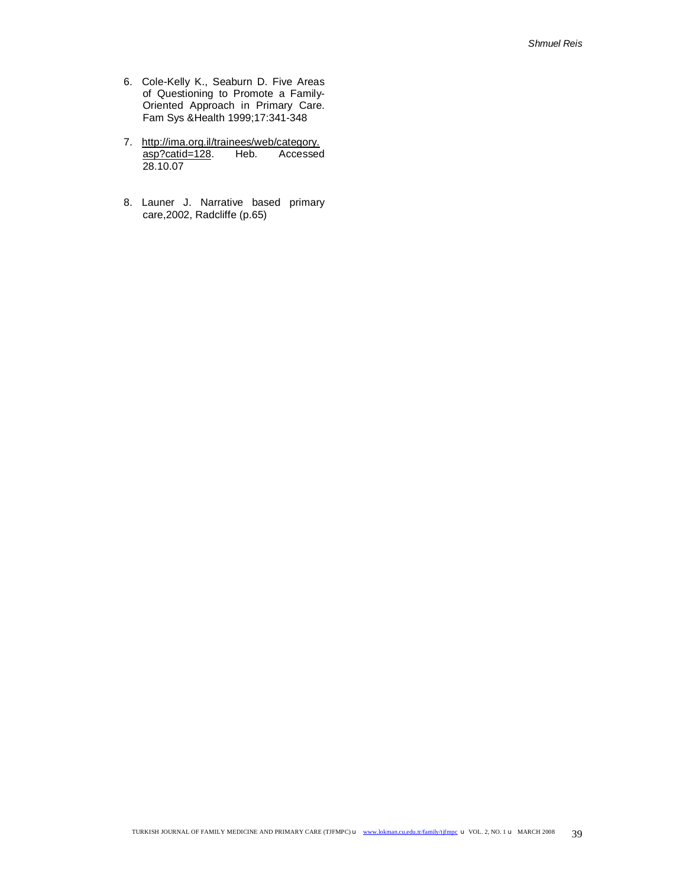6. Cole-Kelly K., Seaburn D. Five Areas of Questioning to Promote a Family-Oriented Approach in Primary Care. Fam Sys &Health 1999;17:341-348

7. http://ima.org.il/trainees/web/category.asp?catid=128. Heb. Accessed 28.10.07

8. Launer J. Narrative based primary care,2002, Radcliffe (p.65)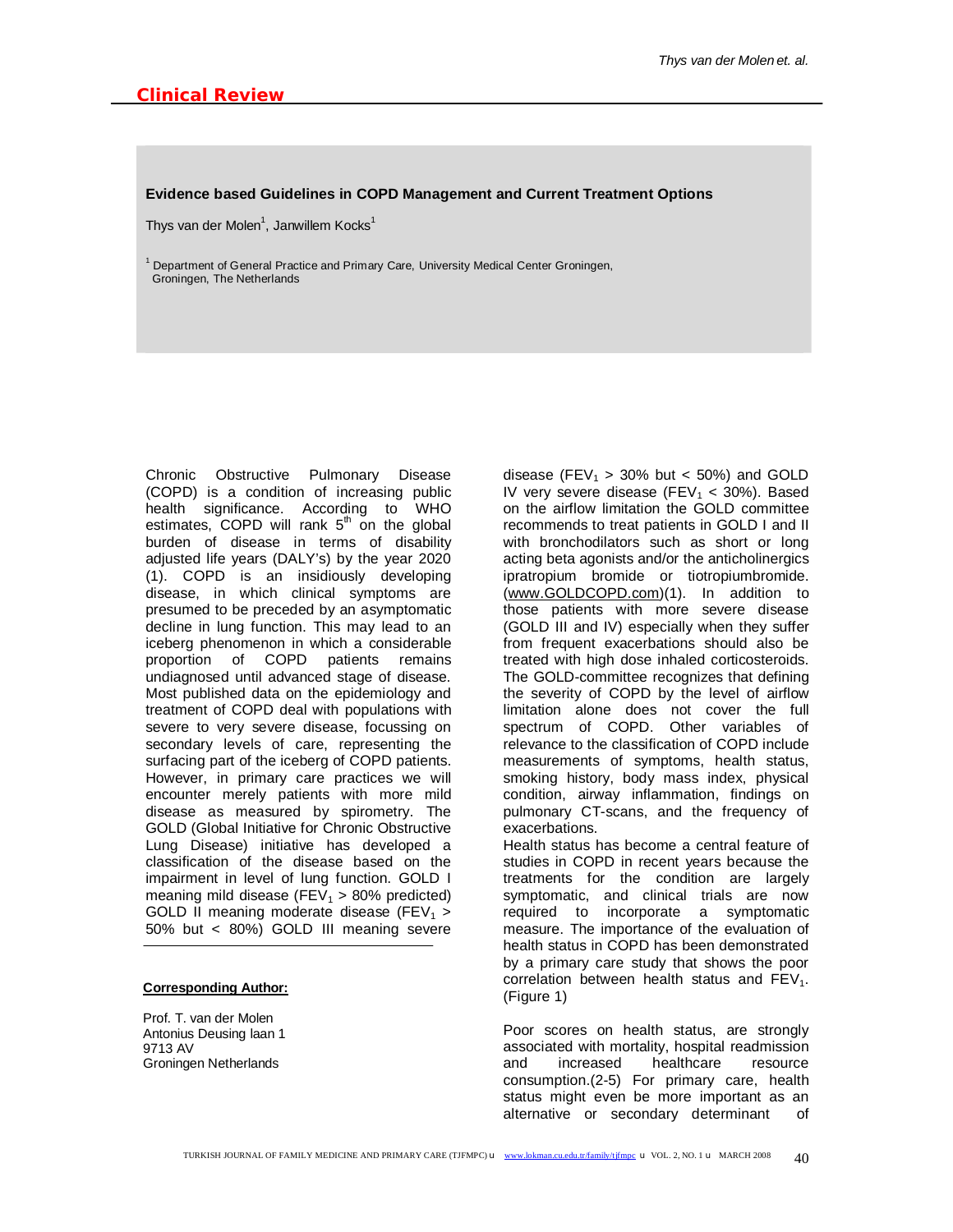## Clinical Review

### Evidence based Guidelines in COPD Management and Current Treatment Options

Thys van der Molen[1], Janwillem Kocks[1]

[1] Department of General Practice and Primary Care, University Medical Center Groningen, Groningen, The Netherlands

Chronic Obstructive Pulmonary Disease (COPD) is a condition of increasing public health significance. According to WHO estimates, COPD will rank 5th on the global burden of disease in terms of disability adjusted life years (DALY's) by the year 2020 (1). COPD is an insidiously developing disease, in which clinical symptoms are presumed to be preceded by an asymptomatic decline in lung function. This may lead to an iceberg phenomenon in which a considerable proportion of COPD patients remains undiagnosed until advanced stage of disease. Most published data on the epidemiology and treatment of COPD deal with populations with severe to very severe disease, focussing on secondary levels of care, representing the surfacing part of the iceberg of COPD patients. However, in primary care practices we will encounter merely patients with more mild disease as measured by spirometry. The GOLD (Global Initiative for Chronic Obstructive Lung Disease) initiative has developed a classification of the disease based on the impairment in level of lung function. GOLD I meaning mild disease ($FEV_1$ > 80% predicted) GOLD II meaning moderate disease ($FEV_1$ > 50% but < 80%) GOLD III meaning severe disease ($FEV_1$ > 30% but < 50%) and GOLD IV very severe disease ($FEV_1$ < 30%). Based on the airflow limitation the GOLD committee recommends to treat patients in GOLD I and II with bronchodilators such as short or long acting beta agonists and/or the anticholinergics ipratropium bromide or tiotropiumbromide. (www.GOLDCOPD.com)(1). In addition to those patients with more severe disease (GOLD III and IV) especially when they suffer from frequent exacerbations should also be treated with high dose inhaled corticosteroids. The GOLD-committee recognizes that defining the severity of COPD by the level of airflow limitation alone does not cover the full spectrum of COPD. Other variables of relevance to the classification of COPD include measurements of symptoms, health status, smoking history, body mass index, physical condition, airway inflammation, findings on pulmonary CT-scans, and the frequency of exacerbations.

Health status has become a central feature of studies in COPD in recent years because the treatments for the condition are largely symptomatic, and clinical trials are now required to incorporate a symptomatic measure. The importance of the evaluation of health status in COPD has been demonstrated by a primary care study that shows the poor correlation between health status and $FEV_1$. (Figure 1)

Poor scores on health status, are strongly associated with mortality, hospital readmission and increased healthcare resource consumption.(2-5) For primary care, health status might even be more important as an alternative or secondary determinant of

**Corresponding Author:**

Prof. T. van der Molen
Antonius Deusing laan 1
9713 AV
Groningen Netherlands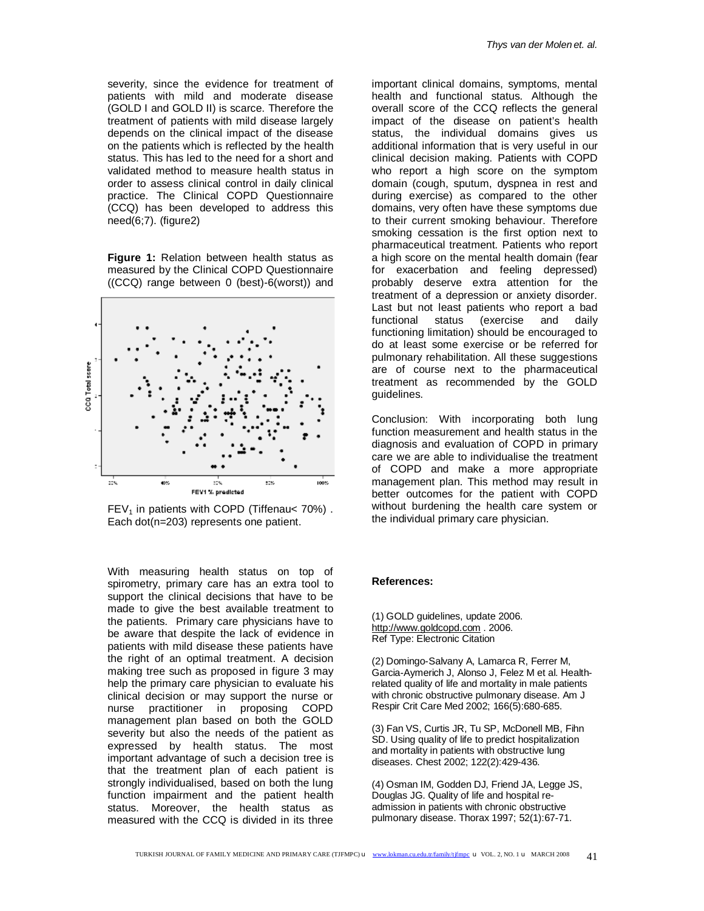severity, since the evidence for treatment of patients with mild and moderate disease (GOLD I and GOLD II) is scarce. Therefore the treatment of patients with mild disease largely depends on the clinical impact of the disease on the patients which is reflected by the health status. This has led to the need for a short and validated method to measure health status in order to assess clinical control in daily clinical practice. The Clinical COPD Questionnaire (CCQ) has been developed to address this need(6;7). (figure2)

**Figure 1:** Relation between health status as measured by the Clinical COPD Questionnaire ((CCQ) range between 0 (best)-6(worst)) and $FEV_1$ in patients with COPD (Tiffenau< 70%) . Each dot(n=203) represents one patient.

With measuring health status on top of spirometry, primary care has an extra tool to support the clinical decisions that have to be made to give the best available treatment to the patients. Primary care physicians have to be aware that despite the lack of evidence in patients with mild disease these patients have the right of an optimal treatment. A decision making tree such as proposed in figure 3 may help the primary care physician to evaluate his clinical decision or may support the nurse or nurse practitioner in proposing COPD management plan based on both the GOLD severity but also the needs of the patient as expressed by health status. The most important advantage of such a decision tree is that the treatment plan of each patient is strongly individualised, based on both the lung function impairment and the patient health status. Moreover, the health status as measured with the CCQ is divided in its three important clinical domains, symptoms, mental health and functional status. Although the overall score of the CCQ reflects the general impact of the disease on patient's health status, the individual domains gives us additional information that is very useful in our clinical decision making. Patients with COPD who report a high score on the symptom domain (cough, sputum, dyspnea in rest and during exercise) as compared to the other domains, very often have these symptoms due to their current smoking behaviour. Therefore smoking cessation is the first option next to pharmaceutical treatment. Patients who report a high score on the mental health domain (fear for exacerbation and feeling depressed) probably deserve extra attention for the treatment of a depression or anxiety disorder. Last but not least patients who report a bad functional status (exercise and daily functioning limitation) should be encouraged to do at least some exercise or be referred for pulmonary rehabilitation. All these suggestions are of course next to the pharmaceutical treatment as recommended by the GOLD guidelines.

Conclusion: With incorporating both lung function measurement and health status in the diagnosis and evaluation of COPD in primary care we are able to individualise the treatment of COPD and make a more appropriate management plan. This method may result in better outcomes for the patient with COPD without burdening the health care system or the individual primary care physician.

## References:

(1) GOLD guidelines, update 2006. http://www.goldcopd.com . 2006. Ref Type: Electronic Citation

(2) Domingo-Salvany A, Lamarca R, Ferrer M, Garcia-Aymerich J, Alonso J, Felez M et al. Health-related quality of life and mortality in male patients with chronic obstructive pulmonary disease. Am J Respir Crit Care Med 2002; 166(5):680-685.

(3) Fan VS, Curtis JR, Tu SP, McDonell MB, Fihn SD. Using quality of life to predict hospitalization and mortality in patients with obstructive lung diseases. Chest 2002; 122(2):429-436.

(4) Osman IM, Godden DJ, Friend JA, Legge JS, Douglas JG. Quality of life and hospital re-admission in patients with chronic obstructive pulmonary disease. Thorax 1997; 52(1):67-71.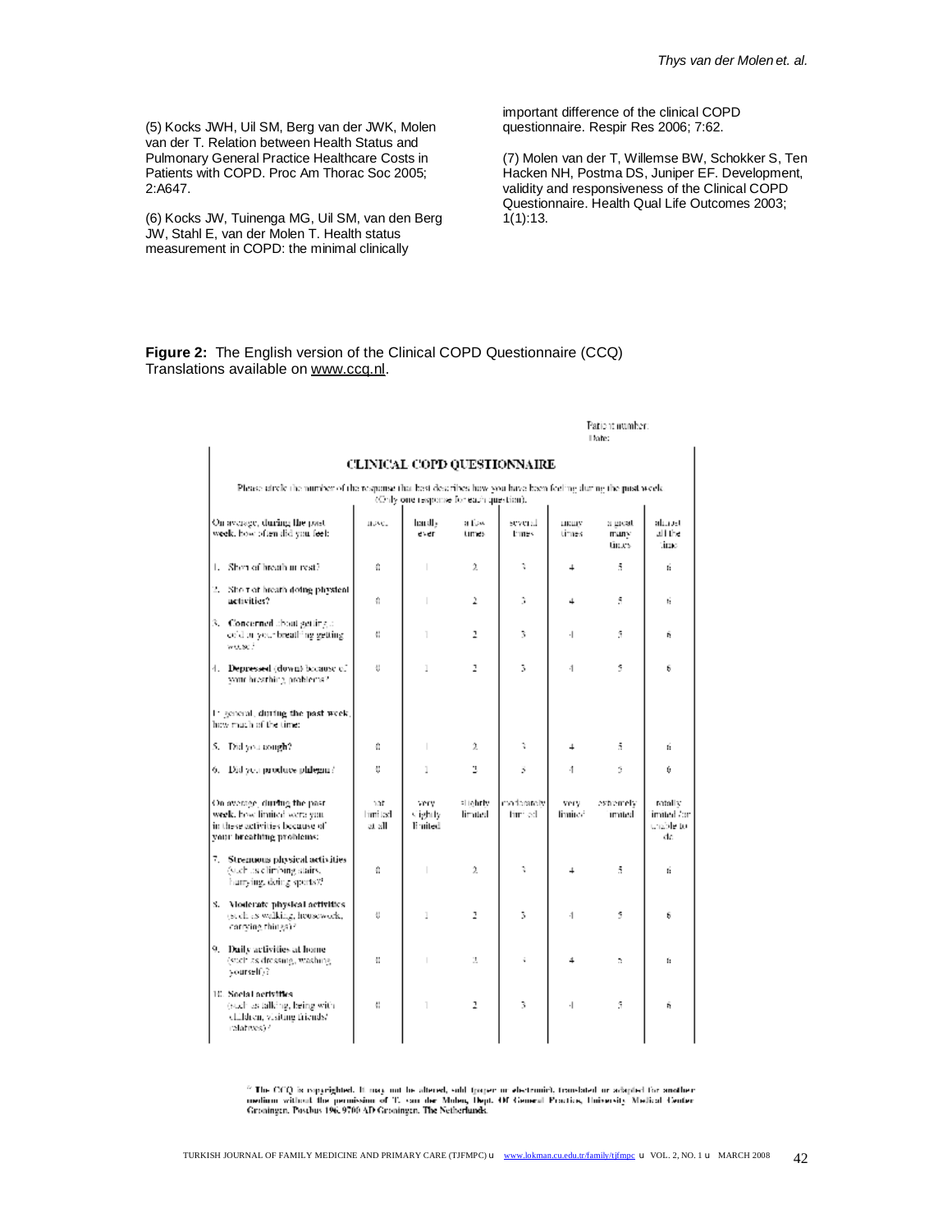(5) Kocks JWH, Uil SM, Berg van der JWK, Molen van der T. Relation between Health Status and Pulmonary General Practice Healthcare Costs in Patients with COPD. Proc Am Thorac Soc 2005; 2:A647.

(6) Kocks JW, Tuinenga MG, Uil SM, van den Berg JW, Stahl E, van der Molen T. Health status measurement in COPD: the minimal clinically important difference of the clinical COPD questionnaire. Respir Res 2006; 7:62.

(7) Molen van der T, Willemse BW, Schokker S, Ten Hacken NH, Postma DS, Juniper EF. Development, validity and responsiveness of the Clinical COPD Questionnaire. Health Qual Life Outcomes 2003; 1(1):13.

**Figure 2:** The English version of the Clinical COPD Questionnaire (CCQ) Translations available on www.ccq.nl.

Patient number:
Date:

## CLINICAL COPD QUESTIONNAIRE

Please circle the number of the response that best describes how you have been feeling during the past week. (Only one response for each question).

| On average, during the past week, how often did you feel: | never | hardly ever | a few times | several times | many times | a great many times | almost all the time |
|---|---|---|---|---|---|---|---|
| 1. **Short of breath at rest?** | 0 | 1 | 2 | 3 | 4 | 5 | 6 |
| 2. **Short of breath doing physical activities?** | 0 | 1 | 2 | 3 | 4 | 5 | 6 |
| 3. **Concerned** about getting a cold or your breathing getting worse? | 0 | 1 | 2 | 3 | 4 | 5 | 6 |
| 4. **Depressed** (down) because of your breathing problems? | 0 | 1 | 2 | 3 | 4 | 5 | 6 |
| **In general, during the past week, how much of the time:** | | | | | | | |
| 5. **Did you cough?** | 0 | 1 | 2 | 3 | 4 | 5 | 6 |
| 6. **Did you produce phlegm?** | 0 | 1 | 2 | 3 | 4 | 5 | 6 |

| On average, during the past week, how limited were you in these activities because of your breathing problems: | not limited at all | very slightly limited | slightly limited | moderately limited | very limited | extremely limited | totally limited/or unable to do |
|---|---|---|---|---|---|---|---|
| 7. **Strenuous physical activities** (such as climbing stairs, hurrying, doing sports)? | 0 | 1 | 2 | 3 | 4 | 5 | 6 |
| 8. **Moderate physical activities** (such as walking, housework, carrying things)? | 0 | 1 | 2 | 3 | 4 | 5 | 6 |
| 9. **Daily activities at home** (such as dressing, washing yourself)? | 0 | 1 | 2 | 3 | 4 | 5 | 6 |
| 10. **Social activities** (such as talking, being with children, visiting friends/relatives)? | 0 | 1 | 2 | 3 | 4 | 5 | 6 |

© **The CCQ is copyrighted. It may not be altered, sold (paper or electronic), translated or adapted for another medium without the permission of T. van der Molen, Dept. Of General Practice, University Medical Center Groningen. Postbus 196, 9700 AD Groningen. The Netherlands.**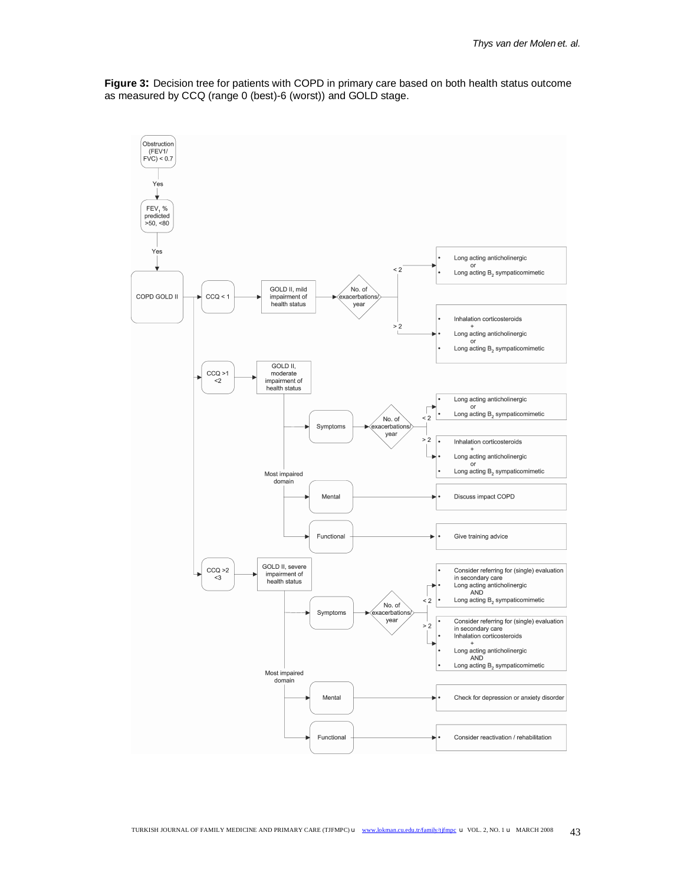**Figure 3:** Decision tree for patients with COPD in primary care based on both health status outcome as measured by CCQ (range 0 (best)-6 (worst)) and GOLD stage.

- Obstruction (FEV1/ FVC) < 0.7
  - Yes → $FEV_1$ % predicted >50, <80
    - Yes → COPD GOLD II
      - CCQ < 1 → GOLD II, mild impairment of health status → No. of exacerbations/ year
        - < 2
          - Long acting anticholinergic
          - or
          - Long acting $B_2$ sympaticomimetic
        - > 2
          - Inhalation corticosteroids
          - +
          - Long acting anticholinergic
          - or
          - Long acting $B_2$ sympaticomimetic
      - CCQ >1 <2 → GOLD II, moderate impairment of health status → Most impaired domain
        - Symptoms → No. of exacerbations/ year
          - < 2
            - Long acting anticholinergic
            - or
            - Long acting $B_2$ sympaticomimetic
          - > 2
            - Inhalation corticosteroids
            - +
            - Long acting anticholinergic
            - or
            - Long acting $B_2$ sympaticomimetic
        - Mental
          - Discuss impact COPD
        - Functional
          - Give training advice
      - CCQ >2 <3 → GOLD II, severe impairment of health status → Most impaired domain
        - Symptoms → No. of exacerbations/ year
          - < 2
            - Consider referring for (single) evaluation in secondary care
            - Long acting anticholinergic
            - AND
            - Long acting $B_2$ sympaticomimetic
          - > 2
            - Consider referring for (single) evaluation in secondary care
            - Inhalation corticosteroids
            - +
            - Long acting anticholinergic
            - AND
            - Long acting $B_2$ sympaticomimetic
        - Mental
          - Check for depression or anxiety disorder
        - Functional
          - Consider reactivation / rehabilitation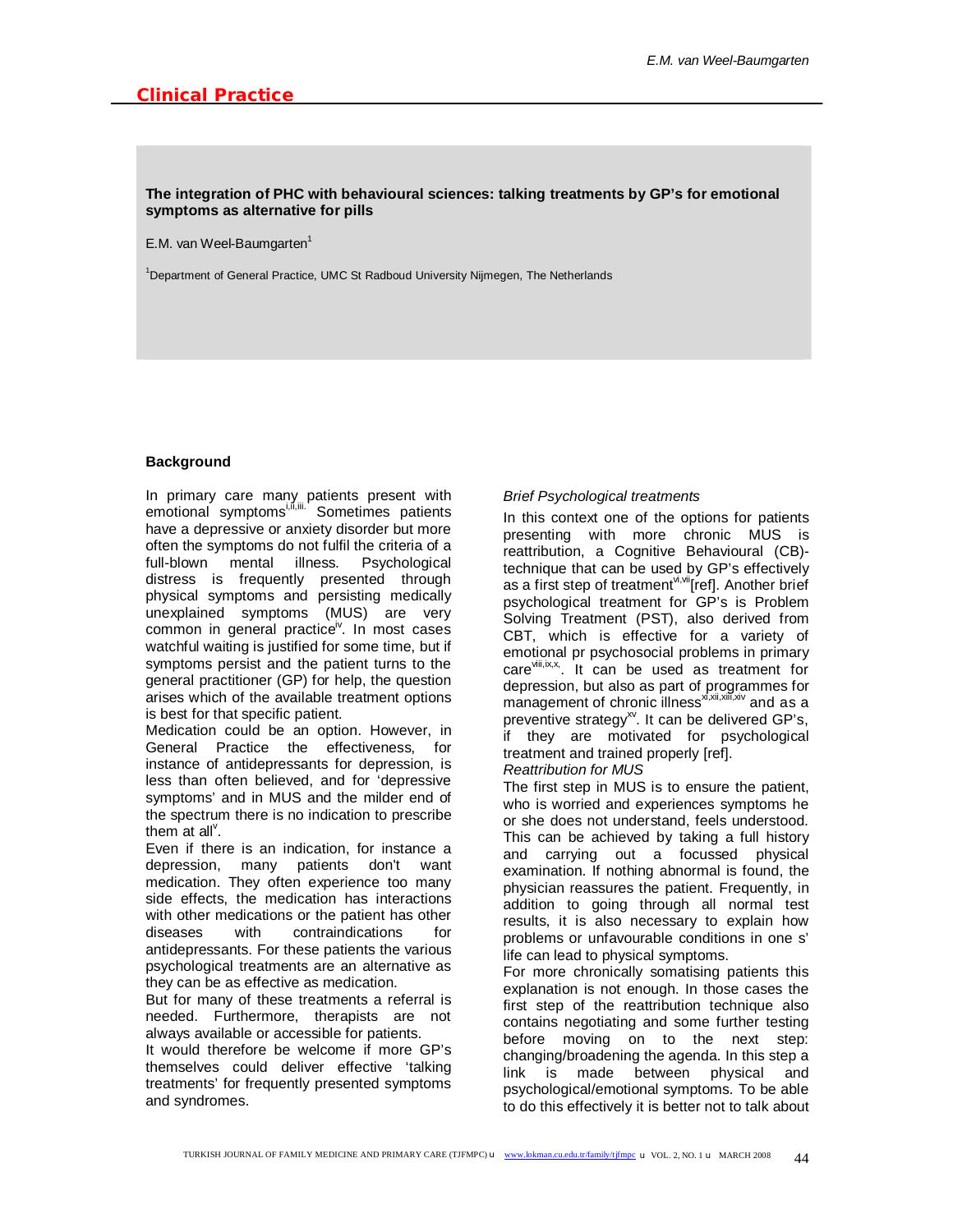## Clinical Practice

**The integration of PHC with behavioural sciences: talking treatments by GP's for emotional symptoms as alternative for pills**

E.M. van Weel-Baumgarten[1]

[1]Department of General Practice, UMC St Radboud University Nijmegen, The Netherlands

### Background

In primary care many patients present with emotional symptoms[i,ii,iii]. Sometimes patients have a depressive or anxiety disorder but more often the symptoms do not fulfil the criteria of a full-blown mental illness. Psychological distress is frequently presented through physical symptoms and persisting medically unexplained symptoms (MUS) are very common in general practice[iv]. In most cases watchful waiting is justified for some time, but if symptoms persist and the patient turns to the general practitioner (GP) for help, the question arises which of the available treatment options is best for that specific patient.

Medication could be an option. However, in General Practice the effectiveness, for instance of antidepressants for depression, is less than often believed, and for 'depressive symptoms' and in MUS and the milder end of the spectrum there is no indication to prescribe them at all[v].

Even if there is an indication, for instance a depression, many patients don't want medication. They often experience too many side effects, the medication has interactions with other medications or the patient has other diseases with contraindications for antidepressants. For these patients the various psychological treatments are an alternative as they can be as effective as medication.

But for many of these treatments a referral is needed. Furthermore, therapists are not always available or accessible for patients.

It would therefore be welcome if more GP's themselves could deliver effective 'talking treatments' for frequently presented symptoms and syndromes.

*Brief Psychological treatments*

In this context one of the options for patients presenting with more chronic MUS is reattribution, a Cognitive Behavioural (CB)-technique that can be used by GP's effectively as a first step of treatment[vi,vii][ref]. Another brief psychological treatment for GP's is Problem Solving Treatment (PST), also derived from CBT, which is effective for a variety of emotional pr psychosocial problems in primary care[viii,ix,x]. It can be used as treatment for depression, but also as part of programmes for management of chronic illness[xi,xii,xiii,xiv] and as a preventive strategy[xv]. It can be delivered GP's, if they are motivated for psychological treatment and trained properly [ref].

*Reattribution for MUS*

The first step in MUS is to ensure the patient, who is worried and experiences symptoms he or she does not understand, feels understood. This can be achieved by taking a full history and carrying out a focussed physical examination. If nothing abnormal is found, the physician reassures the patient. Frequently, in addition to going through all normal test results, it is also necessary to explain how problems or unfavourable conditions in one s' life can lead to physical symptoms.

For more chronically somatising patients this explanation is not enough. In those cases the first step of the reattribution technique also contains negotiating and some further testing before moving on to the next step: changing/broadening the agenda. In this step a link is made between physical and psychological/emotional symptoms. To be able to do this effectively it is better not to talk about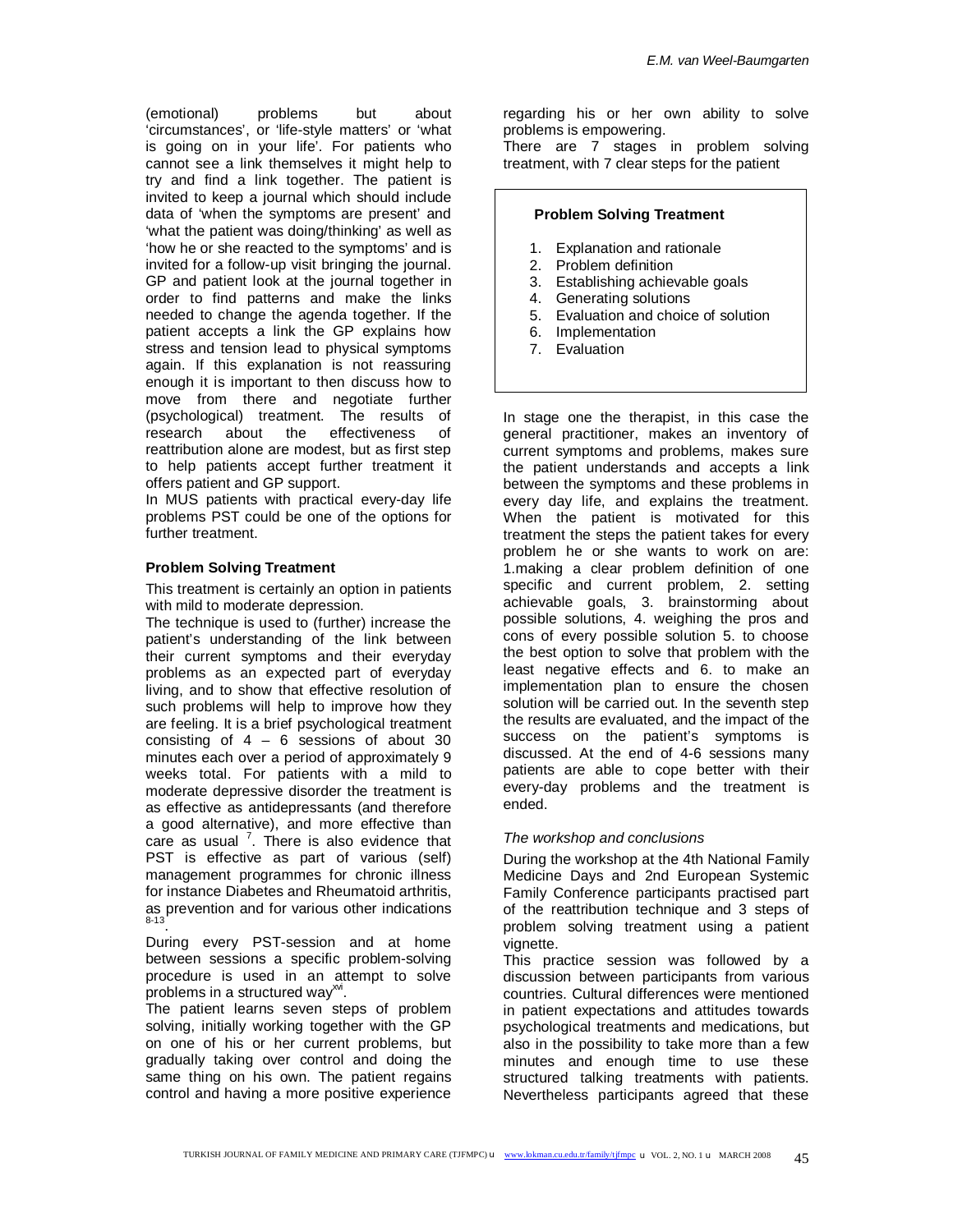(emotional) problems but about 'circumstances', or 'life-style matters' or 'what is going on in your life'. For patients who cannot see a link themselves it might help to try and find a link together. The patient is invited to keep a journal which should include data of 'when the symptoms are present' and 'what the patient was doing/thinking' as well as 'how he or she reacted to the symptoms' and is invited for a follow-up visit bringing the journal. GP and patient look at the journal together in order to find patterns and make the links needed to change the agenda together. If the patient accepts a link the GP explains how stress and tension lead to physical symptoms again. If this explanation is not reassuring enough it is important to then discuss how to move from there and negotiate further (psychological) treatment. The results of research about the effectiveness of reattribution alone are modest, but as first step to help patients accept further treatment it offers patient and GP support.

In MUS patients with practical every-day life problems PST could be one of the options for further treatment.

### Problem Solving Treatment

This treatment is certainly an option in patients with mild to moderate depression.

The technique is used to (further) increase the patient's understanding of the link between their current symptoms and their everyday problems as an expected part of everyday living, and to show that effective resolution of such problems will help to improve how they are feeling. It is a brief psychological treatment consisting of 4 – 6 sessions of about 30 minutes each over a period of approximately 9 weeks total. For patients with a mild to moderate depressive disorder the treatment is as effective as antidepressants (and therefore a good alternative), and more effective than care as usual [7]. There is also evidence that PST is effective as part of various (self) management programmes for chronic illness for instance Diabetes and Rheumatoid arthritis, as prevention and for various other indications [8-13].

During every PST-session and at home between sessions a specific problem-solving procedure is used in an attempt to solve problems in a structured way[xvi].

The patient learns seven steps of problem solving, initially working together with the GP on one of his or her current problems, but gradually taking over control and doing the same thing on his own. The patient regains control and having a more positive experience regarding his or her own ability to solve problems is empowering.

There are 7 stages in problem solving treatment, with 7 clear steps for the patient

**Problem Solving Treatment**

1. Explanation and rationale
2. Problem definition
3. Establishing achievable goals
4. Generating solutions
5. Evaluation and choice of solution
6. Implementation
7. Evaluation

In stage one the therapist, in this case the general practitioner, makes an inventory of current symptoms and problems, makes sure the patient understands and accepts a link between the symptoms and these problems in every day life, and explains the treatment. When the patient is motivated for this treatment the steps the patient takes for every problem he or she wants to work on are: 1.making a clear problem definition of one specific and current problem, 2. setting achievable goals, 3. brainstorming about possible solutions, 4. weighing the pros and cons of every possible solution 5. to choose the best option to solve that problem with the least negative effects and 6. to make an implementation plan to ensure the chosen solution will be carried out. In the seventh step the results are evaluated, and the impact of the success on the patient's symptoms is discussed. At the end of 4-6 sessions many patients are able to cope better with their every-day problems and the treatment is ended.

*The workshop and conclusions*

During the workshop at the 4th National Family Medicine Days and 2nd European Systemic Family Conference participants practised part of the reattribution technique and 3 steps of problem solving treatment using a patient vignette.

This practice session was followed by a discussion between participants from various countries. Cultural differences were mentioned in patient expectations and attitudes towards psychological treatments and medications, but also in the possibility to take more than a few minutes and enough time to use these structured talking treatments with patients. Nevertheless participants agreed that these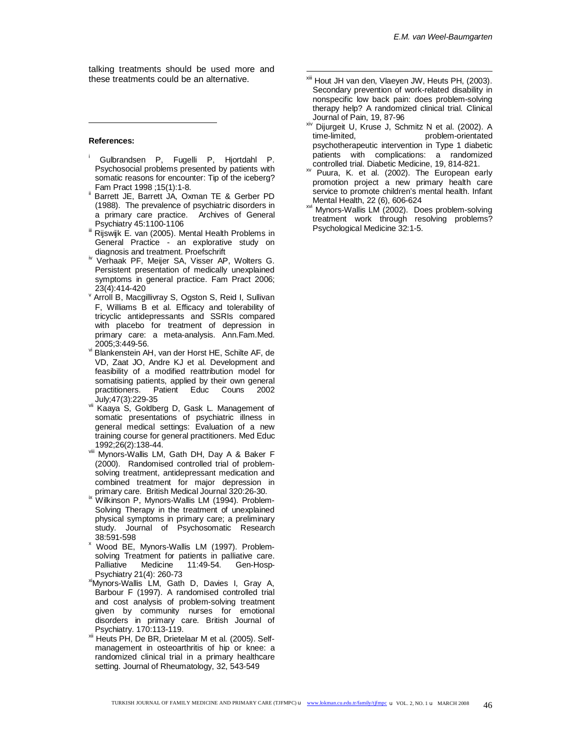talking treatments should be used more and these treatments could be an alternative.

**References:**

[i] Gulbrandsen P, Fugelli P, Hjortdahl P. Psychosocial problems presented by patients with somatic reasons for encounter: Tip of the iceberg? Fam Pract 1998 ;15(1):1-8.

[ii] Barrett JE, Barrett JA, Oxman TE & Gerber PD (1988). The prevalence of psychiatric disorders in a primary care practice. Archives of General Psychiatry 45:1100-1106

[iii] Rijswijk E. van (2005). Mental Health Problems in General Practice - an explorative study on diagnosis and treatment. Proefschrift

[iv] Verhaak PF, Meijer SA, Visser AP, Wolters G. Persistent presentation of medically unexplained symptoms in general practice. Fam Pract 2006; 23(4):414-420

[v] Arroll B, Macgillivray S, Ogston S, Reid I, Sullivan F, Williams B et al. Efficacy and tolerability of tricyclic antidepressants and SSRIs compared with placebo for treatment of depression in primary care: a meta-analysis. Ann.Fam.Med. 2005;3:449-56.

[vi] Blankenstein AH, van der Horst HE, Schilte AF, de VD, Zaat JO, Andre KJ et al. Development and feasibility of a modified reattribution model for somatising patients, applied by their own general practitioners. Patient Educ Couns 2002 July;47(3):229-35

[vii] Kaaya S, Goldberg D, Gask L. Management of somatic presentations of psychiatric illness in general medical settings: Evaluation of a new training course for general practitioners. Med Educ 1992;26(2):138-44.

[viii] Mynors-Wallis LM, Gath DH, Day A & Baker F (2000). Randomised controlled trial of problem-solving treatment, antidepressant medication and combined treatment for major depression in primary care. British Medical Journal 320:26-30.

[ix] Wilkinson P, Mynors-Wallis LM (1994). Problem-Solving Therapy in the treatment of unexplained physical symptoms in primary care; a preliminary study. Journal of Psychosomatic Research 38:591-598

[x] Wood BE, Mynors-Wallis LM (1997). Problem-solving Treatment for patients in palliative care. Palliative Medicine 11:49-54. Gen-Hosp-Psychiatry 21(4): 260-73

[xi] Mynors-Wallis LM, Gath D, Davies I, Gray A, Barbour F (1997). A randomised controlled trial and cost analysis of problem-solving treatment given by community nurses for emotional disorders in primary care. British Journal of Psychiatry. 170:113-119.

[xii] Heuts PH, De BR, Drietelaar M et al. (2005). Self-management in osteoarthritis of hip or knee: a randomized clinical trial in a primary healthcare setting. Journal of Rheumatology, 32, 543-549

[xiii] Hout JH van den, Vlaeyen JW, Heuts PH, (2003). Secondary prevention of work-related disability in nonspecific low back pain: does problem-solving therapy help? A randomized clinical trial. Clinical Journal of Pain, 19, 87-96

[xiv] Dijurgeit U, Kruse J, Schmitz N et al. (2002). A time-limited, problem-orientated psychotherapeutic intervention in Type 1 diabetic patients with complications: a randomized controlled trial. Diabetic Medicine, 19, 814-821.

[xv] Puura, K. et al. (2002). The European early promotion project a new primary health care service to promote children's mental health. Infant Mental Health, 22 (6), 606-624

[xvi] Mynors-Wallis LM (2002). Does problem-solving treatment work through resolving problems? Psychological Medicine 32:1-5.